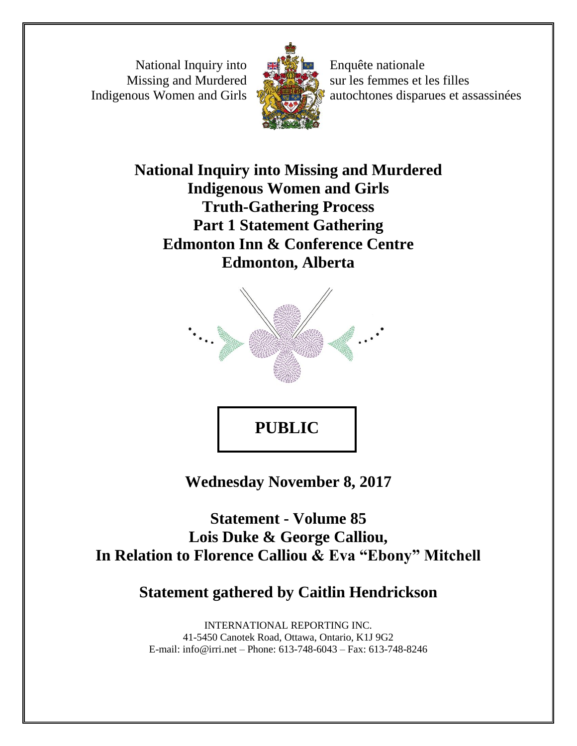National Inquiry into Missing and Murdered Indigenous Women and Girls

Enquête nationale sur les femmes et les filles autochtones disparues et assassinées

# National Inquiry into Missing and Murdered Indigenous Women and Girls
# Truth-Gathering Process
# Part 1 Statement Gathering
# Edmonton Inn & Conference Centre
# Edmonton, Alberta

**PUBLIC**

**Wednesday November 8, 2017**

## Statement - Volume 85
## Lois Duke & George Calliou,
## In Relation to Florence Calliou & Eva "Ebony" Mitchell

## Statement gathered by Caitlin Hendrickson

INTERNATIONAL REPORTING INC.
41-5450 Canotek Road, Ottawa, Ontario, K1J 9G2
E-mail: info@irri.net – Phone: 613-748-6043 – Fax: 613-748-8246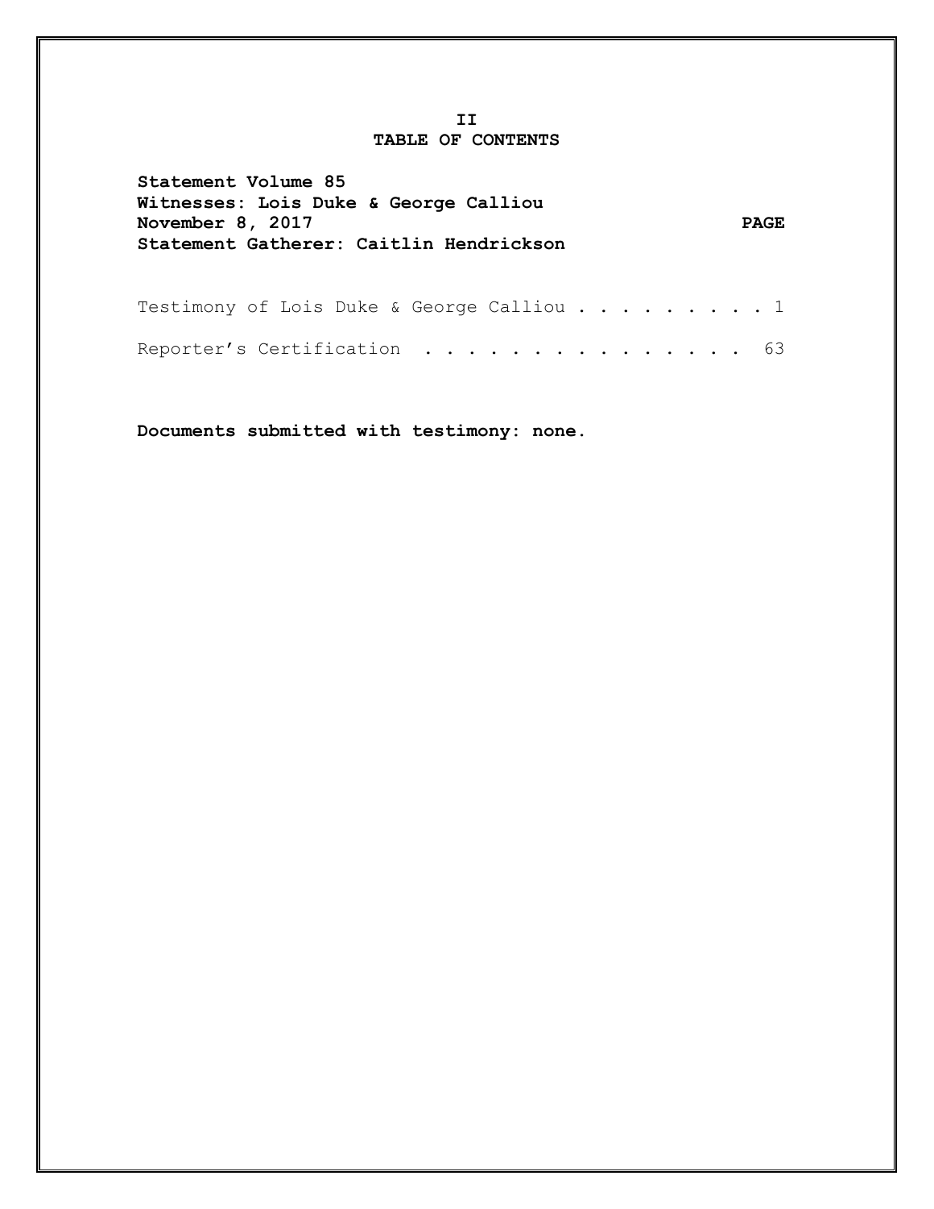**II**

# TABLE OF CONTENTS

**Statement Volume 85**
**Witnesses: Lois Duke & George Calliou**
**November 8, 2017**
**Statement Gatherer: Caitlin Hendrickson**

| | PAGE |
|---|---|
| Testimony of Lois Duke & George Calliou | 1 |
| Reporter's Certification | 63 |

**Documents submitted with testimony: none.**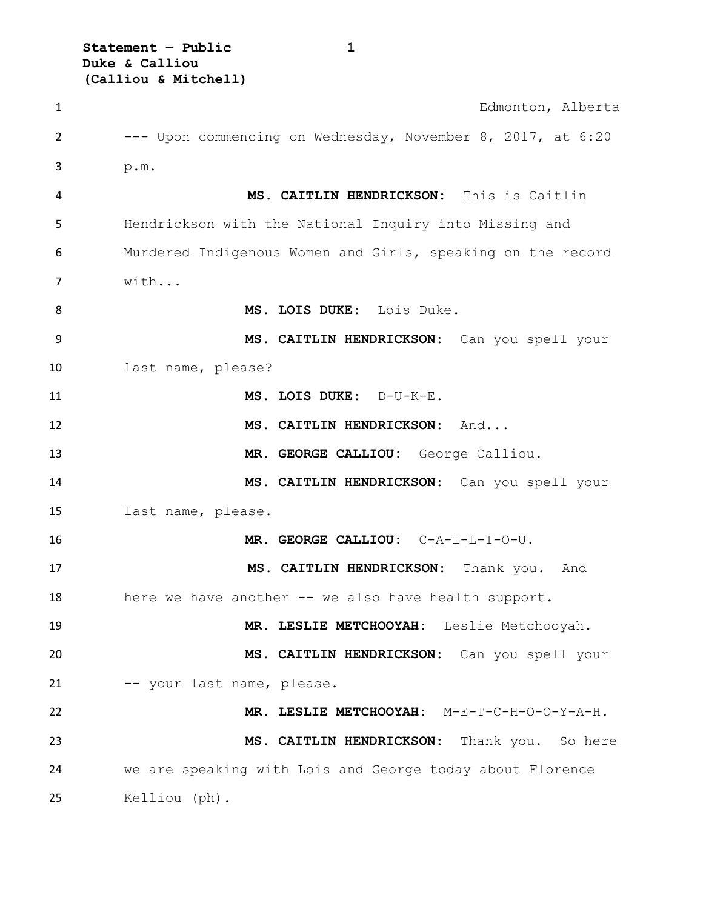Edmonton, Alberta

--- Upon commencing on Wednesday, November 8, 2017, at 6:20 p.m.

**MS. CAITLIN HENDRICKSON:** This is Caitlin Hendrickson with the National Inquiry into Missing and Murdered Indigenous Women and Girls, speaking on the record with...

**MS. LOIS DUKE:** Lois Duke.

**MS. CAITLIN HENDRICKSON:** Can you spell your last name, please?

**MS. LOIS DUKE:** D-U-K-E.

**MS. CAITLIN HENDRICKSON:** And...

**MR. GEORGE CALLIOU:** George Calliou.

**MS. CAITLIN HENDRICKSON:** Can you spell your last name, please.

**MR. GEORGE CALLIOU:** C-A-L-L-I-O-U.

**MS. CAITLIN HENDRICKSON:** Thank you. And here we have another -- we also have health support.

**MR. LESLIE METCHOOYAH:** Leslie Metchooyah.

**MS. CAITLIN HENDRICKSON:** Can you spell your -- your last name, please.

**MR. LESLIE METCHOOYAH:** M-E-T-C-H-O-O-Y-A-H.

**MS. CAITLIN HENDRICKSON:** Thank you. So here we are speaking with Lois and George today about Florence Kelliou (ph).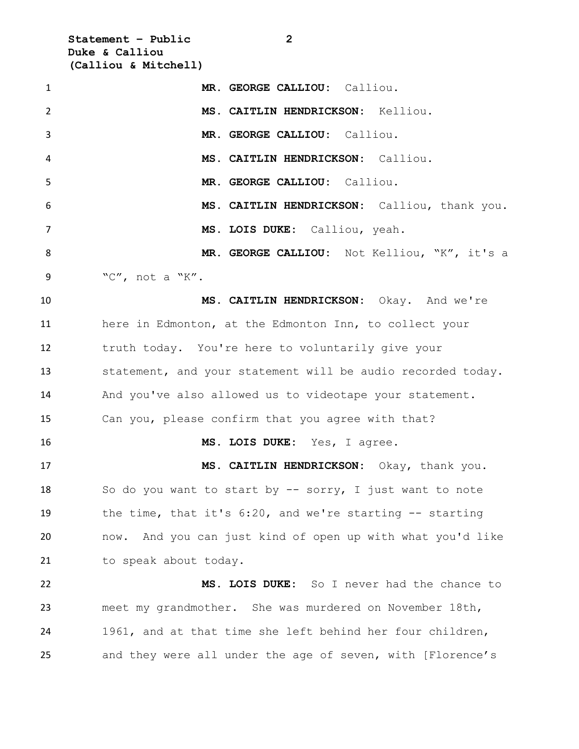**MR. GEORGE CALLIOU:** Calliou.

**MS. CAITLIN HENDRICKSON:** Kelliou.

**MR. GEORGE CALLIOU:** Calliou.

**MS. CAITLIN HENDRICKSON:** Calliou.

**MR. GEORGE CALLIOU:** Calliou.

**MS. CAITLIN HENDRICKSON:** Calliou, thank you.

**MS. LOIS DUKE:** Calliou, yeah.

**MR. GEORGE CALLIOU:** Not Kelliou, "K", it's a "C", not a "K".

**MS. CAITLIN HENDRICKSON:** Okay. And we're here in Edmonton, at the Edmonton Inn, to collect your truth today. You're here to voluntarily give your statement, and your statement will be audio recorded today. And you've also allowed us to videotape your statement. Can you, please confirm that you agree with that?

**MS. LOIS DUKE:** Yes, I agree.

**MS. CAITLIN HENDRICKSON:** Okay, thank you. So do you want to start by -- sorry, I just want to note the time, that it's 6:20, and we're starting -- starting now. And you can just kind of open up with what you'd like to speak about today.

**MS. LOIS DUKE:** So I never had the chance to meet my grandmother. She was murdered on November 18th, 1961, and at that time she left behind her four children, and they were all under the age of seven, with [Florence's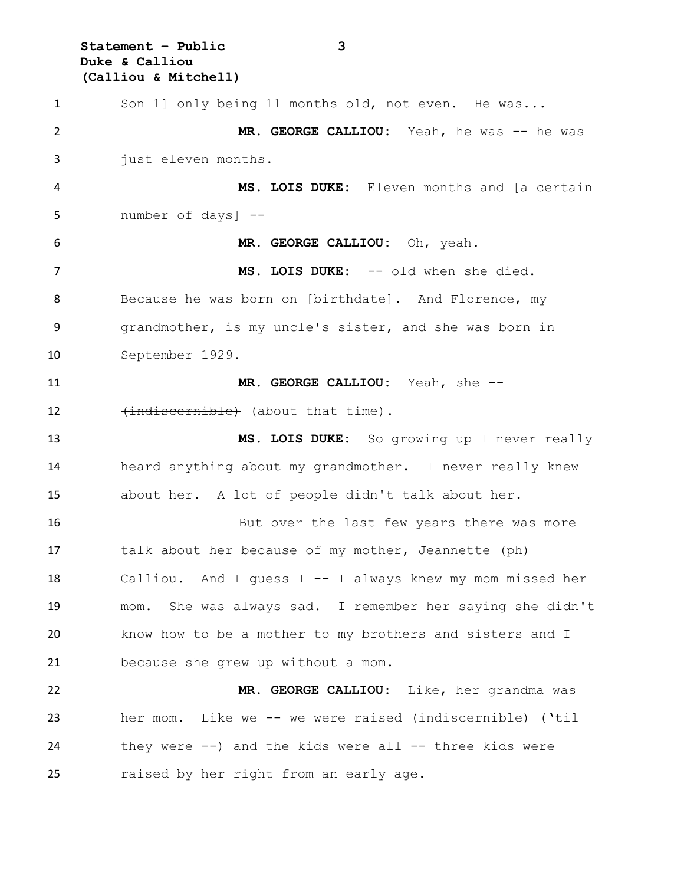Son 1] only being 11 months old, not even. He was...

**MR. GEORGE CALLIOU:** Yeah, he was -- he was just eleven months.

**MS. LOIS DUKE:** Eleven months and [a certain number of days] --

**MR. GEORGE CALLIOU:** Oh, yeah.

**MS. LOIS DUKE:** -- old when she died. Because he was born on [birthdate]. And Florence, my grandmother, is my uncle's sister, and she was born in September 1929.

**MR. GEORGE CALLIOU:** Yeah, she -- ~~(indiscernible)~~ (about that time).

**MS. LOIS DUKE:** So growing up I never really heard anything about my grandmother. I never really knew about her. A lot of people didn't talk about her.

But over the last few years there was more talk about her because of my mother, Jeannette (ph) Calliou. And I guess I -- I always knew my mom missed her mom. She was always sad. I remember her saying she didn't know how to be a mother to my brothers and sisters and I because she grew up without a mom.

**MR. GEORGE CALLIOU:** Like, her grandma was her mom. Like we -- we were raised ~~(indiscernible)~~ ('til they were --) and the kids were all -- three kids were raised by her right from an early age.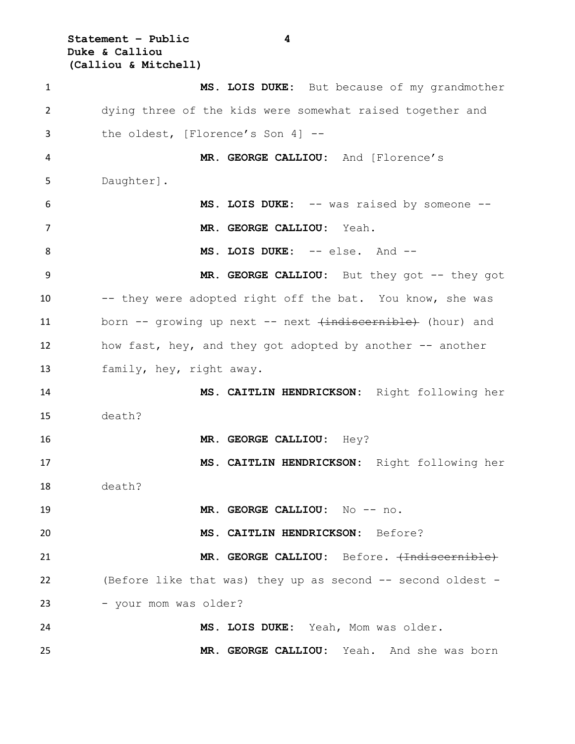**MS. LOIS DUKE:** But because of my grandmother dying three of the kids were somewhat raised together and the oldest, [Florence's Son 4] --

**MR. GEORGE CALLIOU:** And [Florence's Daughter].

**MS. LOIS DUKE:** -- was raised by someone --

**MR. GEORGE CALLIOU:** Yeah.

**MS. LOIS DUKE:** -- else. And --

**MR. GEORGE CALLIOU:** But they got -- they got -- they were adopted right off the bat. You know, she was born -- growing up next -- next ~~(indiscernible)~~ (hour) and how fast, hey, and they got adopted by another -- another family, hey, right away.

**MS. CAITLIN HENDRICKSON:** Right following her death?

**MR. GEORGE CALLIOU:** Hey?

**MS. CAITLIN HENDRICKSON:** Right following her death?

**MR. GEORGE CALLIOU:** No -- no.

**MS. CAITLIN HENDRICKSON:** Before?

**MR. GEORGE CALLIOU:** Before. ~~(Indiscernible)~~ (Before like that was) they up as second -- second oldest -- your mom was older?

**MS. LOIS DUKE:** Yeah, Mom was older.

**MR. GEORGE CALLIOU:** Yeah. And she was born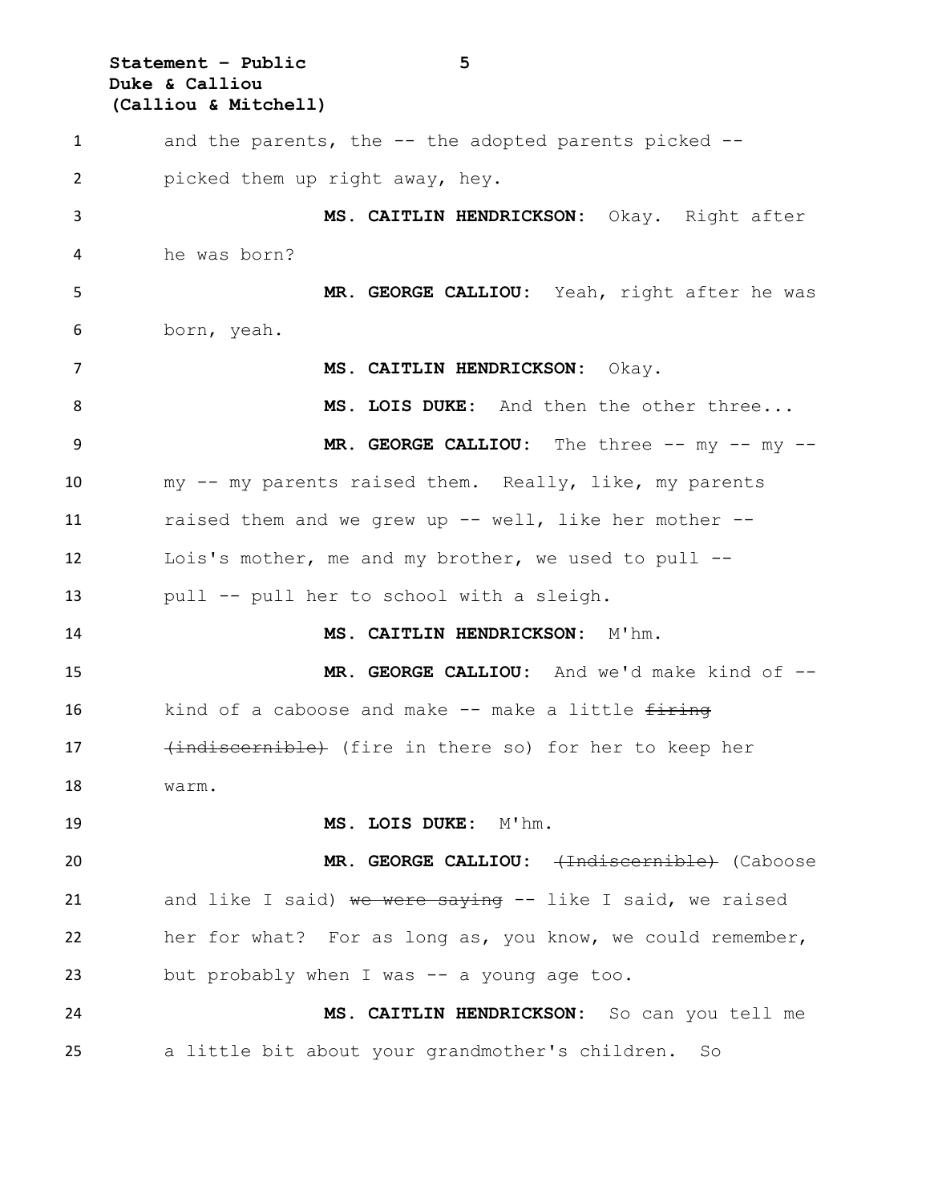and the parents, the -- the adopted parents picked -- picked them up right away, hey.

**MS. CAITLIN HENDRICKSON:** Okay. Right after he was born?

**MR. GEORGE CALLIOU:** Yeah, right after he was born, yeah.

**MS. CAITLIN HENDRICKSON:** Okay.

**MS. LOIS DUKE:** And then the other three...

**MR. GEORGE CALLIOU:** The three -- my -- my -- my -- my parents raised them. Really, like, my parents raised them and we grew up -- well, like her mother -- Lois's mother, me and my brother, we used to pull -- pull -- pull her to school with a sleigh.

**MS. CAITLIN HENDRICKSON:** M'hm.

**MR. GEORGE CALLIOU:** And we'd make kind of -- kind of a caboose and make -- make a little ~~firing (indiscernible)~~ (fire in there so) for her to keep her warm.

**MS. LOIS DUKE:** M'hm.

**MR. GEORGE CALLIOU:** ~~(Indiscernible)~~ (Caboose and like I said) ~~we were saying~~ -- like I said, we raised her for what? For as long as, you know, we could remember, but probably when I was -- a young age too.

**MS. CAITLIN HENDRICKSON:** So can you tell me a little bit about your grandmother's children. So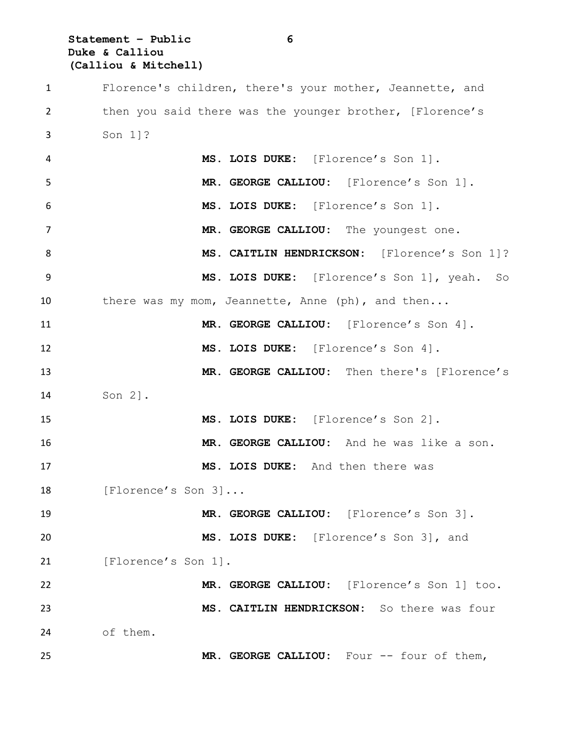Florence's children, there's your mother, Jeannette, and then you said there was the younger brother, [Florence's Son 1]?

**MS. LOIS DUKE:** [Florence's Son 1].

**MR. GEORGE CALLIOU:** [Florence's Son 1].

**MS. LOIS DUKE:** [Florence's Son 1].

**MR. GEORGE CALLIOU:** The youngest one.

**MS. CAITLIN HENDRICKSON:** [Florence's Son 1]?

**MS. LOIS DUKE:** [Florence's Son 1], yeah. So there was my mom, Jeannette, Anne (ph), and then...

**MR. GEORGE CALLIOU:** [Florence's Son 4].

**MS. LOIS DUKE:** [Florence's Son 4].

**MR. GEORGE CALLIOU:** Then there's [Florence's Son 2].

**MS. LOIS DUKE:** [Florence's Son 2].

**MR. GEORGE CALLIOU:** And he was like a son.

**MS. LOIS DUKE:** And then there was [Florence's Son 3]...

**MR. GEORGE CALLIOU:** [Florence's Son 3].

**MS. LOIS DUKE:** [Florence's Son 3], and [Florence's Son 1].

**MR. GEORGE CALLIOU:** [Florence's Son 1] too.

**MS. CAITLIN HENDRICKSON:** So there was four of them.

**MR. GEORGE CALLIOU:** Four -- four of them,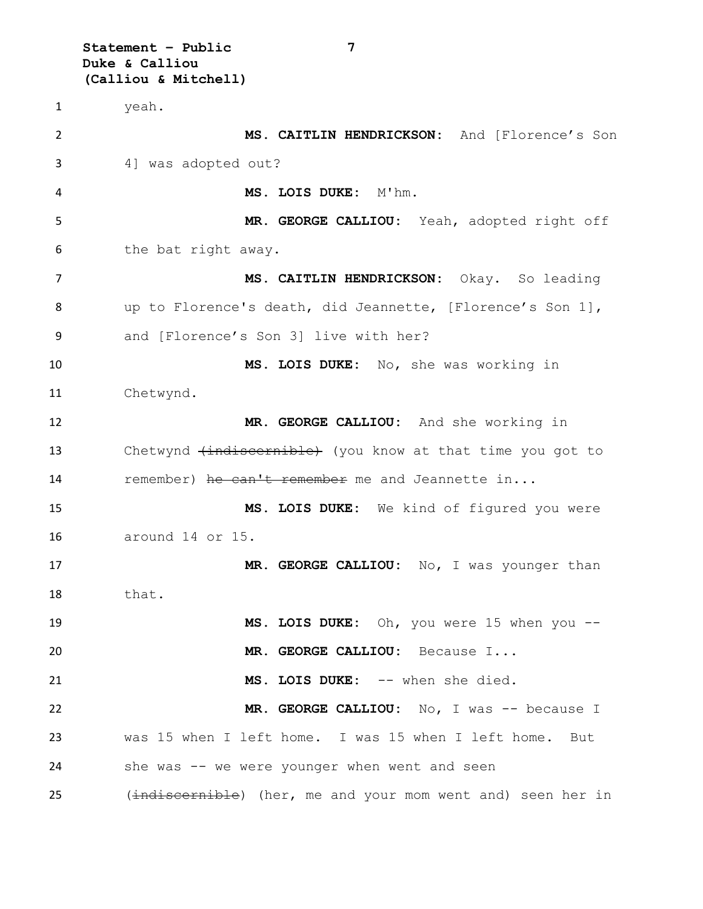yeah.

**MS. CAITLIN HENDRICKSON:** And [Florence's Son 4] was adopted out?

**MS. LOIS DUKE:** M'hm.

**MR. GEORGE CALLIOU:** Yeah, adopted right off the bat right away.

**MS. CAITLIN HENDRICKSON:** Okay. So leading up to Florence's death, did Jeannette, [Florence's Son 1], and [Florence's Son 3] live with her?

**MS. LOIS DUKE:** No, she was working in Chetwynd.

**MR. GEORGE CALLIOU:** And she working in Chetwynd ~~(indiscernible)~~ (you know at that time you got to remember) ~~he can't remember~~ me and Jeannette in...

**MS. LOIS DUKE:** We kind of figured you were around 14 or 15.

**MR. GEORGE CALLIOU:** No, I was younger than that.

**MS. LOIS DUKE:** Oh, you were 15 when you --

**MR. GEORGE CALLIOU:** Because I...

**MS. LOIS DUKE:** -- when she died.

**MR. GEORGE CALLIOU:** No, I was -- because I was 15 when I left home. I was 15 when I left home. But she was -- we were younger when went and seen (~~indiscernible~~) (her, me and your mom went and) seen her in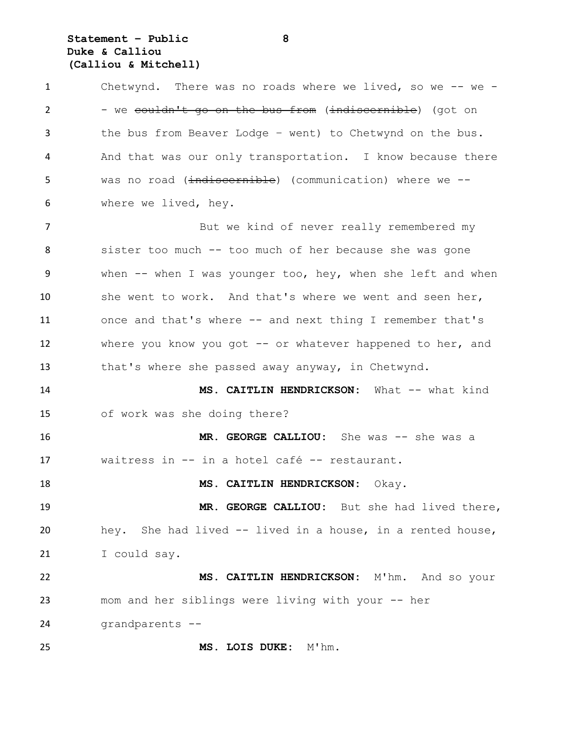Chetwynd. There was no roads where we lived, so we -- we -- we ~~couldn't go on the bus from~~ (~~indiscernible~~) (got on the bus from Beaver Lodge – went) to Chetwynd on the bus. And that was our only transportation. I know because there was no road (~~indiscernible~~) (communication) where we -- where we lived, hey.

But we kind of never really remembered my sister too much -- too much of her because she was gone when -- when I was younger too, hey, when she left and when she went to work. And that's where we went and seen her, once and that's where -- and next thing I remember that's where you know you got -- or whatever happened to her, and that's where she passed away anyway, in Chetwynd.

**MS. CAITLIN HENDRICKSON:** What -- what kind of work was she doing there?

**MR. GEORGE CALLIOU:** She was -- she was a waitress in -- in a hotel café -- restaurant.

**MS. CAITLIN HENDRICKSON:** Okay.

**MR. GEORGE CALLIOU:** But she had lived there, hey. She had lived -- lived in a house, in a rented house, I could say.

**MS. CAITLIN HENDRICKSON:** M'hm. And so your mom and her siblings were living with your -- her grandparents --

**MS. LOIS DUKE:** M'hm.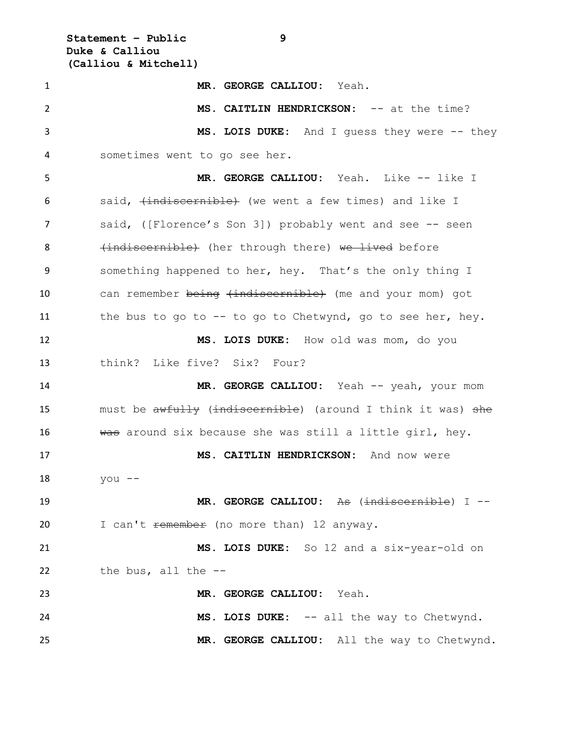**MR. GEORGE CALLIOU:** Yeah.

**MS. CAITLIN HENDRICKSON:** -- at the time?

**MS. LOIS DUKE:** And I guess they were -- they sometimes went to go see her.

**MR. GEORGE CALLIOU:** Yeah. Like -- like I said, ~~(indiscernible)~~ (we went a few times) and like I said, ([Florence's Son 3]) probably went and see -- seen ~~(indiscernible)~~ (her through there) ~~we lived~~ before something happened to her, hey. That's the only thing I can remember ~~being~~ ~~(indiscernible)~~ (me and your mom) got the bus to go to -- to go to Chetwynd, go to see her, hey.

**MS. LOIS DUKE:** How old was mom, do you think? Like five? Six? Four?

**MR. GEORGE CALLIOU:** Yeah -- yeah, your mom must be ~~awfully~~ (~~indiscernible~~) (around I think it was) ~~she was~~ around six because she was still a little girl, hey.

**MS. CAITLIN HENDRICKSON:** And now were you --

**MR. GEORGE CALLIOU:** ~~As~~ (~~indiscernible~~) I -- I can't ~~remember~~ (no more than) 12 anyway.

**MS. LOIS DUKE:** So 12 and a six-year-old on the bus, all the --

**MR. GEORGE CALLIOU:** Yeah.

**MS. LOIS DUKE:** -- all the way to Chetwynd.

**MR. GEORGE CALLIOU:** All the way to Chetwynd.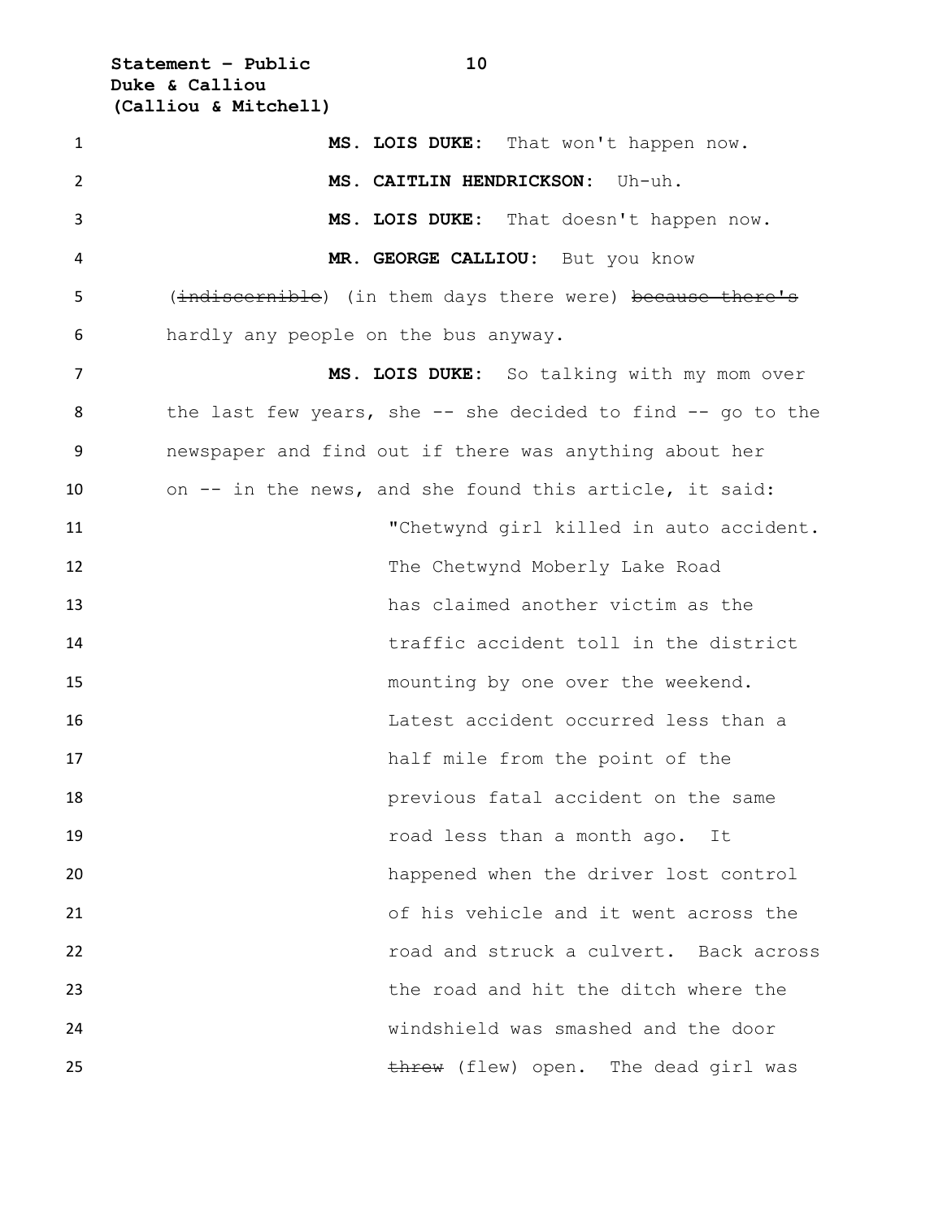**MS. LOIS DUKE:** That won't happen now.

**MS. CAITLIN HENDRICKSON:** Uh-uh.

**MS. LOIS DUKE:** That doesn't happen now.

**MR. GEORGE CALLIOU:** But you know ~~(indiscernible)~~ (in them days there were) ~~because there's~~ hardly any people on the bus anyway.

**MS. LOIS DUKE:** So talking with my mom over the last few years, she -- she decided to find -- go to the newspaper and find out if there was anything about her on -- in the news, and she found this article, it said:

> "Chetwynd girl killed in auto accident. The Chetwynd Moberly Lake Road has claimed another victim as the traffic accident toll in the district mounting by one over the weekend. Latest accident occurred less than a half mile from the point of the previous fatal accident on the same road less than a month ago. It happened when the driver lost control of his vehicle and it went across the road and struck a culvert. Back across the road and hit the ditch where the windshield was smashed and the door ~~threw~~ (flew) open. The dead girl was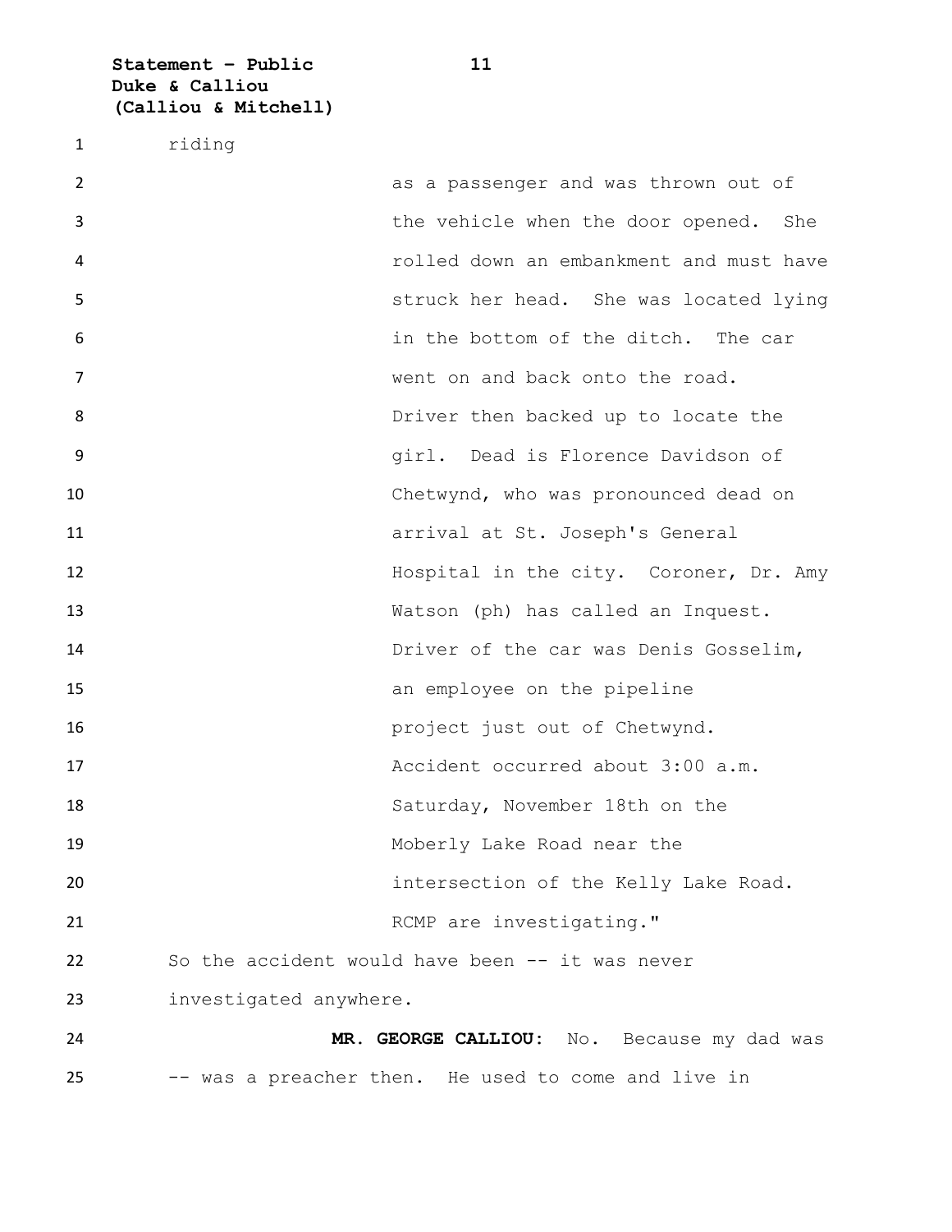riding

as a passenger and was thrown out of the vehicle when the door opened. She rolled down an embankment and must have struck her head. She was located lying in the bottom of the ditch. The car went on and back onto the road. Driver then backed up to locate the girl. Dead is Florence Davidson of Chetwynd, who was pronounced dead on arrival at St. Joseph's General Hospital in the city. Coroner, Dr. Amy Watson (ph) has called an Inquest. Driver of the car was Denis Gosselim, an employee on the pipeline project just out of Chetwynd. Accident occurred about 3:00 a.m. Saturday, November 18th on the Moberly Lake Road near the intersection of the Kelly Lake Road. RCMP are investigating."

So the accident would have been -- it was never investigated anywhere.

**MR. GEORGE CALLIOU:** No. Because my dad was -- was a preacher then. He used to come and live in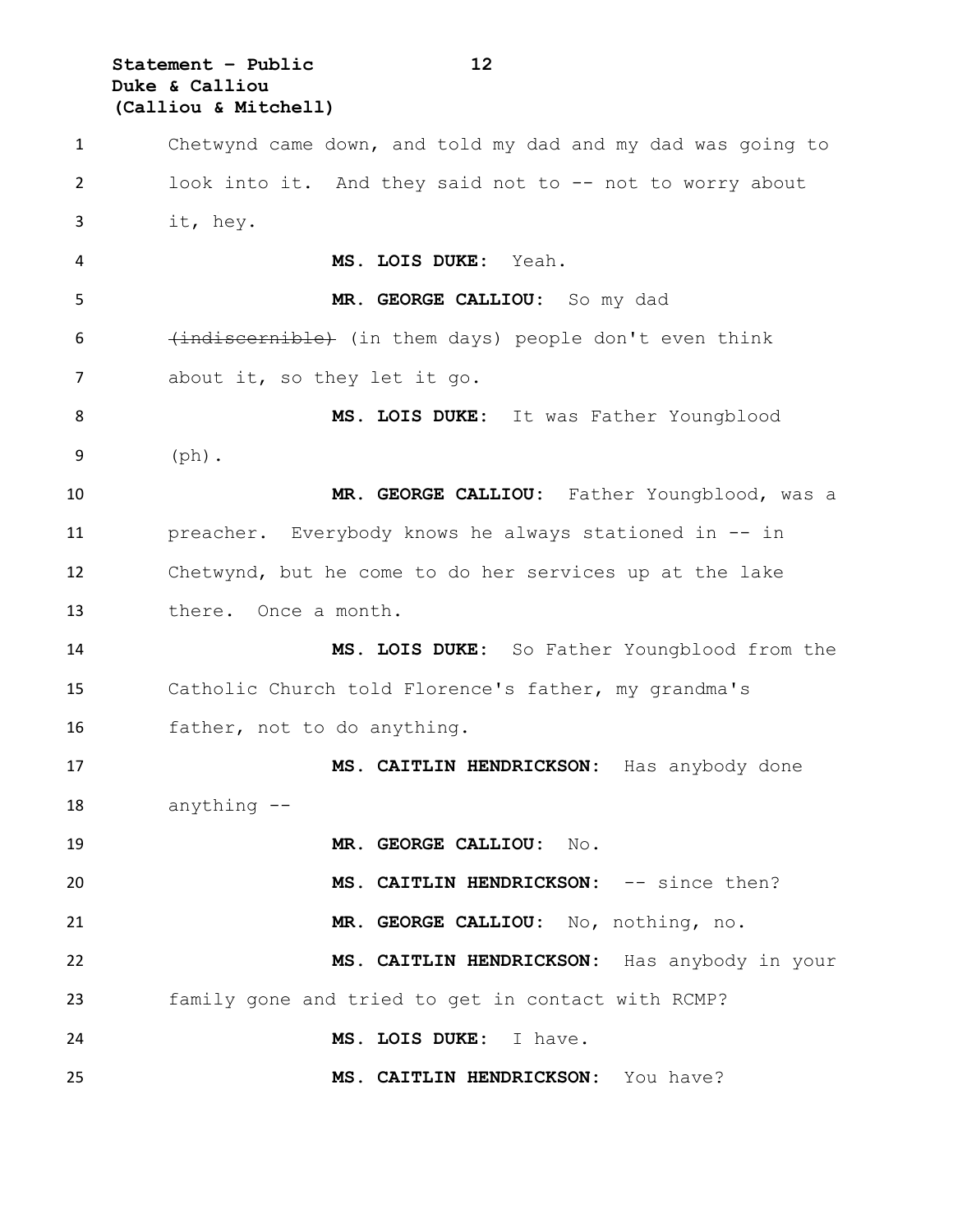Chetwynd came down, and told my dad and my dad was going to look into it. And they said not to -- not to worry about it, hey.

**MS. LOIS DUKE:** Yeah.

**MR. GEORGE CALLIOU:** So my dad ~~(indiscernible)~~ (in them days) people don't even think about it, so they let it go.

**MS. LOIS DUKE:** It was Father Youngblood (ph).

**MR. GEORGE CALLIOU:** Father Youngblood, was a preacher. Everybody knows he always stationed in -- in Chetwynd, but he come to do her services up at the lake there. Once a month.

**MS. LOIS DUKE:** So Father Youngblood from the Catholic Church told Florence's father, my grandma's father, not to do anything.

**MS. CAITLIN HENDRICKSON:** Has anybody done anything --

**MR. GEORGE CALLIOU:** No.

**MS. CAITLIN HENDRICKSON:** -- since then?

**MR. GEORGE CALLIOU:** No, nothing, no.

**MS. CAITLIN HENDRICKSON:** Has anybody in your family gone and tried to get in contact with RCMP?

**MS. LOIS DUKE:** I have.

**MS. CAITLIN HENDRICKSON:** You have?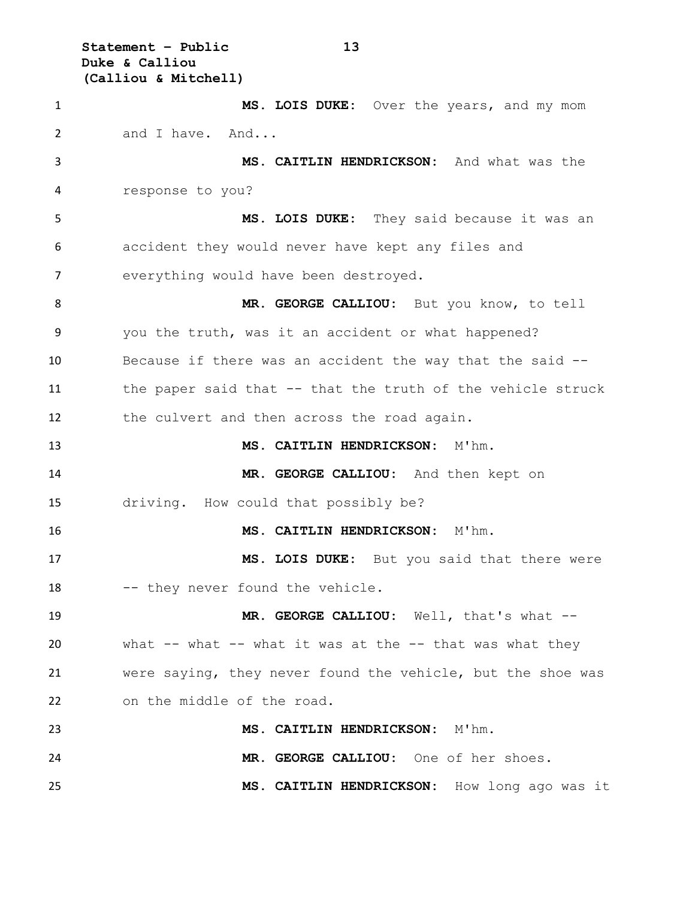**MS. LOIS DUKE:** Over the years, and my mom and I have. And...

**MS. CAITLIN HENDRICKSON:** And what was the response to you?

**MS. LOIS DUKE:** They said because it was an accident they would never have kept any files and everything would have been destroyed.

**MR. GEORGE CALLIOU:** But you know, to tell you the truth, was it an accident or what happened? Because if there was an accident the way that the said -- the paper said that -- that the truth of the vehicle struck the culvert and then across the road again.

**MS. CAITLIN HENDRICKSON:** M'hm.

**MR. GEORGE CALLIOU:** And then kept on driving. How could that possibly be?

**MS. CAITLIN HENDRICKSON:** M'hm.

**MS. LOIS DUKE:** But you said that there were -- they never found the vehicle.

**MR. GEORGE CALLIOU:** Well, that's what -- what -- what -- what it was at the -- that was what they were saying, they never found the vehicle, but the shoe was on the middle of the road.

**MS. CAITLIN HENDRICKSON:** M'hm.

**MR. GEORGE CALLIOU:** One of her shoes.

**MS. CAITLIN HENDRICKSON:** How long ago was it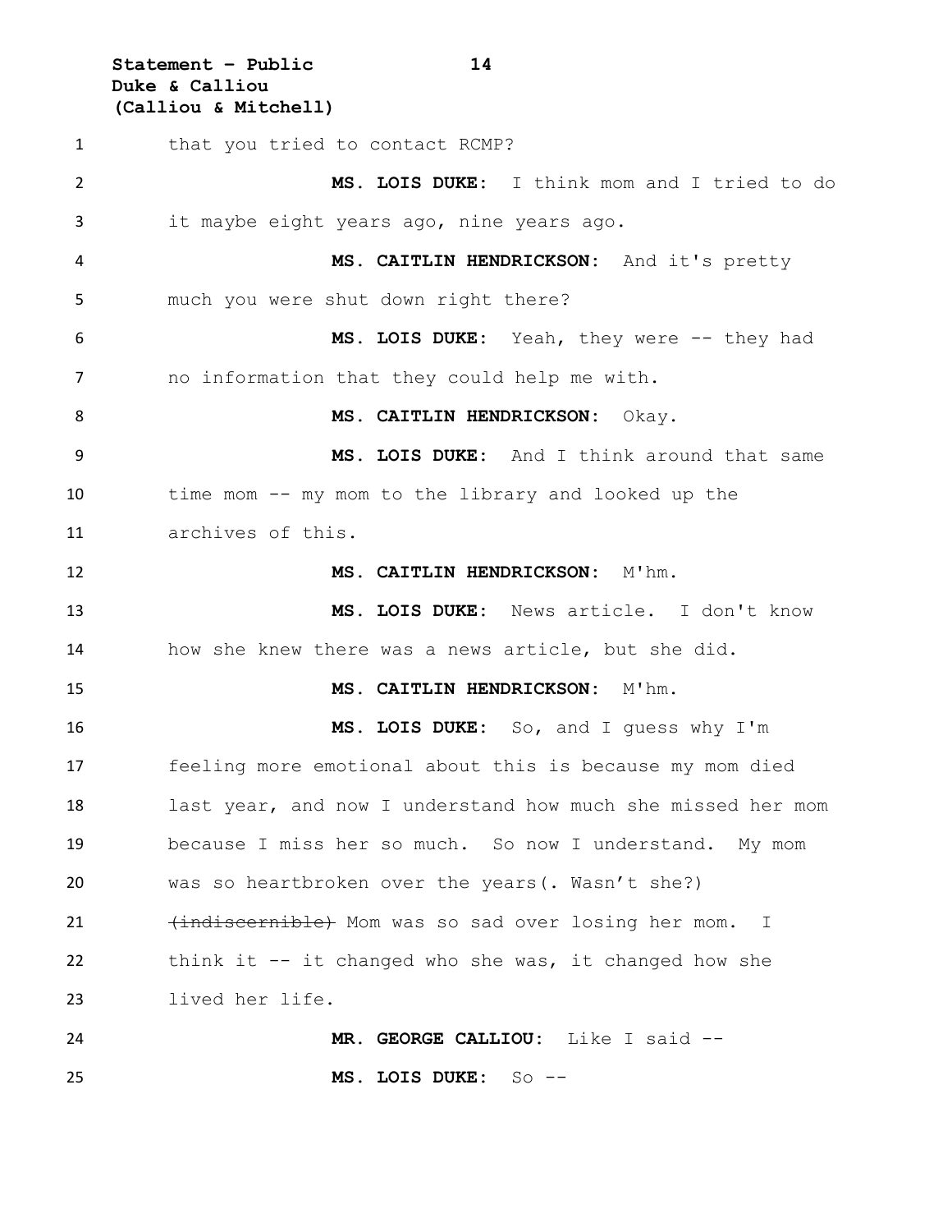that you tried to contact RCMP?

**MS. LOIS DUKE:** I think mom and I tried to do it maybe eight years ago, nine years ago.

**MS. CAITLIN HENDRICKSON:** And it's pretty much you were shut down right there?

**MS. LOIS DUKE:** Yeah, they were -- they had no information that they could help me with.

**MS. CAITLIN HENDRICKSON:** Okay.

**MS. LOIS DUKE:** And I think around that same time mom -- my mom to the library and looked up the archives of this.

**MS. CAITLIN HENDRICKSON:** M'hm.

**MS. LOIS DUKE:** News article. I don't know how she knew there was a news article, but she did.

**MS. CAITLIN HENDRICKSON:** M'hm.

**MS. LOIS DUKE:** So, and I guess why I'm feeling more emotional about this is because my mom died last year, and now I understand how much she missed her mom because I miss her so much. So now I understand. My mom was so heartbroken over the years(. Wasn't she?) ~~(indiscernible)~~ Mom was so sad over losing her mom. I think it -- it changed who she was, it changed how she lived her life.

**MR. GEORGE CALLIOU:** Like I said --

**MS. LOIS DUKE:** So --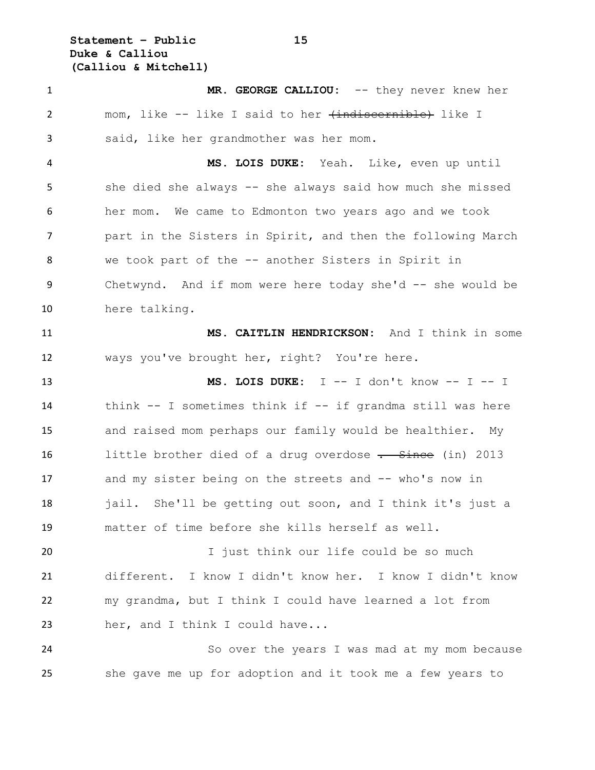**MR. GEORGE CALLIOU:** -- they never knew her mom, like -- like I said to her ~~(indiscernible)~~ like I said, like her grandmother was her mom.

**MS. LOIS DUKE:** Yeah. Like, even up until she died she always -- she always said how much she missed her mom. We came to Edmonton two years ago and we took part in the Sisters in Spirit, and then the following March we took part of the -- another Sisters in Spirit in Chetwynd. And if mom were here today she'd -- she would be here talking.

**MS. CAITLIN HENDRICKSON:** And I think in some ways you've brought her, right? You're here.

**MS. LOIS DUKE:** I -- I don't know -- I -- I think -- I sometimes think if -- if grandma still was here and raised mom perhaps our family would be healthier. My little brother died of a drug overdose ~~. Since~~ (in) 2013 and my sister being on the streets and -- who's now in jail. She'll be getting out soon, and I think it's just a matter of time before she kills herself as well.

I just think our life could be so much different. I know I didn't know her. I know I didn't know my grandma, but I think I could have learned a lot from her, and I think I could have...

So over the years I was mad at my mom because she gave me up for adoption and it took me a few years to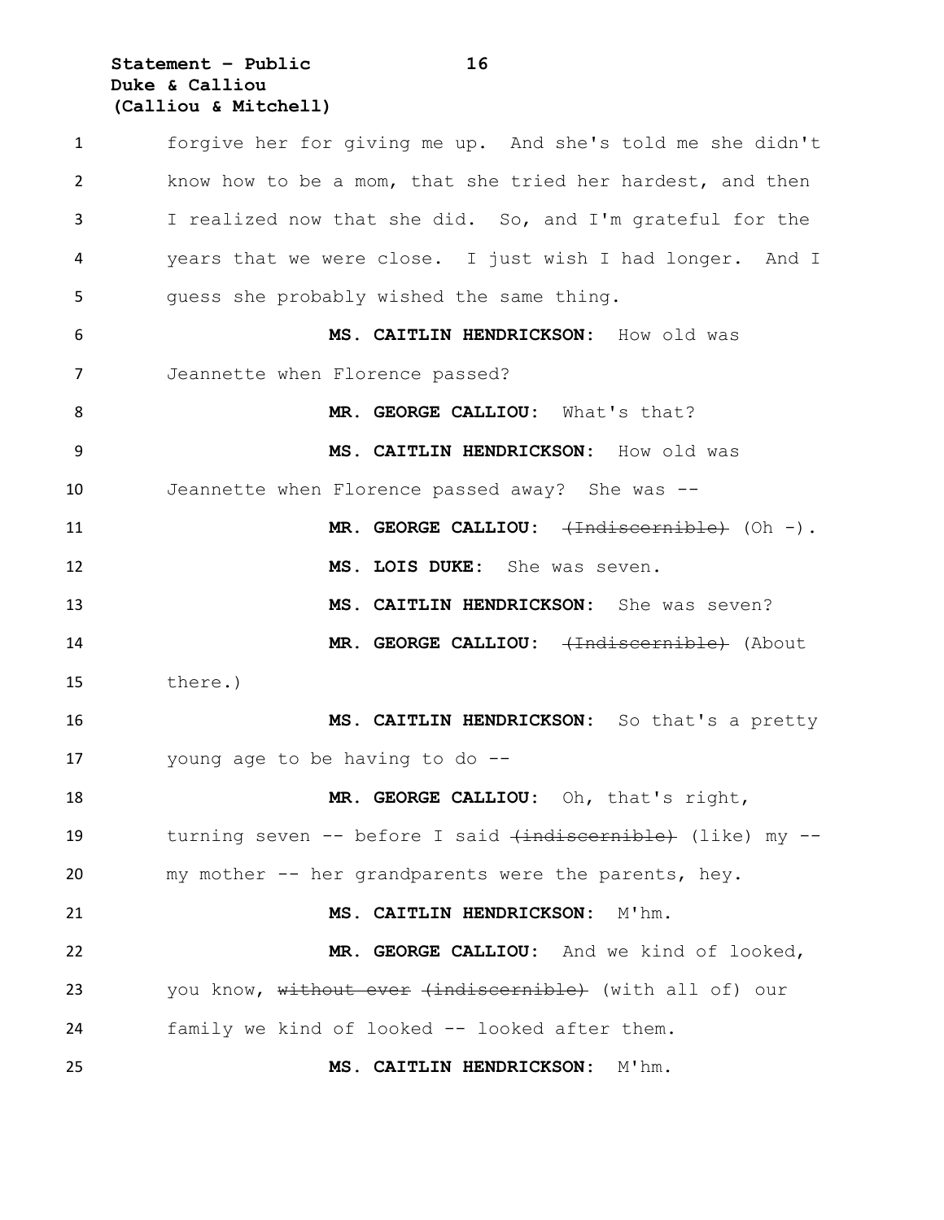forgive her for giving me up. And she's told me she didn't know how to be a mom, that she tried her hardest, and then I realized now that she did. So, and I'm grateful for the years that we were close. I just wish I had longer. And I guess she probably wished the same thing.

**MS. CAITLIN HENDRICKSON:** How old was Jeannette when Florence passed?

**MR. GEORGE CALLIOU:** What's that?

**MS. CAITLIN HENDRICKSON:** How old was Jeannette when Florence passed away? She was --

**MR. GEORGE CALLIOU:** ~~(Indiscernible)~~ (Oh -).

**MS. LOIS DUKE:** She was seven.

**MS. CAITLIN HENDRICKSON:** She was seven?

**MR. GEORGE CALLIOU:** ~~(Indiscernible)~~ (About there.)

**MS. CAITLIN HENDRICKSON:** So that's a pretty young age to be having to do --

**MR. GEORGE CALLIOU:** Oh, that's right, turning seven -- before I said ~~(indiscernible)~~ (like) my -- my mother -- her grandparents were the parents, hey.

**MS. CAITLIN HENDRICKSON:** M'hm.

**MR. GEORGE CALLIOU:** And we kind of looked, you know, ~~without ever (indiscernible)~~ (with all of) our family we kind of looked -- looked after them.

**MS. CAITLIN HENDRICKSON:** M'hm.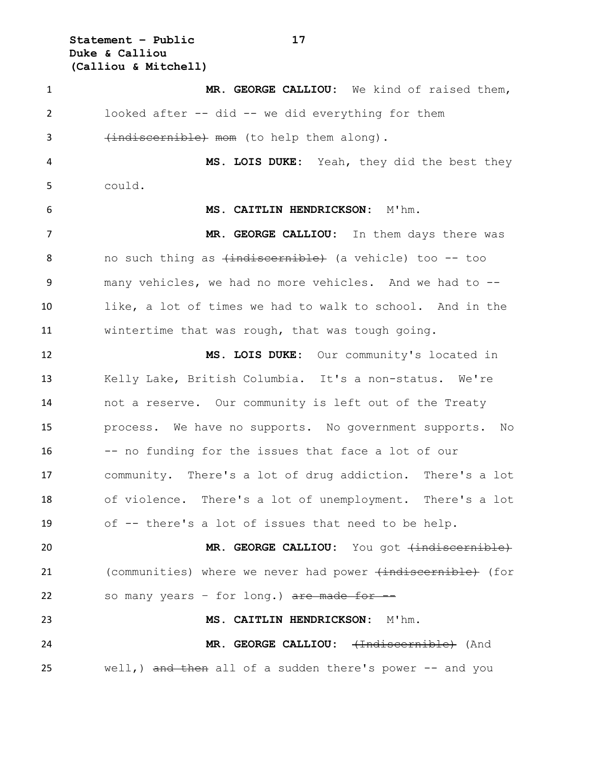**MR. GEORGE CALLIOU:** We kind of raised them, looked after -- did -- we did everything for them ~~(indiscernible) mom~~ (to help them along).

**MS. LOIS DUKE:** Yeah, they did the best they could.

**MS. CAITLIN HENDRICKSON:** M'hm.

**MR. GEORGE CALLIOU:** In them days there was no such thing as ~~(indiscernible)~~ (a vehicle) too -- too many vehicles, we had no more vehicles. And we had to -- like, a lot of times we had to walk to school. And in the wintertime that was rough, that was tough going.

**MS. LOIS DUKE:** Our community's located in Kelly Lake, British Columbia. It's a non-status. We're not a reserve. Our community is left out of the Treaty process. We have no supports. No government supports. No -- no funding for the issues that face a lot of our community. There's a lot of drug addiction. There's a lot of violence. There's a lot of unemployment. There's a lot of -- there's a lot of issues that need to be help.

**MR. GEORGE CALLIOU:** You got ~~(indiscernible)~~ (communities) where we never had power ~~(indiscernible)~~ (for so many years – for long.) ~~are made for --~~

**MS. CAITLIN HENDRICKSON:** M'hm.

**MR. GEORGE CALLIOU:** ~~(Indiscernible)~~ (And well,) ~~and then~~ all of a sudden there's power -- and you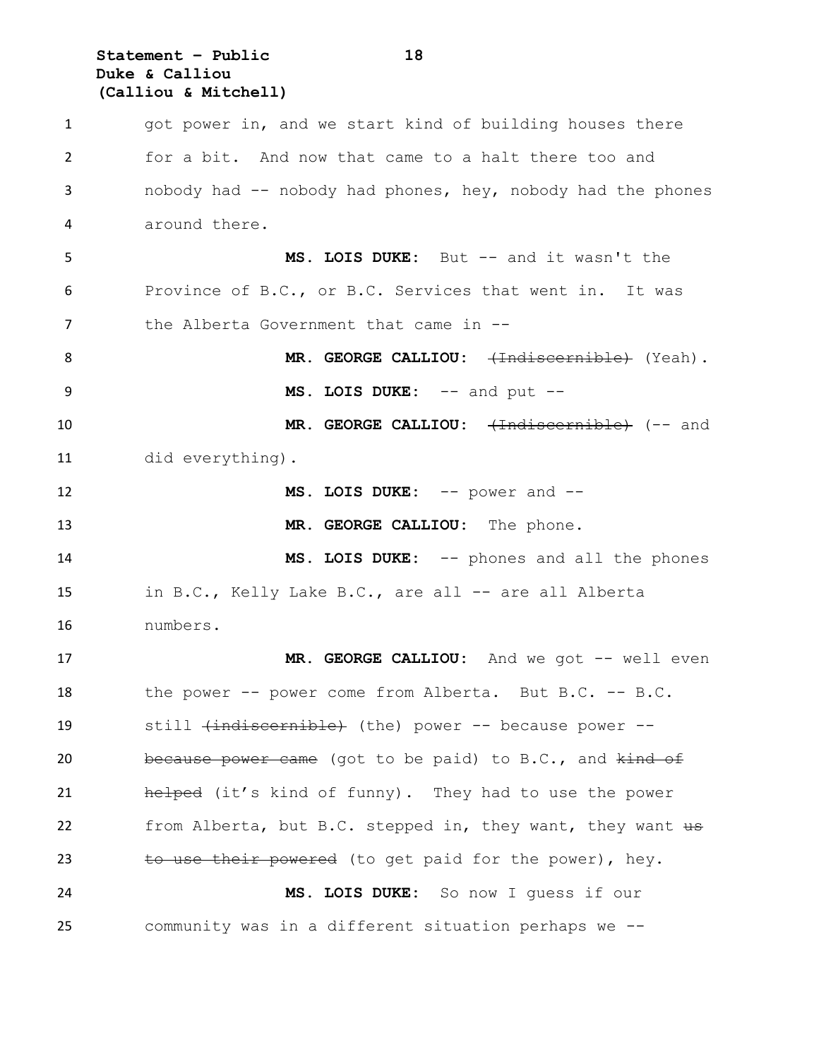got power in, and we start kind of building houses there for a bit. And now that came to a halt there too and nobody had -- nobody had phones, hey, nobody had the phones around there.

**MS. LOIS DUKE:** But -- and it wasn't the Province of B.C., or B.C. Services that went in. It was the Alberta Government that came in --

**MR. GEORGE CALLIOU:** ~~(Indiscernible)~~ (Yeah).

**MS. LOIS DUKE:** -- and put --

**MR. GEORGE CALLIOU:** ~~(Indiscernible)~~ (-- and did everything).

**MS. LOIS DUKE:** -- power and --

**MR. GEORGE CALLIOU:** The phone.

**MS. LOIS DUKE:** -- phones and all the phones in B.C., Kelly Lake B.C., are all -- are all Alberta numbers.

**MR. GEORGE CALLIOU:** And we got -- well even the power -- power come from Alberta. But B.C. -- B.C. still ~~(indiscernible)~~ (the) power -- because power -- ~~because power came~~ (got to be paid) to B.C., and ~~kind of helped~~ (it's kind of funny). They had to use the power from Alberta, but B.C. stepped in, they want, they want ~~us to use their powered~~ (to get paid for the power), hey.

**MS. LOIS DUKE:** So now I guess if our community was in a different situation perhaps we --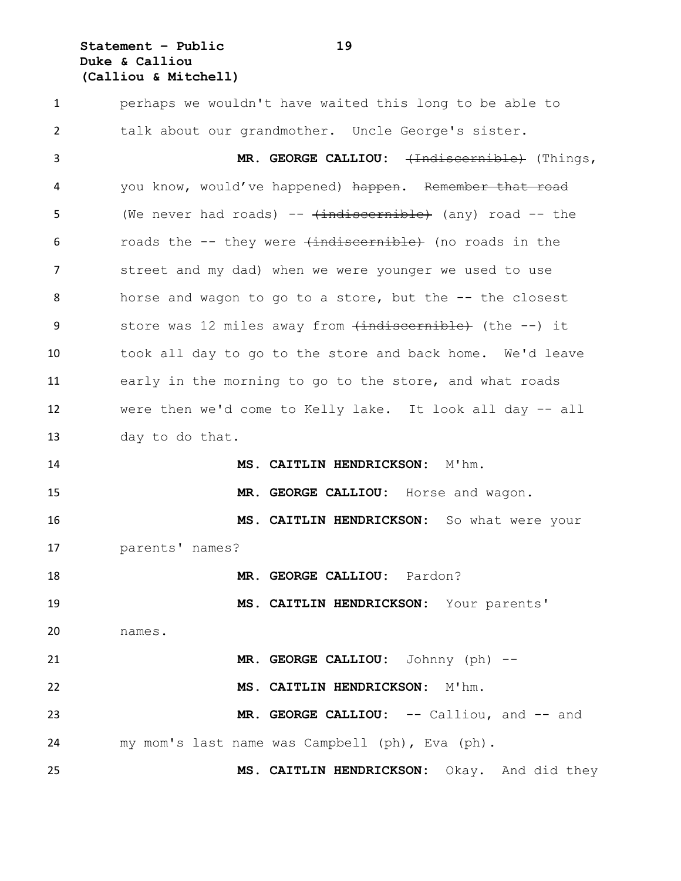perhaps we wouldn't have waited this long to be able to talk about our grandmother. Uncle George's sister.

**MR. GEORGE CALLIOU:** ~~(Indiscernible)~~ (Things, you know, would've happened) ~~happen~~. ~~Remember that road~~ (We never had roads) -- ~~(indiscernible)~~ (any) road -- the roads the -- they were ~~(indiscernible)~~ (no roads in the street and my dad) when we were younger we used to use horse and wagon to go to a store, but the -- the closest store was 12 miles away from ~~(indiscernible)~~ (the --) it took all day to go to the store and back home. We'd leave early in the morning to go to the store, and what roads were then we'd come to Kelly lake. It look all day -- all day to do that.

**MS. CAITLIN HENDRICKSON:** M'hm.

**MR. GEORGE CALLIOU:** Horse and wagon.

**MS. CAITLIN HENDRICKSON:** So what were your parents' names?

**MR. GEORGE CALLIOU:** Pardon?

**MS. CAITLIN HENDRICKSON:** Your parents' names.

**MR. GEORGE CALLIOU:** Johnny (ph) --

**MS. CAITLIN HENDRICKSON:** M'hm.

**MR. GEORGE CALLIOU:** -- Calliou, and -- and my mom's last name was Campbell (ph), Eva (ph).

**MS. CAITLIN HENDRICKSON:** Okay. And did they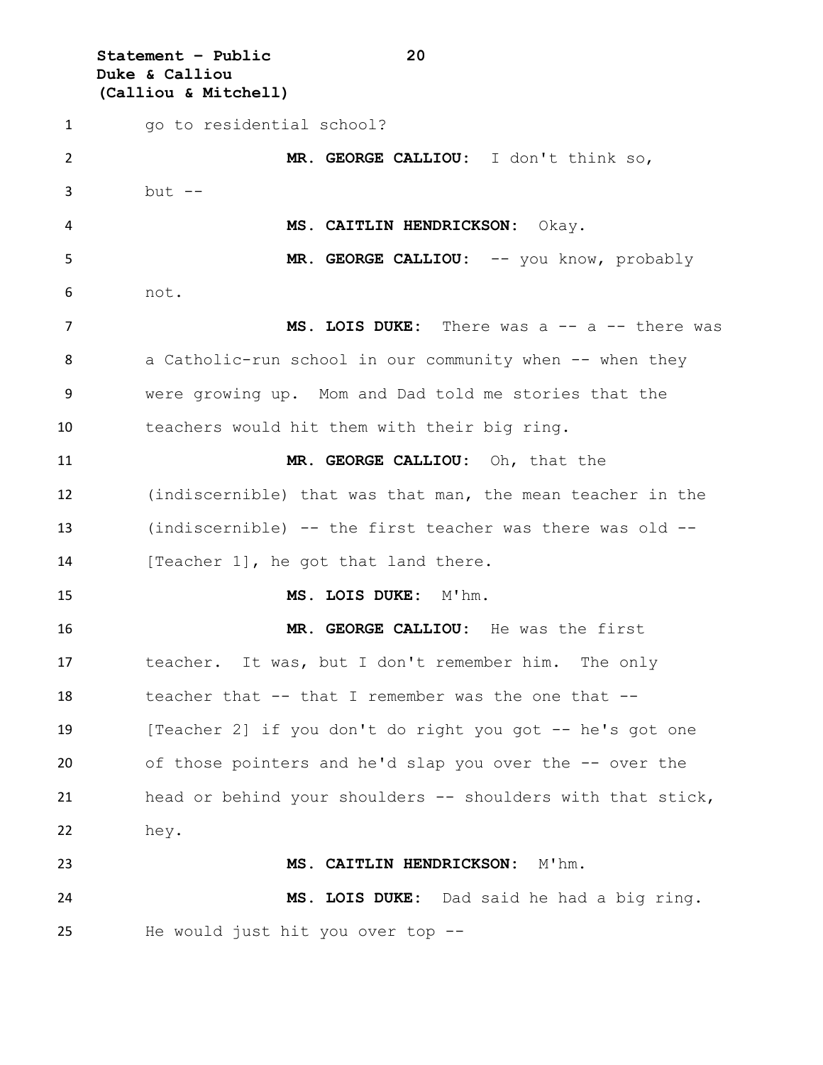go to residential school?

**MR. GEORGE CALLIOU:** I don't think so, but --

**MS. CAITLIN HENDRICKSON:** Okay.

**MR. GEORGE CALLIOU:** -- you know, probably not.

**MS. LOIS DUKE:** There was a -- a -- there was a Catholic-run school in our community when -- when they were growing up. Mom and Dad told me stories that the teachers would hit them with their big ring.

**MR. GEORGE CALLIOU:** Oh, that the (indiscernible) that was that man, the mean teacher in the (indiscernible) -- the first teacher was there was old -- [Teacher 1], he got that land there.

**MS. LOIS DUKE:** M'hm.

**MR. GEORGE CALLIOU:** He was the first teacher. It was, but I don't remember him. The only teacher that -- that I remember was the one that -- [Teacher 2] if you don't do right you got -- he's got one of those pointers and he'd slap you over the -- over the head or behind your shoulders -- shoulders with that stick, hey.

**MS. CAITLIN HENDRICKSON:** M'hm.

**MS. LOIS DUKE:** Dad said he had a big ring. He would just hit you over top --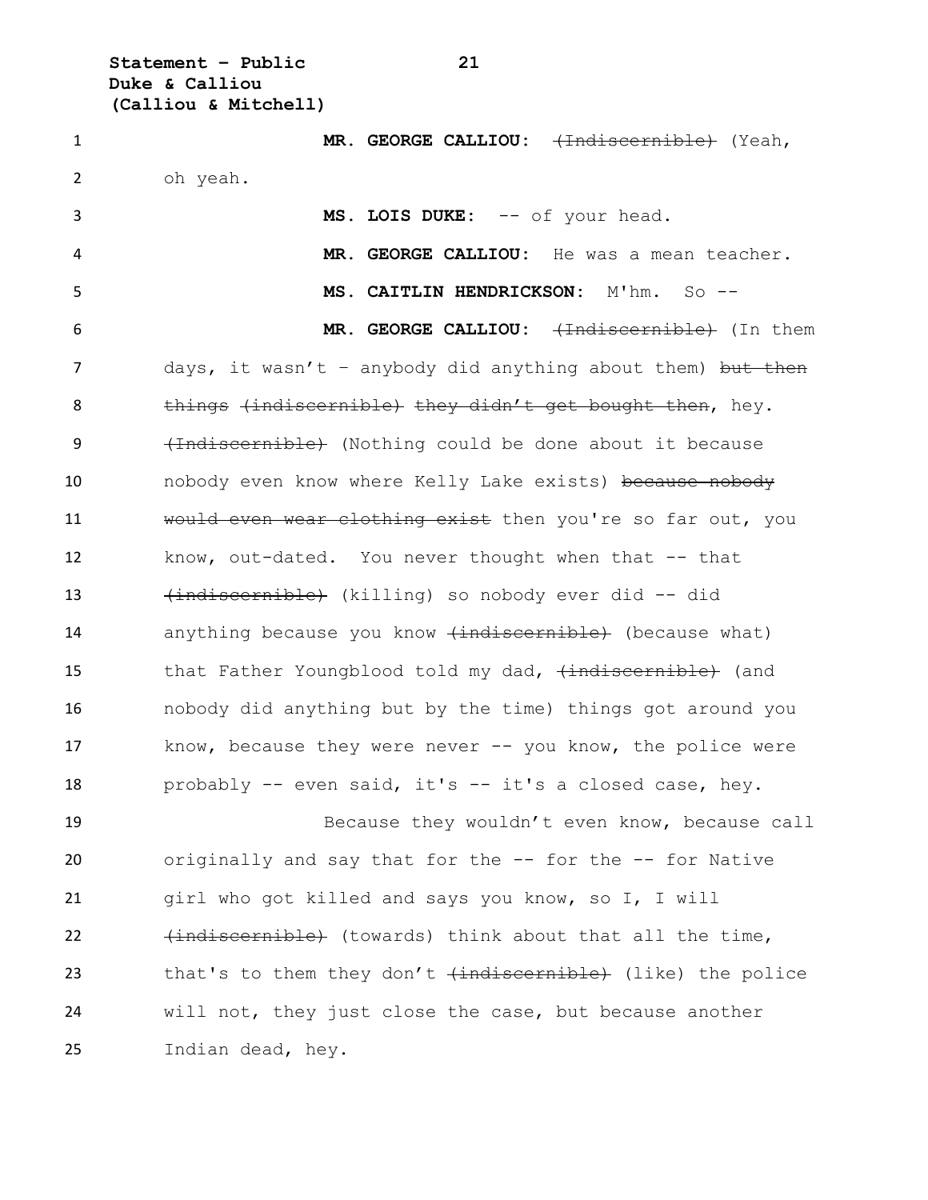**MR. GEORGE CALLIOU:** ~~(Indiscernible)~~ (Yeah, oh yeah.

**MS. LOIS DUKE:** -- of your head.

**MR. GEORGE CALLIOU:** He was a mean teacher.

**MS. CAITLIN HENDRICKSON:** M'hm. So --

**MR. GEORGE CALLIOU:** ~~(Indiscernible)~~ (In them days, it wasn't – anybody did anything about them) ~~but then things (indiscernible) they didn't get bought then~~, hey. ~~(Indiscernible)~~ (Nothing could be done about it because nobody even know where Kelly Lake exists) ~~because nobody would even wear clothing exist~~ then you're so far out, you know, out-dated. You never thought when that -- that ~~(indiscernible)~~ (killing) so nobody ever did -- did anything because you know ~~(indiscernible)~~ (because what) that Father Youngblood told my dad, ~~(indiscernible)~~ (and nobody did anything but by the time) things got around you know, because they were never -- you know, the police were probably -- even said, it's -- it's a closed case, hey.

Because they wouldn't even know, because call originally and say that for the -- for the -- for Native girl who got killed and says you know, so I, I will ~~(indiscernible)~~ (towards) think about that all the time, that's to them they don't ~~(indiscernible)~~ (like) the police will not, they just close the case, but because another Indian dead, hey.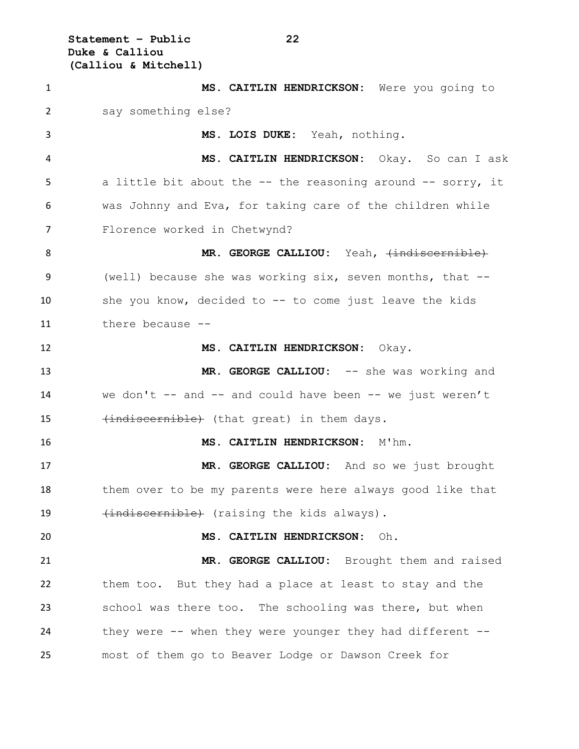**MS. CAITLIN HENDRICKSON:** Were you going to say something else?

**MS. LOIS DUKE:** Yeah, nothing.

**MS. CAITLIN HENDRICKSON:** Okay. So can I ask a little bit about the -- the reasoning around -- sorry, it was Johnny and Eva, for taking care of the children while Florence worked in Chetwynd?

**MR. GEORGE CALLIOU:** Yeah, ~~(indiscernible)~~ (well) because she was working six, seven months, that -- she you know, decided to -- to come just leave the kids there because --

**MS. CAITLIN HENDRICKSON:** Okay.

**MR. GEORGE CALLIOU:** -- she was working and we don't -- and -- and could have been -- we just weren't ~~(indiscernible)~~ (that great) in them days.

**MS. CAITLIN HENDRICKSON:** M'hm.

**MR. GEORGE CALLIOU:** And so we just brought them over to be my parents were here always good like that ~~(indiscernible)~~ (raising the kids always).

**MS. CAITLIN HENDRICKSON:** Oh.

**MR. GEORGE CALLIOU:** Brought them and raised them too. But they had a place at least to stay and the school was there too. The schooling was there, but when they were -- when they were younger they had different -- most of them go to Beaver Lodge or Dawson Creek for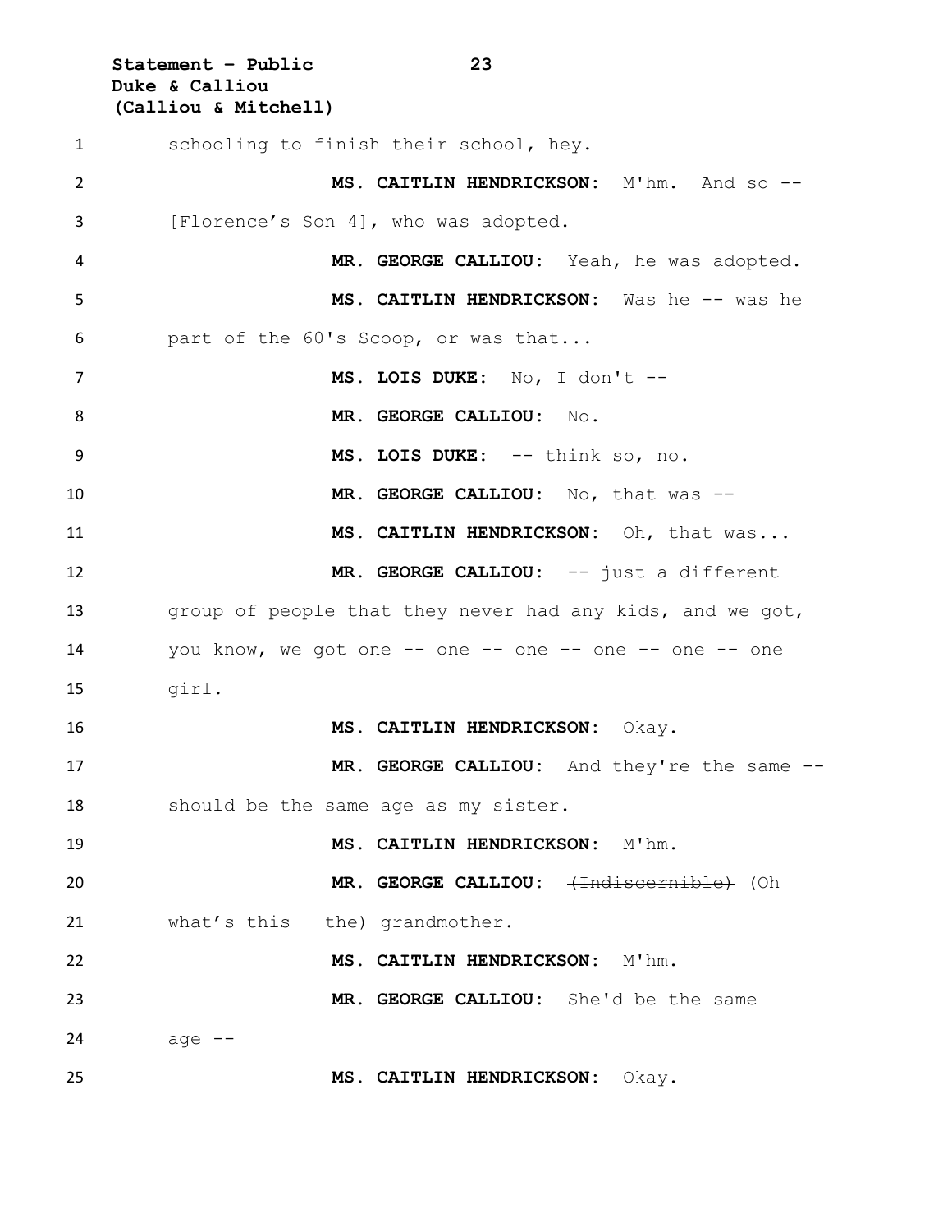schooling to finish their school, hey.

**MS. CAITLIN HENDRICKSON:** M'hm. And so -- [Florence's Son 4], who was adopted.

**MR. GEORGE CALLIOU:** Yeah, he was adopted.

**MS. CAITLIN HENDRICKSON:** Was he -- was he part of the 60's Scoop, or was that...

**MS. LOIS DUKE:** No, I don't --

**MR. GEORGE CALLIOU:** No.

**MS. LOIS DUKE:** -- think so, no.

**MR. GEORGE CALLIOU:** No, that was --

**MS. CAITLIN HENDRICKSON:** Oh, that was...

**MR. GEORGE CALLIOU:** -- just a different group of people that they never had any kids, and we got, you know, we got one -- one -- one -- one -- one -- one girl.

**MS. CAITLIN HENDRICKSON:** Okay.

**MR. GEORGE CALLIOU:** And they're the same -- should be the same age as my sister.

**MS. CAITLIN HENDRICKSON:** M'hm.

**MR. GEORGE CALLIOU:** ~~(Indiscernible)~~ (Oh what's this – the) grandmother.

**MS. CAITLIN HENDRICKSON:** M'hm.

**MR. GEORGE CALLIOU:** She'd be the same age --

**MS. CAITLIN HENDRICKSON:** Okay.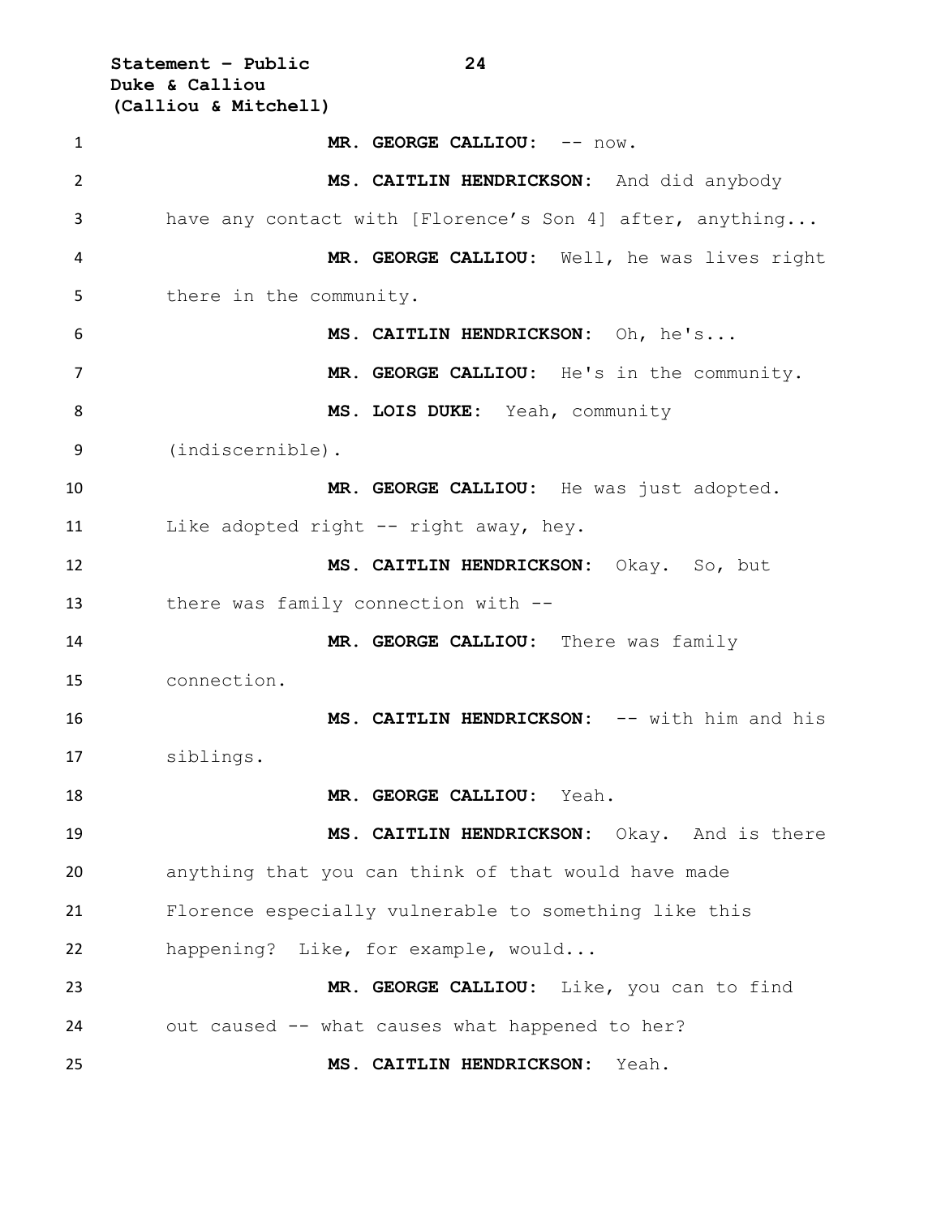**MR. GEORGE CALLIOU:** -- now.

**MS. CAITLIN HENDRICKSON:** And did anybody have any contact with [Florence's Son 4] after, anything...

**MR. GEORGE CALLIOU:** Well, he was lives right there in the community.

**MS. CAITLIN HENDRICKSON:** Oh, he's...

**MR. GEORGE CALLIOU:** He's in the community.

**MS. LOIS DUKE:** Yeah, community (indiscernible).

**MR. GEORGE CALLIOU:** He was just adopted. Like adopted right -- right away, hey.

**MS. CAITLIN HENDRICKSON:** Okay. So, but there was family connection with --

**MR. GEORGE CALLIOU:** There was family connection.

**MS. CAITLIN HENDRICKSON:** -- with him and his siblings.

**MR. GEORGE CALLIOU:** Yeah.

**MS. CAITLIN HENDRICKSON:** Okay. And is there anything that you can think of that would have made Florence especially vulnerable to something like this happening? Like, for example, would...

**MR. GEORGE CALLIOU:** Like, you can to find out caused -- what causes what happened to her?

**MS. CAITLIN HENDRICKSON:** Yeah.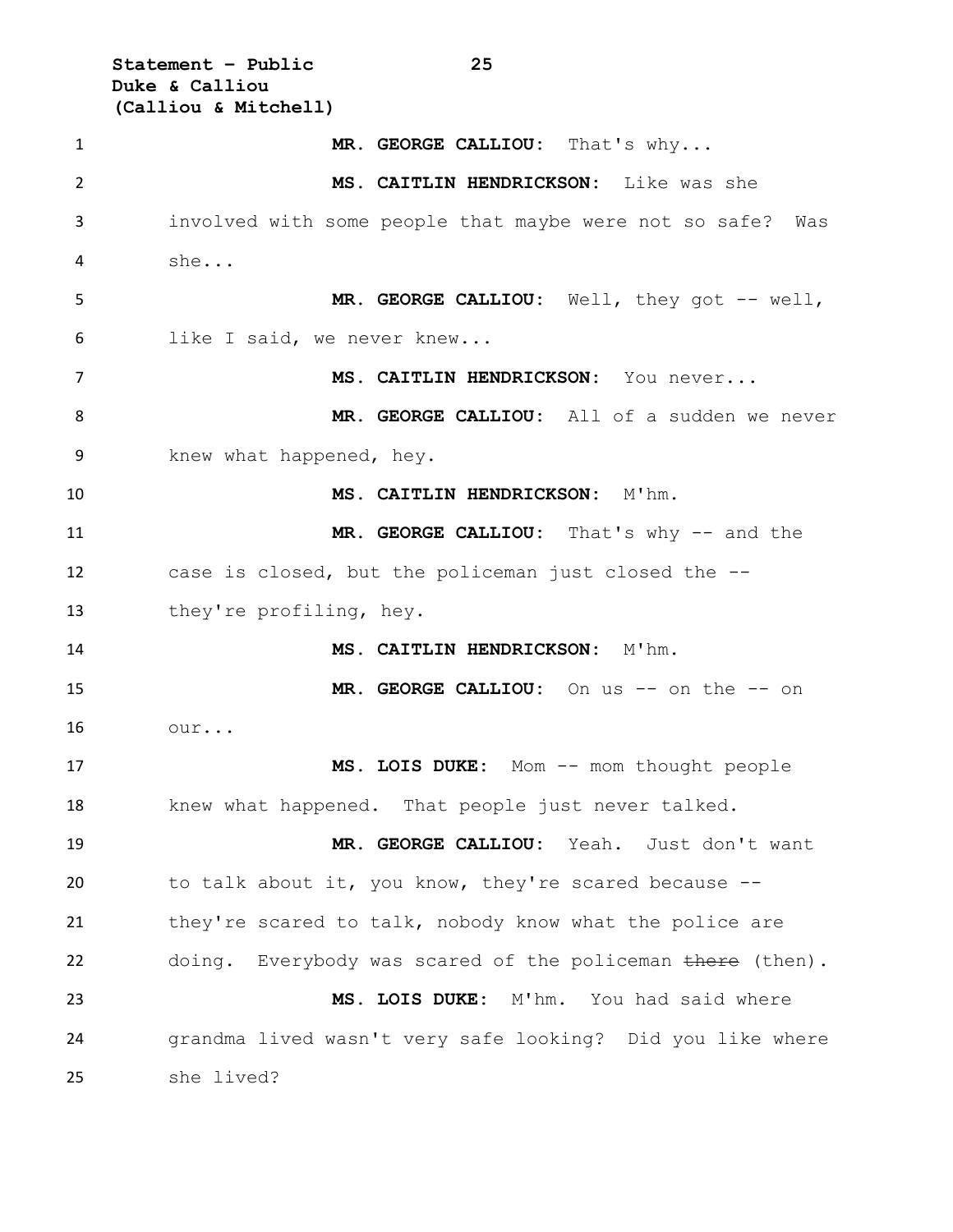**MR. GEORGE CALLIOU:** That's why...

**MS. CAITLIN HENDRICKSON:** Like was she involved with some people that maybe were not so safe? Was she...

**MR. GEORGE CALLIOU:** Well, they got -- well, like I said, we never knew...

**MS. CAITLIN HENDRICKSON:** You never...

**MR. GEORGE CALLIOU:** All of a sudden we never knew what happened, hey.

**MS. CAITLIN HENDRICKSON:** M'hm.

**MR. GEORGE CALLIOU:** That's why -- and the case is closed, but the policeman just closed the -- they're profiling, hey.

**MS. CAITLIN HENDRICKSON:** M'hm.

**MR. GEORGE CALLIOU:** On us -- on the -- on our...

**MS. LOIS DUKE:** Mom -- mom thought people knew what happened. That people just never talked.

**MR. GEORGE CALLIOU:** Yeah. Just don't want to talk about it, you know, they're scared because -- they're scared to talk, nobody know what the police are doing. Everybody was scared of the policeman ~~there~~ (then).

**MS. LOIS DUKE:** M'hm. You had said where grandma lived wasn't very safe looking? Did you like where she lived?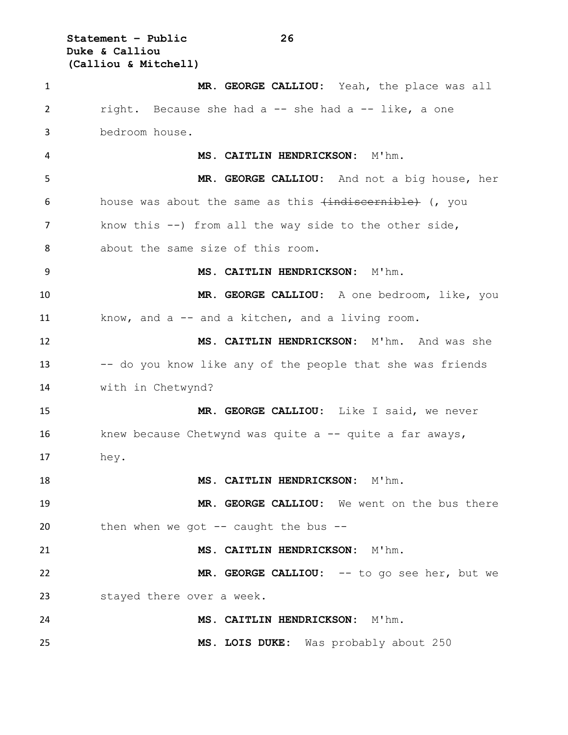**MR. GEORGE CALLIOU:** Yeah, the place was all right. Because she had a -- she had a -- like, a one bedroom house.

**MS. CAITLIN HENDRICKSON:** M'hm.

**MR. GEORGE CALLIOU:** And not a big house, her house was about the same as this ~~(indiscernible)~~ (, you know this --) from all the way side to the other side, about the same size of this room.

**MS. CAITLIN HENDRICKSON:** M'hm.

**MR. GEORGE CALLIOU:** A one bedroom, like, you know, and a -- and a kitchen, and a living room.

**MS. CAITLIN HENDRICKSON:** M'hm. And was she -- do you know like any of the people that she was friends with in Chetwynd?

**MR. GEORGE CALLIOU:** Like I said, we never knew because Chetwynd was quite a -- quite a far aways, hey.

**MS. CAITLIN HENDRICKSON:** M'hm.

**MR. GEORGE CALLIOU:** We went on the bus there then when we got -- caught the bus --

**MS. CAITLIN HENDRICKSON:** M'hm.

**MR. GEORGE CALLIOU:** -- to go see her, but we stayed there over a week.

**MS. CAITLIN HENDRICKSON:** M'hm.

**MS. LOIS DUKE:** Was probably about 250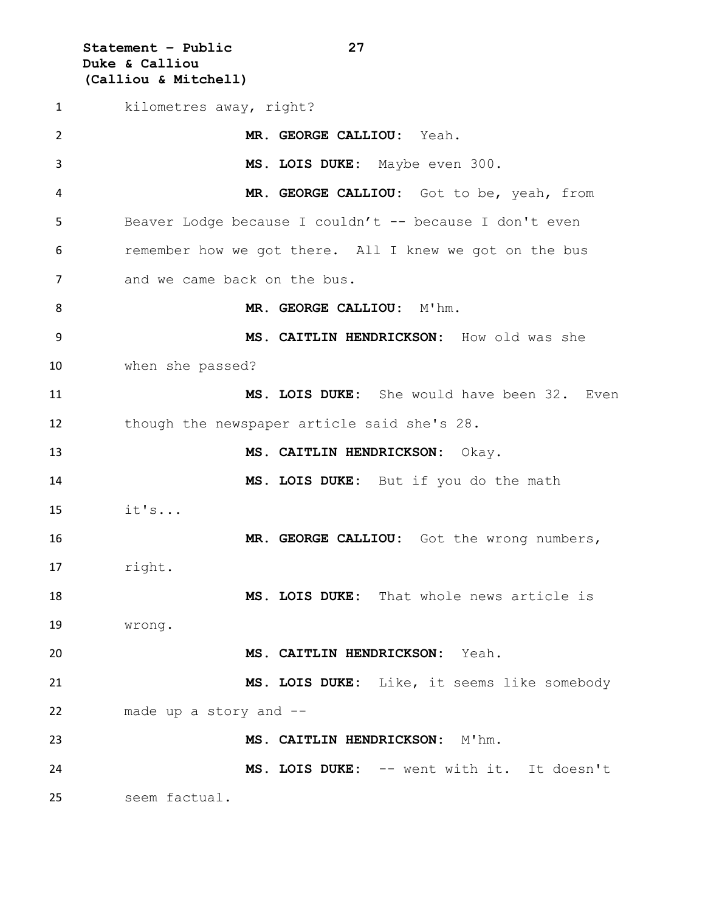kilometres away, right?

**MR. GEORGE CALLIOU:** Yeah.

**MS. LOIS DUKE:** Maybe even 300.

**MR. GEORGE CALLIOU:** Got to be, yeah, from Beaver Lodge because I couldn't -- because I don't even remember how we got there. All I knew we got on the bus and we came back on the bus.

**MR. GEORGE CALLIOU:** M'hm.

**MS. CAITLIN HENDRICKSON:** How old was she when she passed?

**MS. LOIS DUKE:** She would have been 32. Even though the newspaper article said she's 28.

**MS. CAITLIN HENDRICKSON:** Okay.

**MS. LOIS DUKE:** But if you do the math it's...

**MR. GEORGE CALLIOU:** Got the wrong numbers, right.

**MS. LOIS DUKE:** That whole news article is wrong.

**MS. CAITLIN HENDRICKSON:** Yeah.

**MS. LOIS DUKE:** Like, it seems like somebody made up a story and --

**MS. CAITLIN HENDRICKSON:** M'hm.

**MS. LOIS DUKE:** -- went with it. It doesn't seem factual.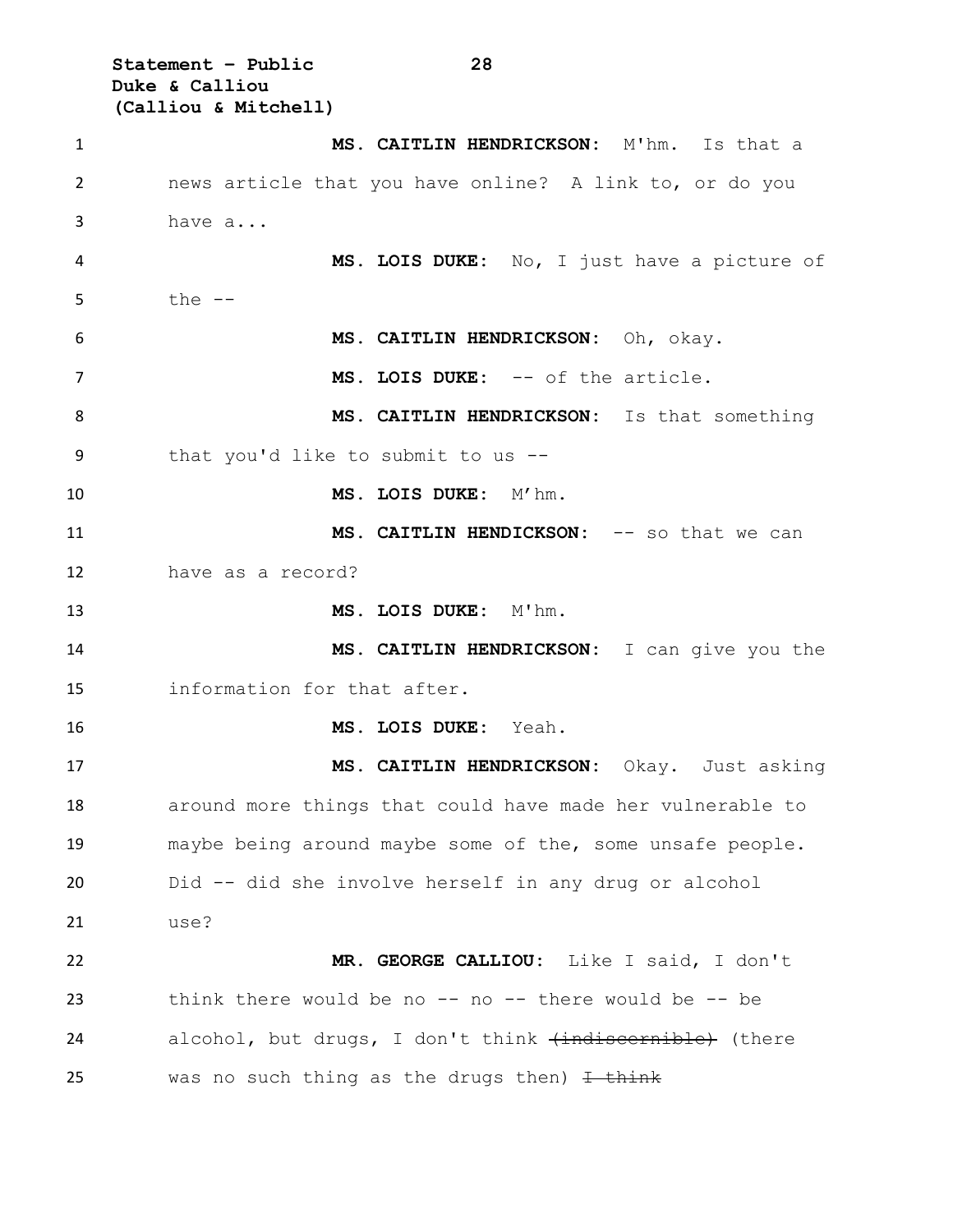**MS. CAITLIN HENDRICKSON:** M'hm. Is that a news article that you have online? A link to, or do you have a...

**MS. LOIS DUKE:** No, I just have a picture of the --

**MS. CAITLIN HENDRICKSON:** Oh, okay.

**MS. LOIS DUKE:** -- of the article.

**MS. CAITLIN HENDRICKSON:** Is that something that you'd like to submit to us --

**MS. LOIS DUKE:** M'hm.

**MS. CAITLIN HENDICKSON:** -- so that we can have as a record?

**MS. LOIS DUKE:** M'hm.

**MS. CAITLIN HENDRICKSON:** I can give you the information for that after.

**MS. LOIS DUKE:** Yeah.

**MS. CAITLIN HENDRICKSON:** Okay. Just asking around more things that could have made her vulnerable to maybe being around maybe some of the, some unsafe people. Did -- did she involve herself in any drug or alcohol use?

**MR. GEORGE CALLIOU:** Like I said, I don't think there would be no -- no -- there would be -- be alcohol, but drugs, I don't think ~~(indiscernible)~~ (there was no such thing as the drugs then) ~~I think~~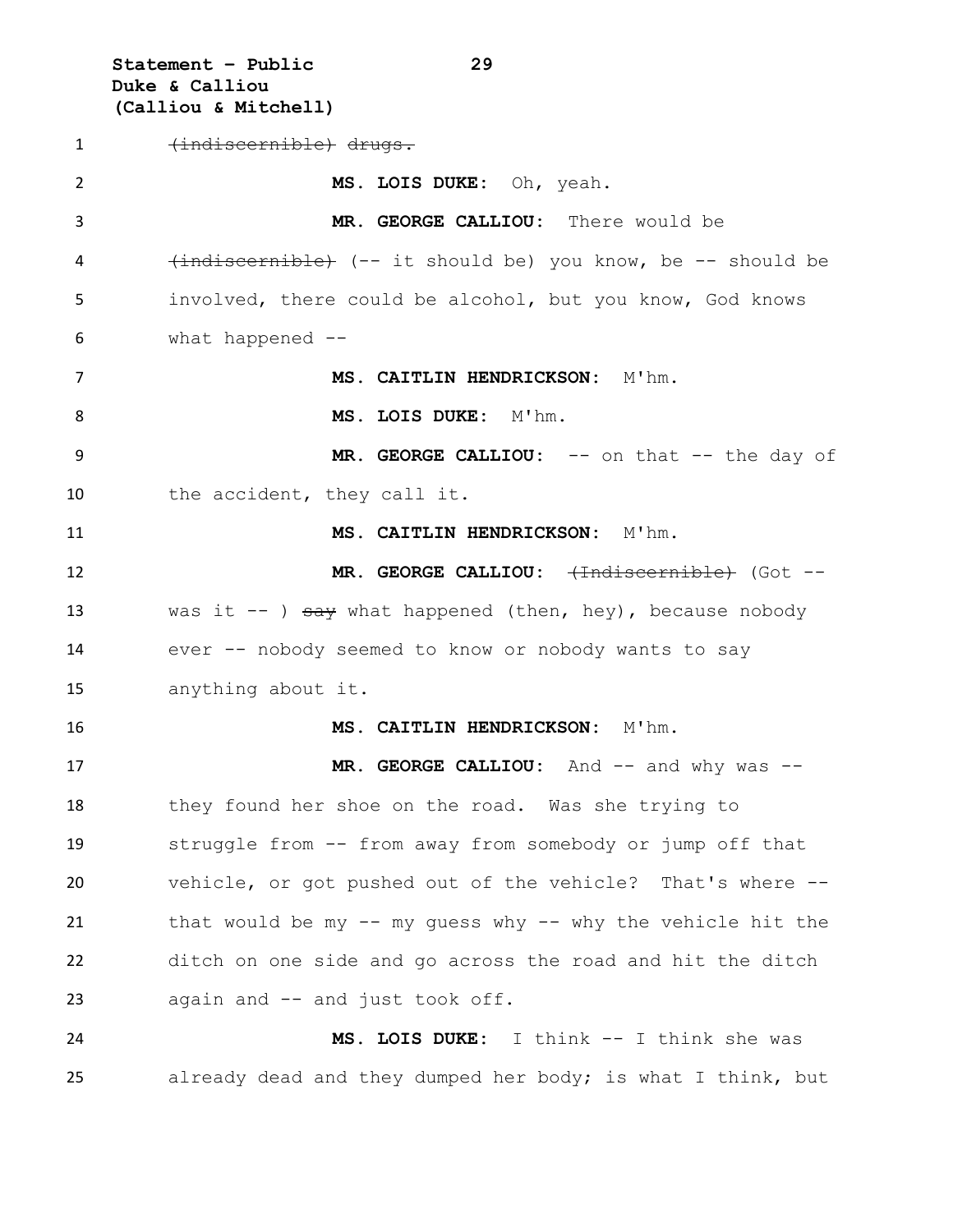~~(indiscernible) drugs.~~

**MS. LOIS DUKE:** Oh, yeah.

**MR. GEORGE CALLIOU:** There would be ~~(indiscernible)~~ (-- it should be) you know, be -- should be involved, there could be alcohol, but you know, God knows what happened --

**MS. CAITLIN HENDRICKSON:** M'hm.

**MS. LOIS DUKE:** M'hm.

**MR. GEORGE CALLIOU:** -- on that -- the day of the accident, they call it.

**MS. CAITLIN HENDRICKSON:** M'hm.

**MR. GEORGE CALLIOU:** ~~(Indiscernible)~~ (Got -- was it -- ) ~~say~~ what happened (then, hey), because nobody ever -- nobody seemed to know or nobody wants to say anything about it.

**MS. CAITLIN HENDRICKSON:** M'hm.

**MR. GEORGE CALLIOU:** And -- and why was -- they found her shoe on the road. Was she trying to struggle from -- from away from somebody or jump off that vehicle, or got pushed out of the vehicle? That's where -- that would be my -- my guess why -- why the vehicle hit the ditch on one side and go across the road and hit the ditch again and -- and just took off.

**MS. LOIS DUKE:** I think -- I think she was already dead and they dumped her body; is what I think, but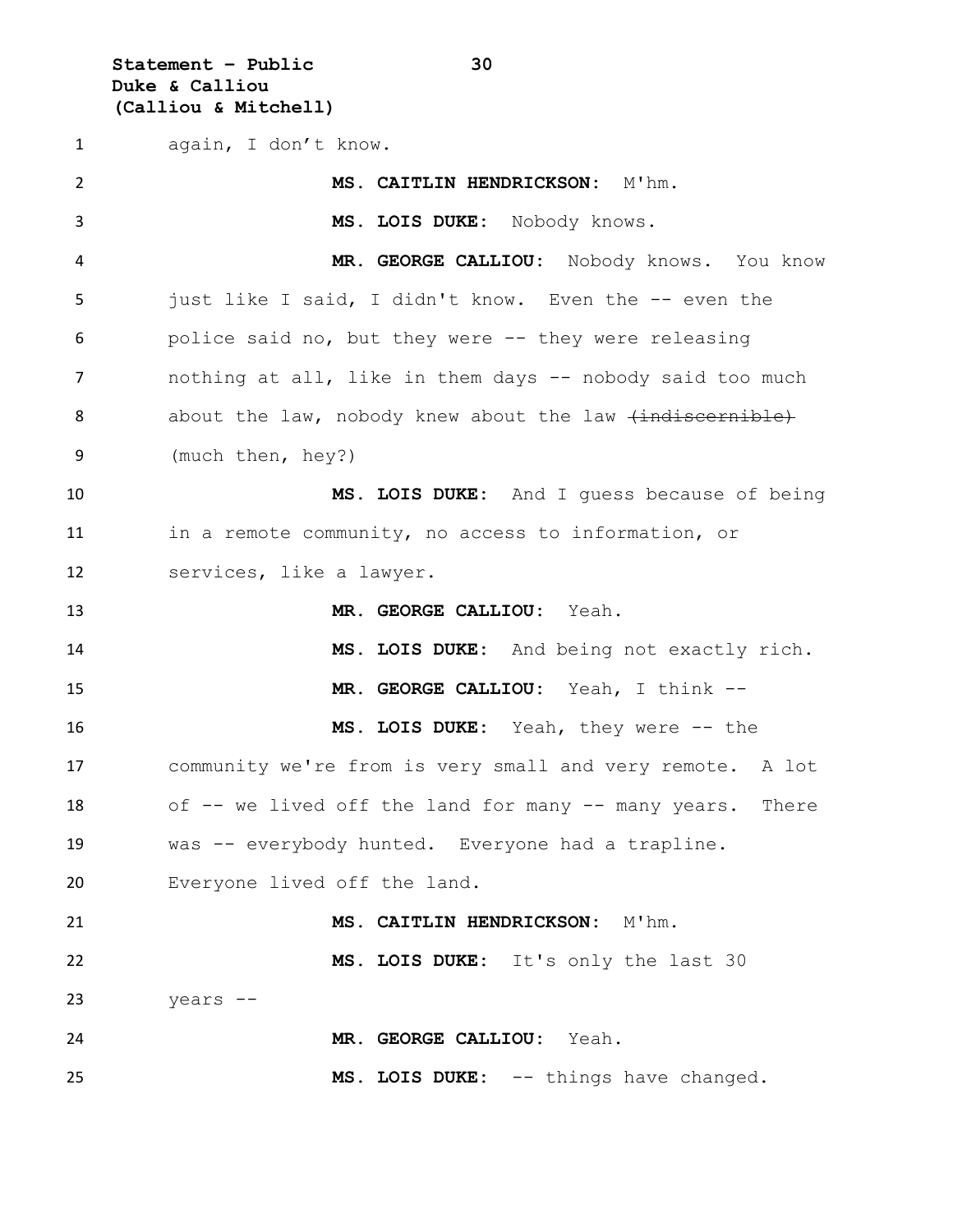again, I don't know.

**MS. CAITLIN HENDRICKSON:** M'hm.

**MS. LOIS DUKE:** Nobody knows.

**MR. GEORGE CALLIOU:** Nobody knows. You know just like I said, I didn't know. Even the -- even the police said no, but they were -- they were releasing nothing at all, like in them days -- nobody said too much about the law, nobody knew about the law ~~(indiscernible)~~ (much then, hey?)

**MS. LOIS DUKE:** And I guess because of being in a remote community, no access to information, or services, like a lawyer.

**MR. GEORGE CALLIOU:** Yeah.

**MS. LOIS DUKE:** And being not exactly rich.

**MR. GEORGE CALLIOU:** Yeah, I think --

**MS. LOIS DUKE:** Yeah, they were -- the community we're from is very small and very remote. A lot of -- we lived off the land for many -- many years. There was -- everybody hunted. Everyone had a trapline. Everyone lived off the land.

**MS. CAITLIN HENDRICKSON:** M'hm.

**MS. LOIS DUKE:** It's only the last 30 years --

**MR. GEORGE CALLIOU:** Yeah.

**MS. LOIS DUKE:** -- things have changed.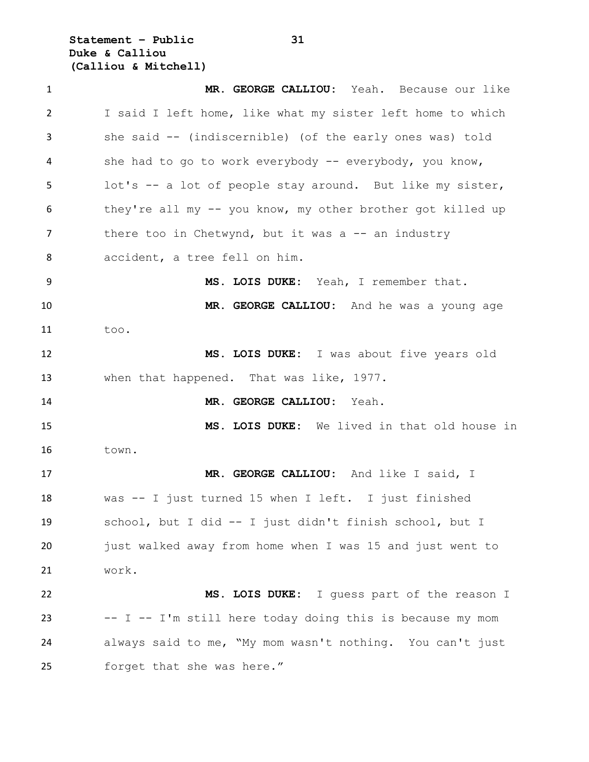**MR. GEORGE CALLIOU:** Yeah. Because our like I said I left home, like what my sister left home to which she said -- (indiscernible) (of the early ones was) told she had to go to work everybody -- everybody, you know, lot's -- a lot of people stay around. But like my sister, they're all my -- you know, my other brother got killed up there too in Chetwynd, but it was a -- an industry accident, a tree fell on him.

**MS. LOIS DUKE:** Yeah, I remember that.

**MR. GEORGE CALLIOU:** And he was a young age too.

**MS. LOIS DUKE:** I was about five years old when that happened. That was like, 1977.

**MR. GEORGE CALLIOU:** Yeah.

**MS. LOIS DUKE:** We lived in that old house in town.

**MR. GEORGE CALLIOU:** And like I said, I was -- I just turned 15 when I left. I just finished school, but I did -- I just didn't finish school, but I just walked away from home when I was 15 and just went to work.

**MS. LOIS DUKE:** I guess part of the reason I -- I -- I'm still here today doing this is because my mom always said to me, "My mom wasn't nothing. You can't just forget that she was here."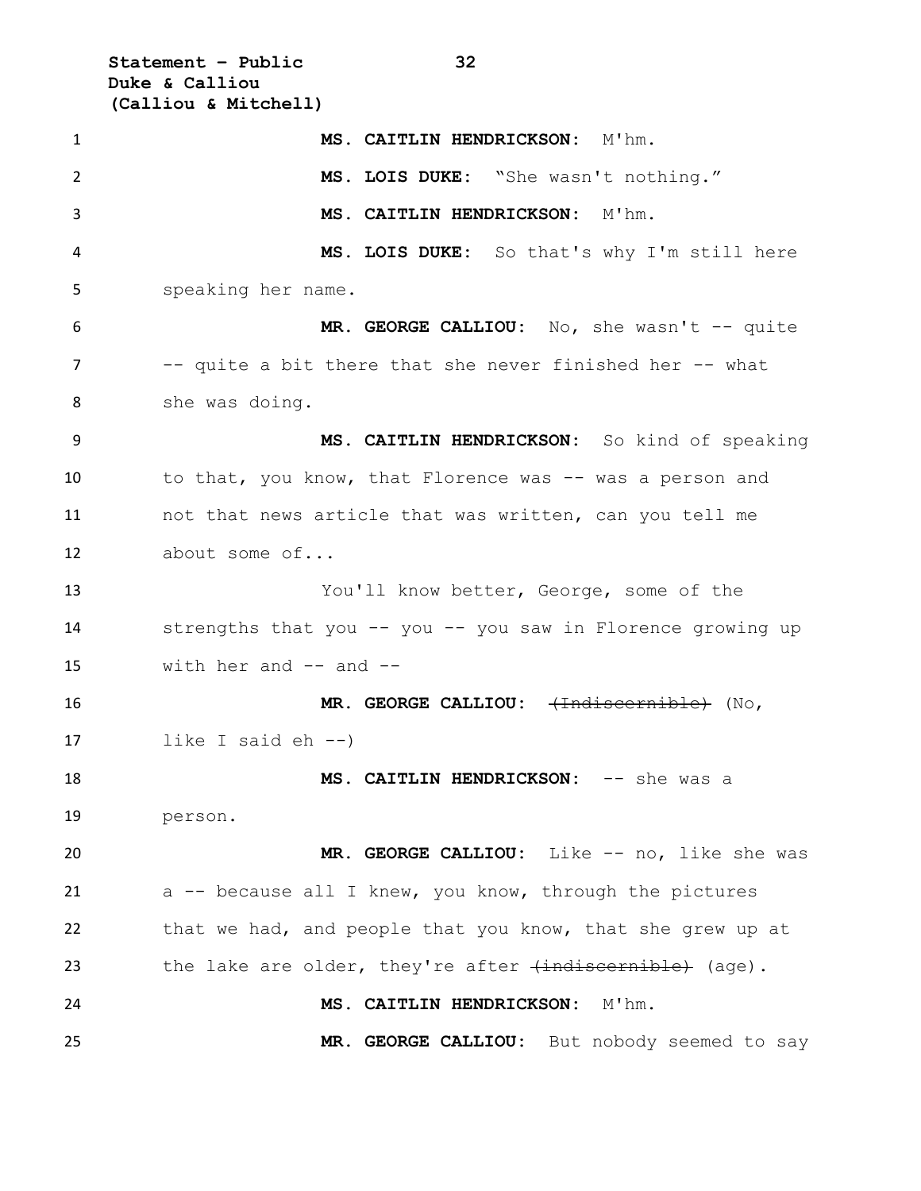**MS. CAITLIN HENDRICKSON:** M'hm.

**MS. LOIS DUKE:** "She wasn't nothing."

**MS. CAITLIN HENDRICKSON:** M'hm.

**MS. LOIS DUKE:** So that's why I'm still here speaking her name.

**MR. GEORGE CALLIOU:** No, she wasn't -- quite -- quite a bit there that she never finished her -- what she was doing.

**MS. CAITLIN HENDRICKSON:** So kind of speaking to that, you know, that Florence was -- was a person and not that news article that was written, can you tell me about some of...

You'll know better, George, some of the strengths that you -- you -- you saw in Florence growing up with her and -- and --

**MR. GEORGE CALLIOU:** ~~(Indiscernible)~~ (No, like I said eh --)

**MS. CAITLIN HENDRICKSON:** -- she was a person.

**MR. GEORGE CALLIOU:** Like -- no, like she was a -- because all I knew, you know, through the pictures that we had, and people that you know, that she grew up at the lake are older, they're after ~~(indiscernible)~~ (age).

**MS. CAITLIN HENDRICKSON:** M'hm.

**MR. GEORGE CALLIOU:** But nobody seemed to say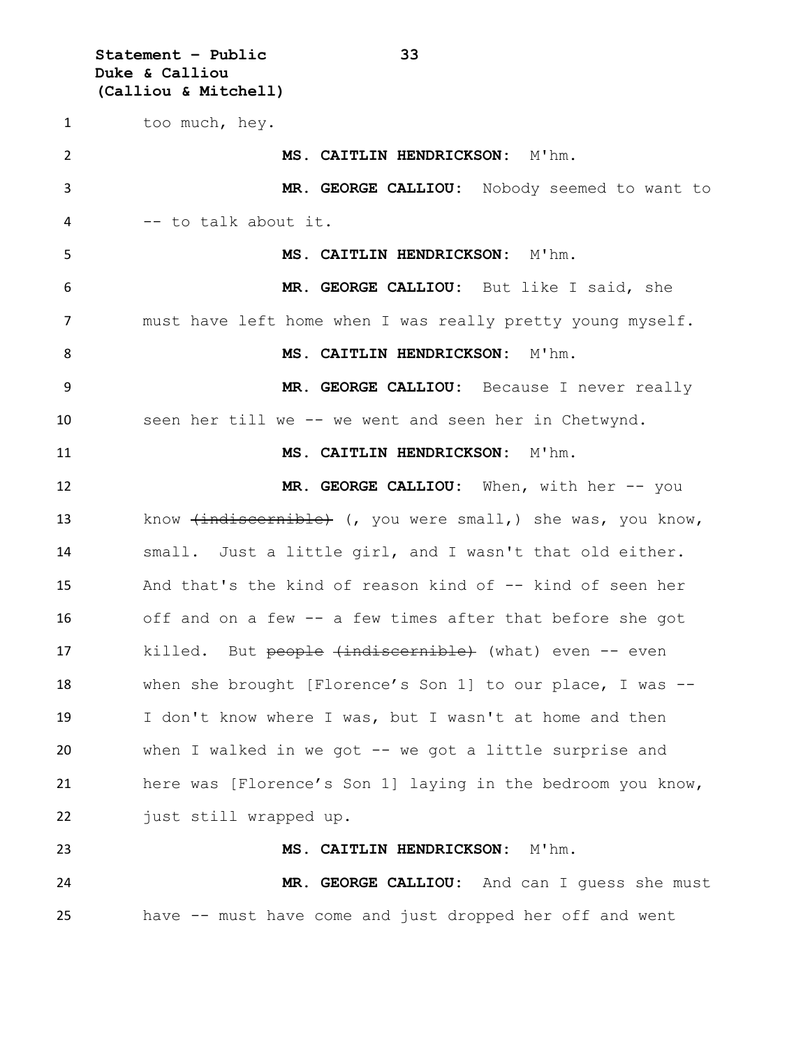too much, hey.

**MS. CAITLIN HENDRICKSON:** M'hm.

**MR. GEORGE CALLIOU:** Nobody seemed to want to -- to talk about it.

**MS. CAITLIN HENDRICKSON:** M'hm.

**MR. GEORGE CALLIOU:** But like I said, she must have left home when I was really pretty young myself.

**MS. CAITLIN HENDRICKSON:** M'hm.

**MR. GEORGE CALLIOU:** Because I never really seen her till we -- we went and seen her in Chetwynd.

**MS. CAITLIN HENDRICKSON:** M'hm.

**MR. GEORGE CALLIOU:** When, with her -- you know ~~(indiscernible)~~ (, you were small,) she was, you know, small. Just a little girl, and I wasn't that old either. And that's the kind of reason kind of -- kind of seen her off and on a few -- a few times after that before she got killed. But ~~people (indiscernible)~~ (what) even -- even when she brought [Florence's Son 1] to our place, I was -- I don't know where I was, but I wasn't at home and then when I walked in we got -- we got a little surprise and here was [Florence's Son 1] laying in the bedroom you know, just still wrapped up.

**MS. CAITLIN HENDRICKSON:** M'hm.

**MR. GEORGE CALLIOU:** And can I guess she must have -- must have come and just dropped her off and went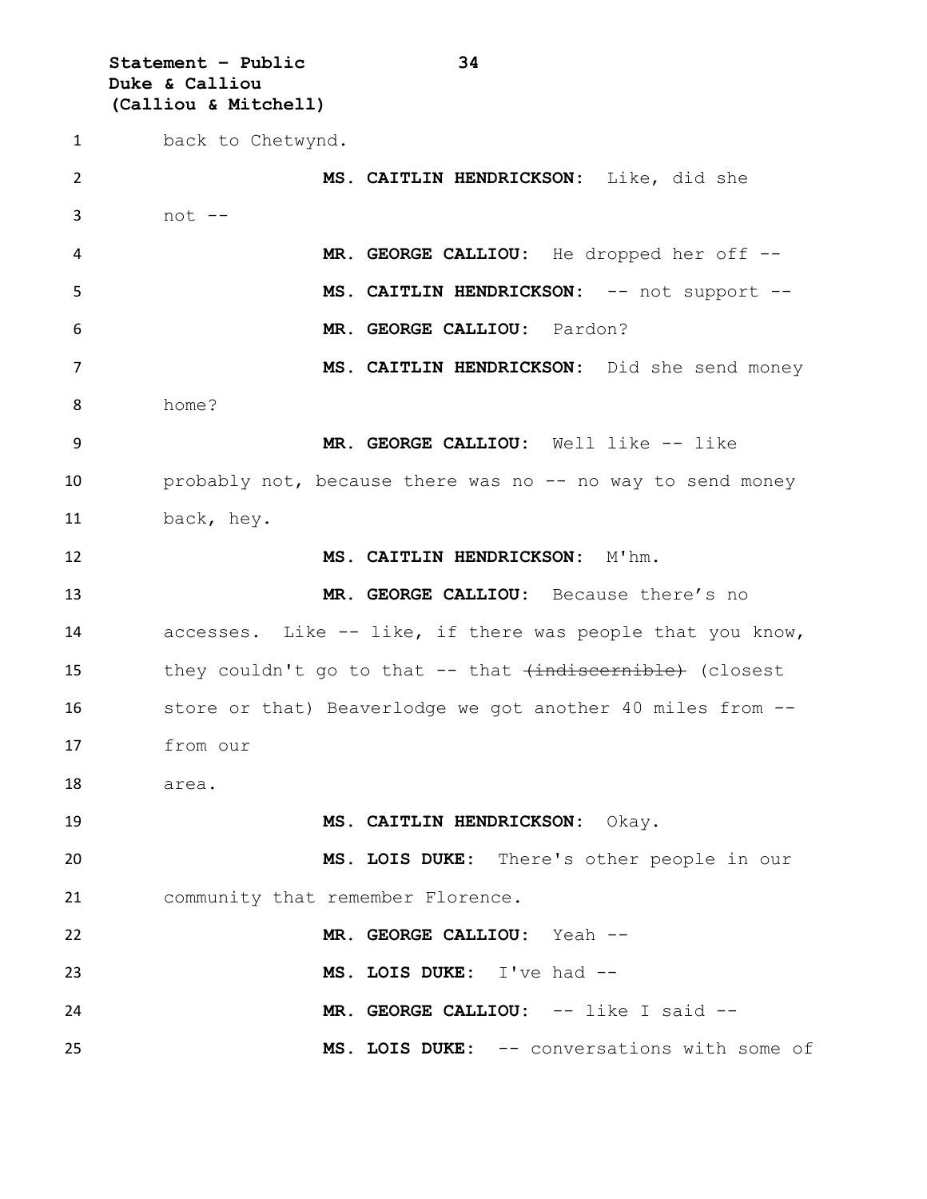back to Chetwynd.

**MS. CAITLIN HENDRICKSON:** Like, did she not --

**MR. GEORGE CALLIOU:** He dropped her off --

**MS. CAITLIN HENDRICKSON:** -- not support --

**MR. GEORGE CALLIOU:** Pardon?

**MS. CAITLIN HENDRICKSON:** Did she send money home?

**MR. GEORGE CALLIOU:** Well like -- like probably not, because there was no -- no way to send money back, hey.

**MS. CAITLIN HENDRICKSON:** M'hm.

**MR. GEORGE CALLIOU:** Because there's no accesses. Like -- like, if there was people that you know, they couldn't go to that -- that ~~(indiscernible)~~ (closest store or that) Beaverlodge we got another 40 miles from -- from our area.

**MS. CAITLIN HENDRICKSON:** Okay.

**MS. LOIS DUKE:** There's other people in our community that remember Florence.

**MR. GEORGE CALLIOU:** Yeah --

**MS. LOIS DUKE:** I've had --

**MR. GEORGE CALLIOU:** -- like I said --

**MS. LOIS DUKE:** -- conversations with some of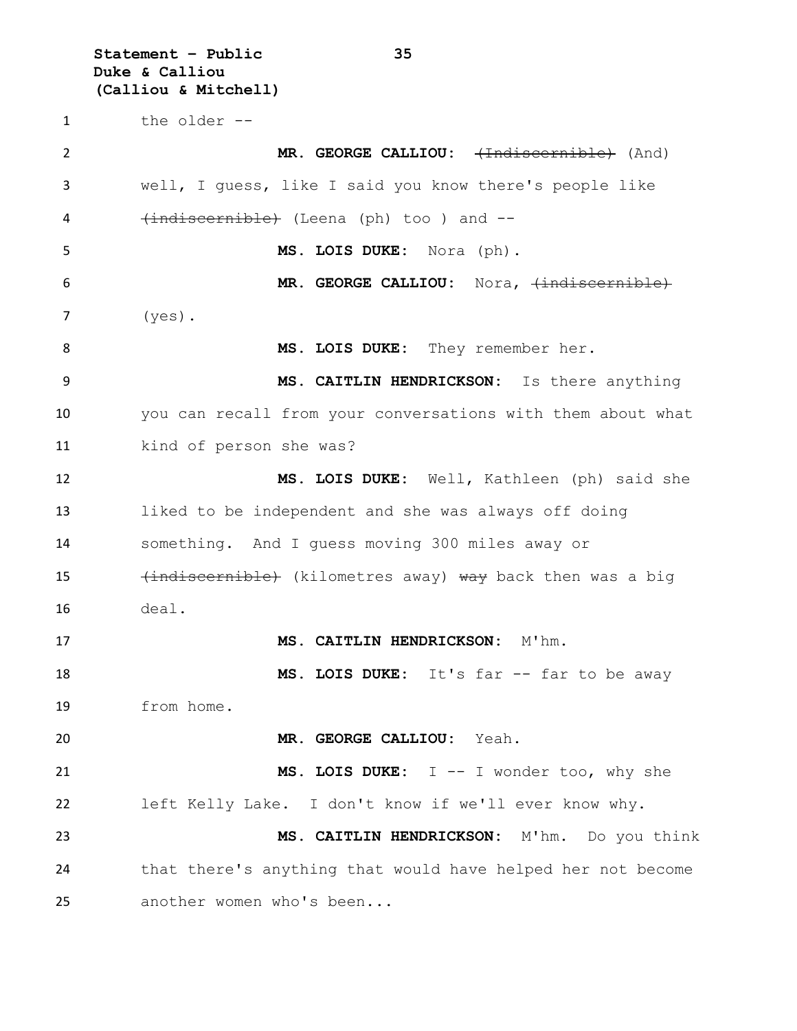the older --

**MR. GEORGE CALLIOU:** ~~(Indiscernible)~~ (And) well, I guess, like I said you know there's people like ~~(indiscernible)~~ (Leena (ph) too ) and --

**MS. LOIS DUKE:** Nora (ph).

**MR. GEORGE CALLIOU:** Nora, ~~(indiscernible)~~ (yes).

**MS. LOIS DUKE:** They remember her.

**MS. CAITLIN HENDRICKSON:** Is there anything you can recall from your conversations with them about what kind of person she was?

**MS. LOIS DUKE:** Well, Kathleen (ph) said she liked to be independent and she was always off doing something. And I guess moving 300 miles away or ~~(indiscernible)~~ (kilometres away) ~~way~~ back then was a big deal.

**MS. CAITLIN HENDRICKSON:** M'hm.

**MS. LOIS DUKE:** It's far -- far to be away from home.

**MR. GEORGE CALLIOU:** Yeah.

**MS. LOIS DUKE:** I -- I wonder too, why she left Kelly Lake. I don't know if we'll ever know why.

**MS. CAITLIN HENDRICKSON:** M'hm. Do you think that there's anything that would have helped her not become another women who's been...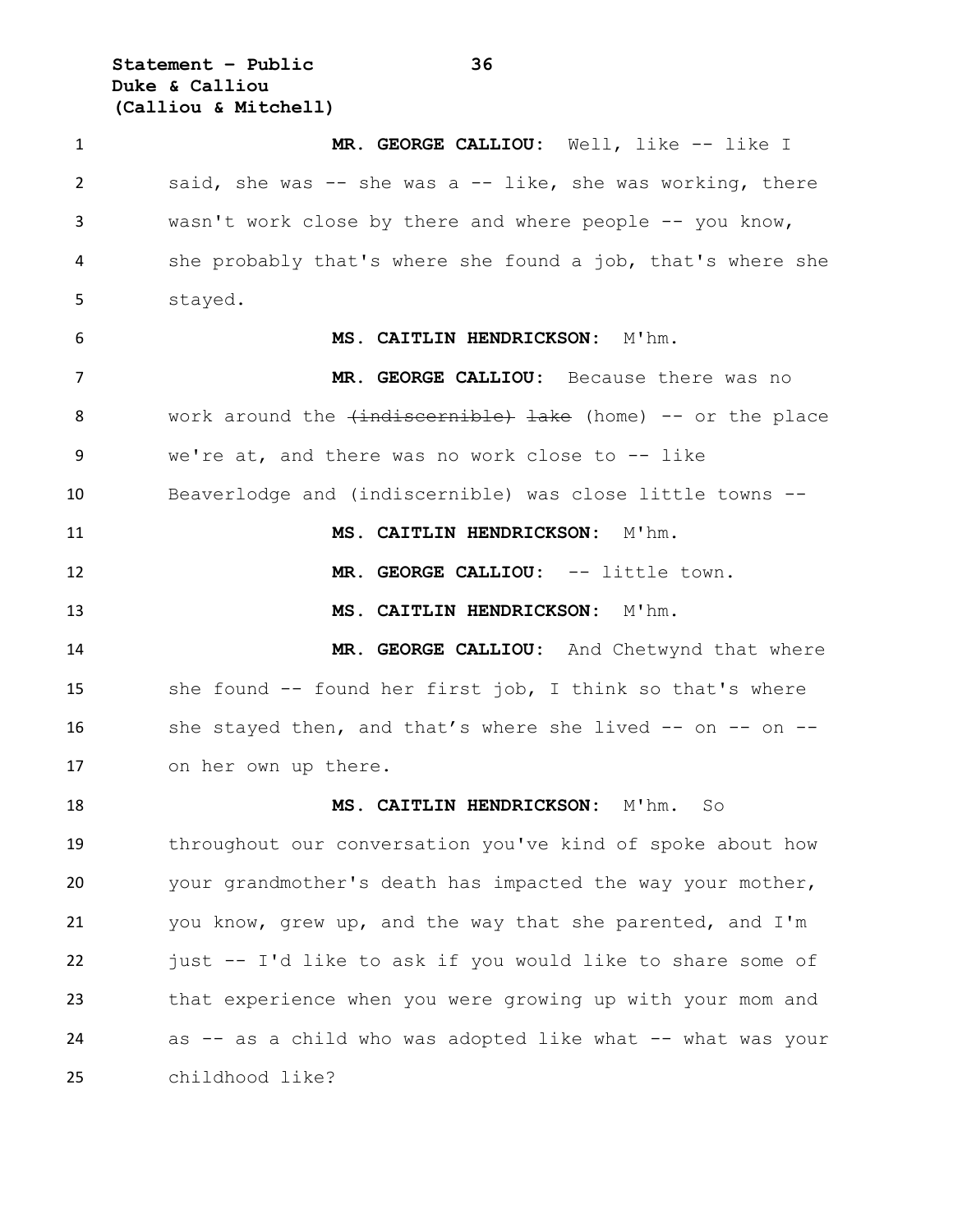**MR. GEORGE CALLIOU:** Well, like -- like I said, she was -- she was a -- like, she was working, there wasn't work close by there and where people -- you know, she probably that's where she found a job, that's where she stayed.

**MS. CAITLIN HENDRICKSON:** M'hm.

**MR. GEORGE CALLIOU:** Because there was no work around the ~~(indiscernible) lake~~ (home) -- or the place we're at, and there was no work close to -- like Beaverlodge and (indiscernible) was close little towns --

**MS. CAITLIN HENDRICKSON:** M'hm.

**MR. GEORGE CALLIOU:** -- little town.

**MS. CAITLIN HENDRICKSON:** M'hm.

**MR. GEORGE CALLIOU:** And Chetwynd that where she found -- found her first job, I think so that's where she stayed then, and that's where she lived -- on -- on -- on her own up there.

**MS. CAITLIN HENDRICKSON:** M'hm. So throughout our conversation you've kind of spoke about how your grandmother's death has impacted the way your mother, you know, grew up, and the way that she parented, and I'm just -- I'd like to ask if you would like to share some of that experience when you were growing up with your mom and as -- as a child who was adopted like what -- what was your childhood like?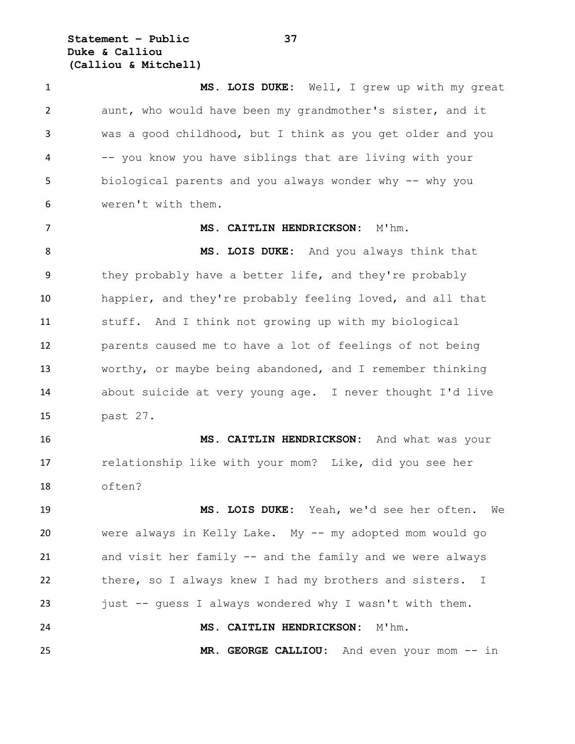**MS. LOIS DUKE:** Well, I grew up with my great aunt, who would have been my grandmother's sister, and it was a good childhood, but I think as you get older and you -- you know you have siblings that are living with your biological parents and you always wonder why -- why you weren't with them.

**MS. CAITLIN HENDRICKSON:** M'hm.

**MS. LOIS DUKE:** And you always think that they probably have a better life, and they're probably happier, and they're probably feeling loved, and all that stuff. And I think not growing up with my biological parents caused me to have a lot of feelings of not being worthy, or maybe being abandoned, and I remember thinking about suicide at very young age. I never thought I'd live past 27.

**MS. CAITLIN HENDRICKSON:** And what was your relationship like with your mom? Like, did you see her often?

**MS. LOIS DUKE:** Yeah, we'd see her often. We were always in Kelly Lake. My -- my adopted mom would go and visit her family -- and the family and we were always there, so I always knew I had my brothers and sisters. I just -- guess I always wondered why I wasn't with them.

**MS. CAITLIN HENDRICKSON:** M'hm.

**MR. GEORGE CALLIOU:** And even your mom -- in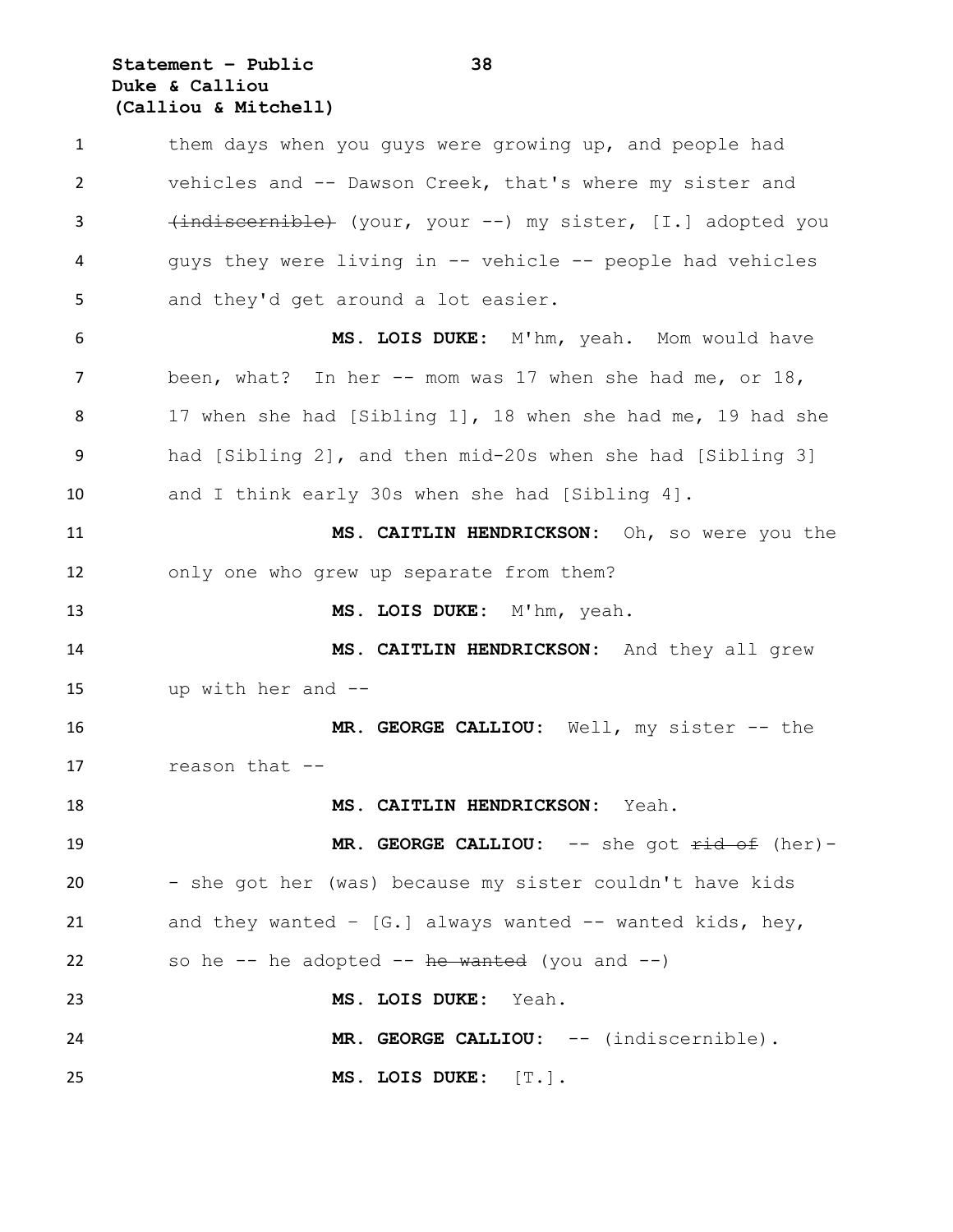them days when you guys were growing up, and people had vehicles and -- Dawson Creek, that's where my sister and ~~(indiscernible)~~ (your, your --) my sister, [I.] adopted you guys they were living in -- vehicle -- people had vehicles and they'd get around a lot easier.

**MS. LOIS DUKE:** M'hm, yeah. Mom would have been, what? In her -- mom was 17 when she had me, or 18, 17 when she had [Sibling 1], 18 when she had me, 19 had she had [Sibling 2], and then mid-20s when she had [Sibling 3] and I think early 30s when she had [Sibling 4].

**MS. CAITLIN HENDRICKSON:** Oh, so were you the only one who grew up separate from them?

**MS. LOIS DUKE:** M'hm, yeah.

**MS. CAITLIN HENDRICKSON:** And they all grew up with her and --

**MR. GEORGE CALLIOU:** Well, my sister -- the reason that --

**MS. CAITLIN HENDRICKSON:** Yeah.

**MR. GEORGE CALLIOU:** -- she got ~~rid of~~ (her)-- she got her (was) because my sister couldn't have kids and they wanted – [G.] always wanted -- wanted kids, hey, so he -- he adopted -- ~~he wanted~~ (you and --)

**MS. LOIS DUKE:** Yeah.

**MR. GEORGE CALLIOU:** -- (indiscernible).

**MS. LOIS DUKE:** [T.].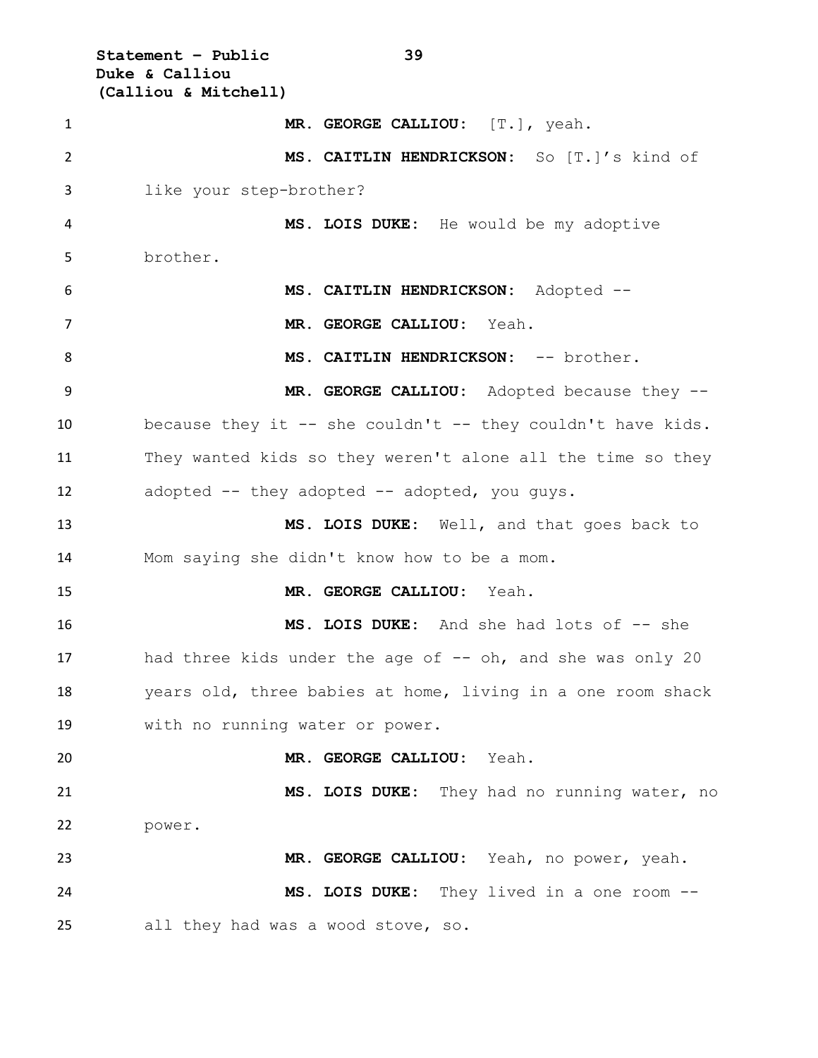**MR. GEORGE CALLIOU:** [T.], yeah.

**MS. CAITLIN HENDRICKSON:** So [T.]'s kind of like your step-brother?

**MS. LOIS DUKE:** He would be my adoptive brother.

**MS. CAITLIN HENDRICKSON:** Adopted --

**MR. GEORGE CALLIOU:** Yeah.

**MS. CAITLIN HENDRICKSON:** -- brother.

**MR. GEORGE CALLIOU:** Adopted because they -- because they it -- she couldn't -- they couldn't have kids. They wanted kids so they weren't alone all the time so they adopted -- they adopted -- adopted, you guys.

**MS. LOIS DUKE:** Well, and that goes back to Mom saying she didn't know how to be a mom.

**MR. GEORGE CALLIOU:** Yeah.

**MS. LOIS DUKE:** And she had lots of -- she had three kids under the age of -- oh, and she was only 20 years old, three babies at home, living in a one room shack with no running water or power.

**MR. GEORGE CALLIOU:** Yeah.

**MS. LOIS DUKE:** They had no running water, no power.

**MR. GEORGE CALLIOU:** Yeah, no power, yeah.

**MS. LOIS DUKE:** They lived in a one room -- all they had was a wood stove, so.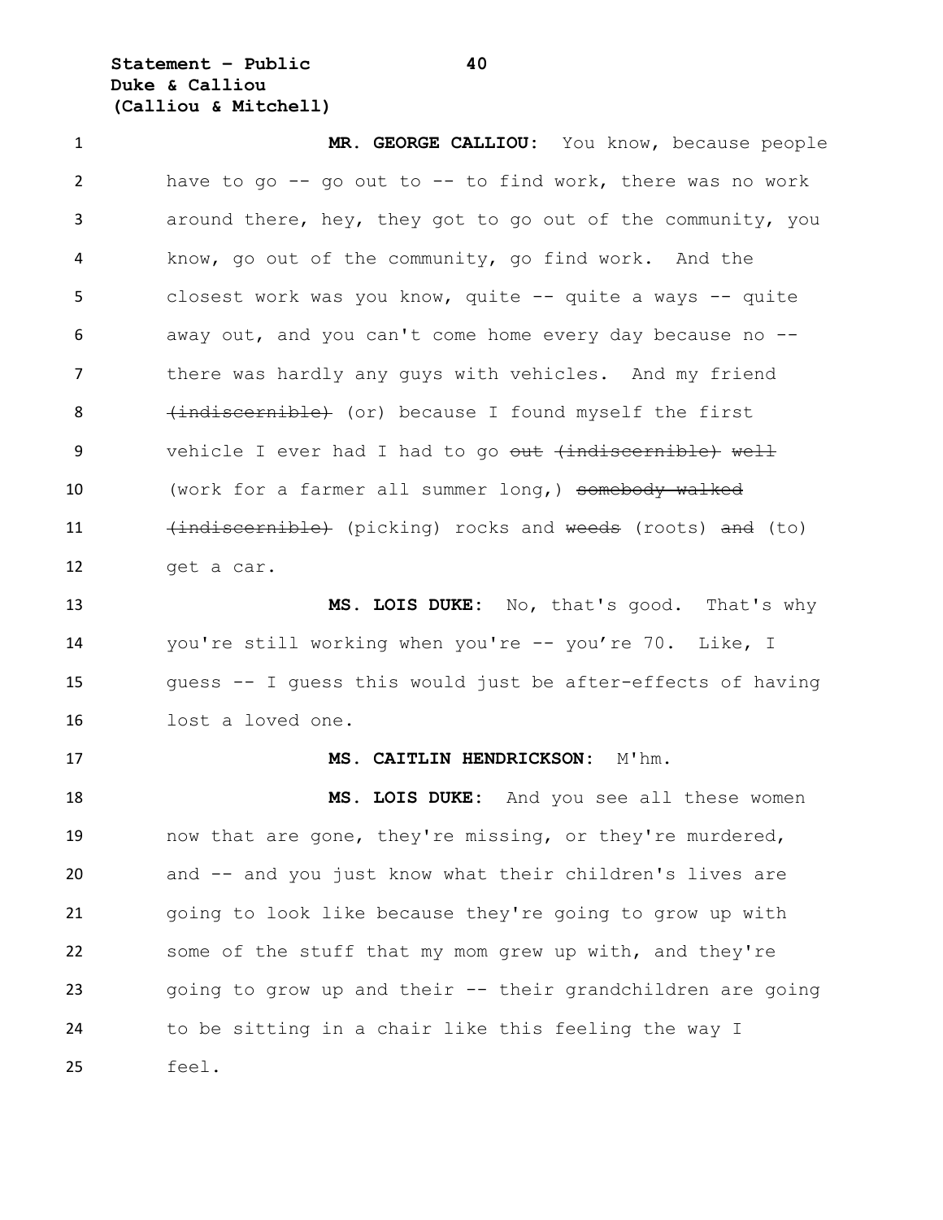**MR. GEORGE CALLIOU:** You know, because people have to go -- go out to -- to find work, there was no work around there, hey, they got to go out of the community, you know, go out of the community, go find work. And the closest work was you know, quite -- quite a ways -- quite away out, and you can't come home every day because no -- there was hardly any guys with vehicles. And my friend ~~(indiscernible)~~ (or) because I found myself the first vehicle I ever had I had to go ~~out (indiscernible) well~~ (work for a farmer all summer long,) ~~somebody walked (indiscernible)~~ (picking) rocks and ~~weeds~~ (roots) ~~and~~ (to) get a car.

**MS. LOIS DUKE:** No, that's good. That's why you're still working when you're -- you're 70. Like, I guess -- I guess this would just be after-effects of having lost a loved one.

**MS. CAITLIN HENDRICKSON:** M'hm.

**MS. LOIS DUKE:** And you see all these women now that are gone, they're missing, or they're murdered, and -- and you just know what their children's lives are going to look like because they're going to grow up with some of the stuff that my mom grew up with, and they're going to grow up and their -- their grandchildren are going to be sitting in a chair like this feeling the way I feel.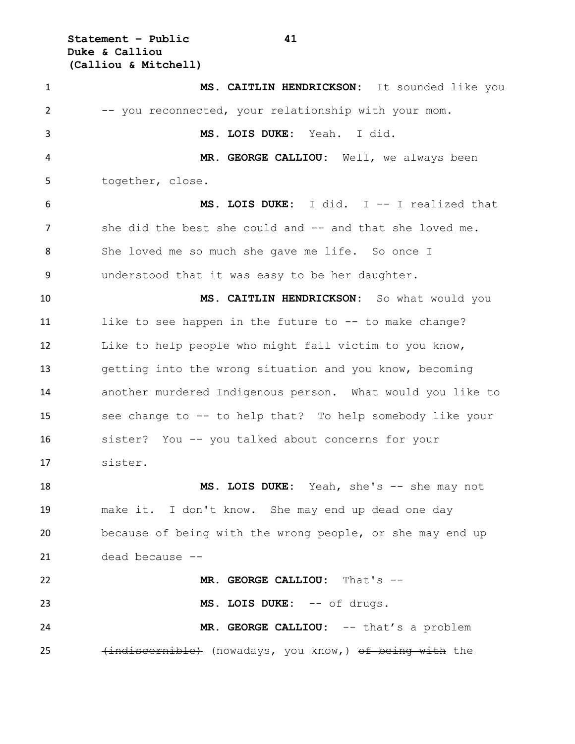**MS. CAITLIN HENDRICKSON:** It sounded like you -- you reconnected, your relationship with your mom.

**MS. LOIS DUKE:** Yeah. I did.

**MR. GEORGE CALLIOU:** Well, we always been together, close.

**MS. LOIS DUKE:** I did. I -- I realized that she did the best she could and -- and that she loved me. She loved me so much she gave me life. So once I understood that it was easy to be her daughter.

**MS. CAITLIN HENDRICKSON:** So what would you like to see happen in the future to -- to make change? Like to help people who might fall victim to you know, getting into the wrong situation and you know, becoming another murdered Indigenous person. What would you like to see change to -- to help that? To help somebody like your sister? You -- you talked about concerns for your sister.

**MS. LOIS DUKE:** Yeah, she's -- she may not make it. I don't know. She may end up dead one day because of being with the wrong people, or she may end up dead because --

**MR. GEORGE CALLIOU:** That's --

**MS. LOIS DUKE:** -- of drugs.

**MR. GEORGE CALLIOU:** -- that's a problem ~~(indiscernible)~~ (nowadays, you know,) ~~of being with~~ the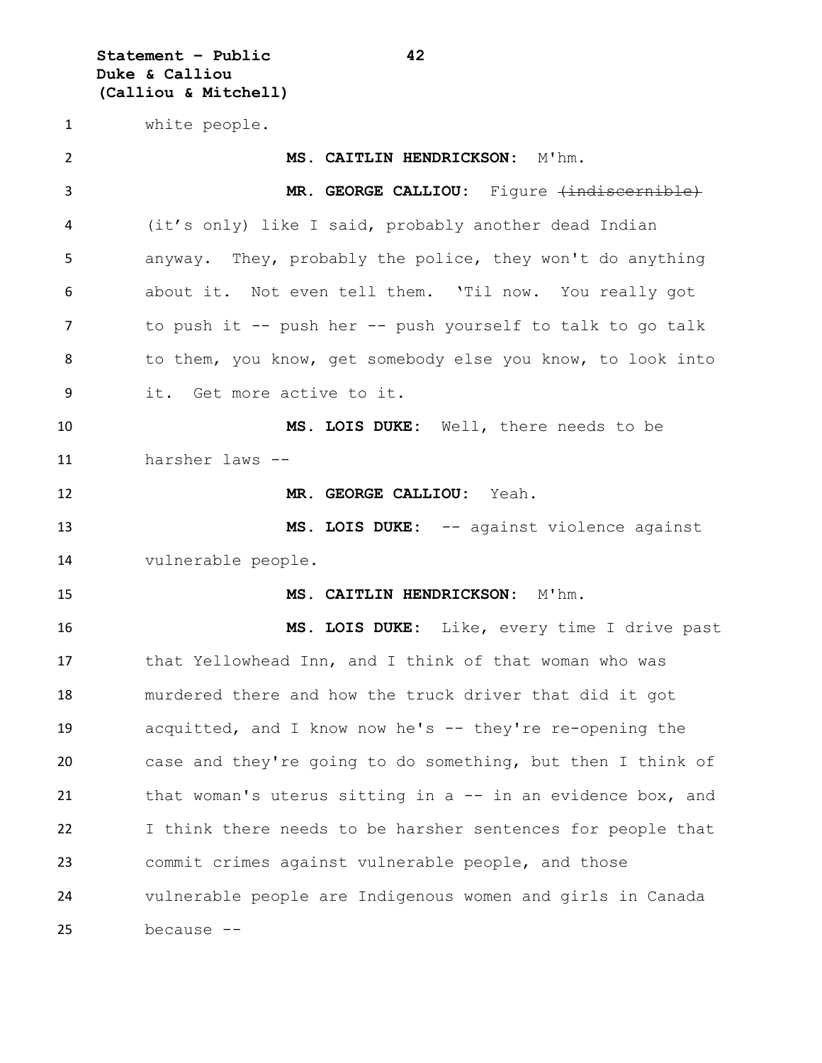white people.

**MS. CAITLIN HENDRICKSON:** M'hm.

**MR. GEORGE CALLIOU:** Figure ~~(indiscernible)~~ (it's only) like I said, probably another dead Indian anyway. They, probably the police, they won't do anything about it. Not even tell them. 'Til now. You really got to push it -- push her -- push yourself to talk to go talk to them, you know, get somebody else you know, to look into it. Get more active to it.

**MS. LOIS DUKE:** Well, there needs to be harsher laws --

**MR. GEORGE CALLIOU:** Yeah.

**MS. LOIS DUKE:** -- against violence against vulnerable people.

**MS. CAITLIN HENDRICKSON:** M'hm.

**MS. LOIS DUKE:** Like, every time I drive past that Yellowhead Inn, and I think of that woman who was murdered there and how the truck driver that did it got acquitted, and I know now he's -- they're re-opening the case and they're going to do something, but then I think of that woman's uterus sitting in a -- in an evidence box, and I think there needs to be harsher sentences for people that commit crimes against vulnerable people, and those vulnerable people are Indigenous women and girls in Canada because --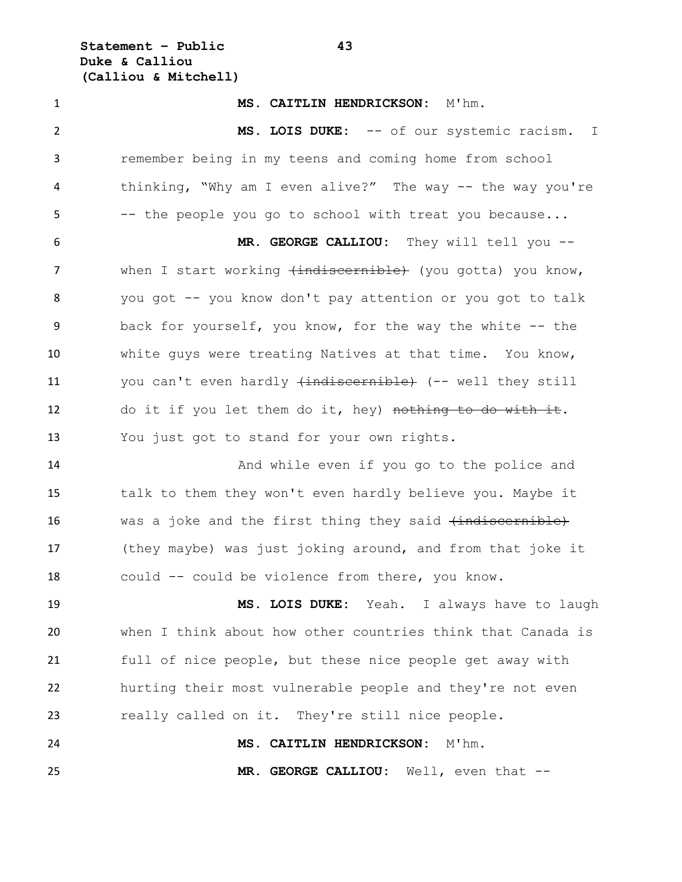**MS. CAITLIN HENDRICKSON:** M'hm.

**MS. LOIS DUKE:** -- of our systemic racism. I remember being in my teens and coming home from school thinking, "Why am I even alive?" The way -- the way you're -- the people you go to school with treat you because...

**MR. GEORGE CALLIOU:** They will tell you -- when I start working ~~(indiscernible)~~ (you gotta) you know, you got -- you know don't pay attention or you got to talk back for yourself, you know, for the way the white -- the white guys were treating Natives at that time. You know, you can't even hardly ~~(indiscernible)~~ (-- well they still do it if you let them do it, hey) ~~nothing to do with it~~. You just got to stand for your own rights.

And while even if you go to the police and talk to them they won't even hardly believe you. Maybe it was a joke and the first thing they said ~~(indiscernible)~~ (they maybe) was just joking around, and from that joke it could -- could be violence from there, you know.

**MS. LOIS DUKE:** Yeah. I always have to laugh when I think about how other countries think that Canada is full of nice people, but these nice people get away with hurting their most vulnerable people and they're not even really called on it. They're still nice people.

**MS. CAITLIN HENDRICKSON:** M'hm.

**MR. GEORGE CALLIOU:** Well, even that --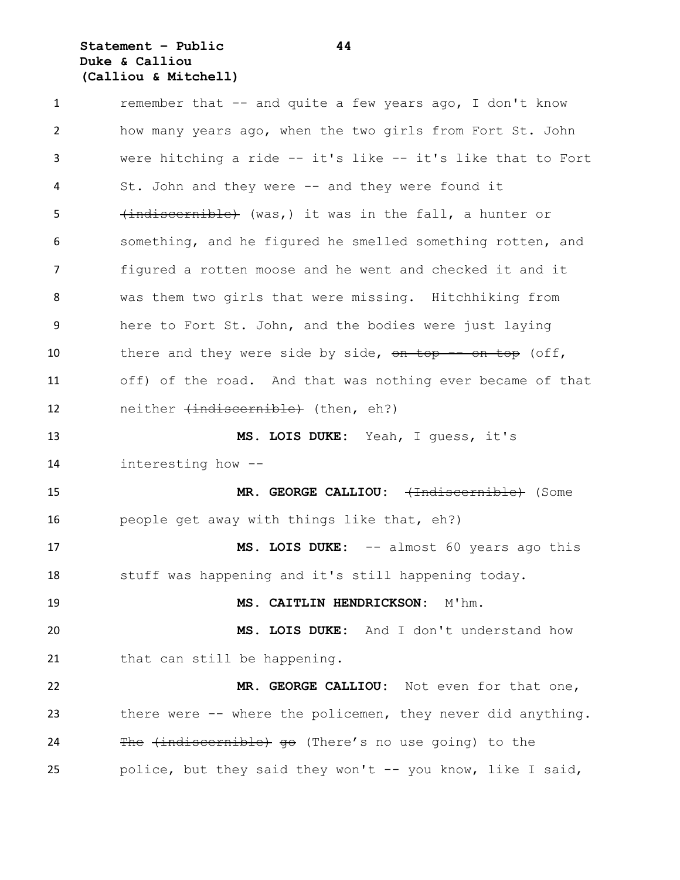remember that -- and quite a few years ago, I don't know how many years ago, when the two girls from Fort St. John were hitching a ride -- it's like -- it's like that to Fort St. John and they were -- and they were found it ~~(indiscernible)~~ (was,) it was in the fall, a hunter or something, and he figured he smelled something rotten, and figured a rotten moose and he went and checked it and it was them two girls that were missing. Hitchhiking from here to Fort St. John, and the bodies were just laying there and they were side by side, ~~on top -- on top~~ (off, off) of the road. And that was nothing ever became of that neither ~~(indiscernible)~~ (then, eh?)

**MS. LOIS DUKE:** Yeah, I guess, it's interesting how --

**MR. GEORGE CALLIOU:** ~~(Indiscernible)~~ (Some people get away with things like that, eh?)

**MS. LOIS DUKE:** -- almost 60 years ago this stuff was happening and it's still happening today.

**MS. CAITLIN HENDRICKSON:** M'hm.

**MS. LOIS DUKE:** And I don't understand how that can still be happening.

**MR. GEORGE CALLIOU:** Not even for that one, there were -- where the policemen, they never did anything. ~~The (indiscernible) go~~ (There's no use going) to the police, but they said they won't -- you know, like I said,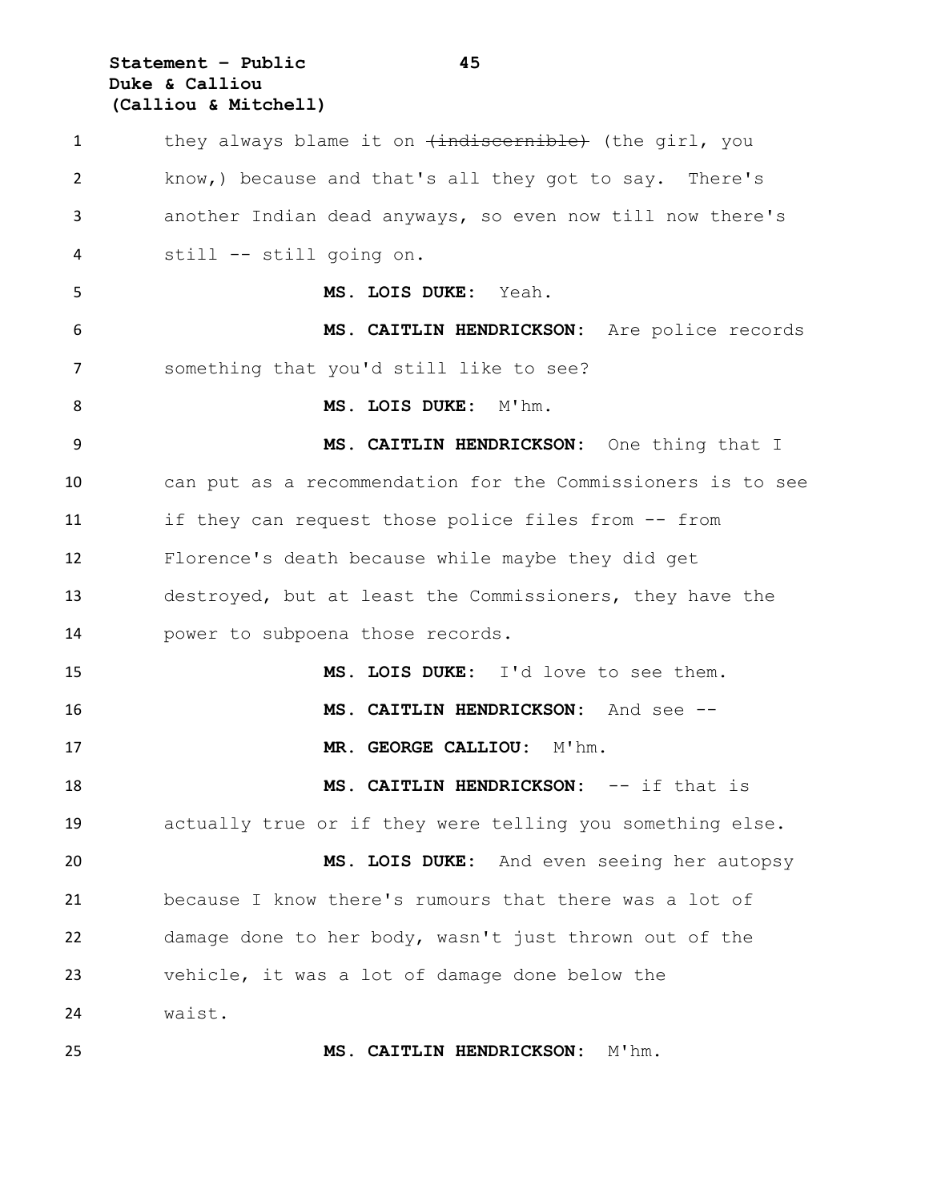they always blame it on ~~(indiscernible)~~ (the girl, you know,) because and that's all they got to say. There's another Indian dead anyways, so even now till now there's still -- still going on.

**MS. LOIS DUKE:** Yeah.

**MS. CAITLIN HENDRICKSON:** Are police records something that you'd still like to see?

**MS. LOIS DUKE:** M'hm.

**MS. CAITLIN HENDRICKSON:** One thing that I can put as a recommendation for the Commissioners is to see if they can request those police files from -- from Florence's death because while maybe they did get destroyed, but at least the Commissioners, they have the power to subpoena those records.

**MS. LOIS DUKE:** I'd love to see them.

**MS. CAITLIN HENDRICKSON:** And see --

**MR. GEORGE CALLIOU:** M'hm.

**MS. CAITLIN HENDRICKSON:** -- if that is actually true or if they were telling you something else.

**MS. LOIS DUKE:** And even seeing her autopsy because I know there's rumours that there was a lot of damage done to her body, wasn't just thrown out of the vehicle, it was a lot of damage done below the waist.

**MS. CAITLIN HENDRICKSON:** M'hm.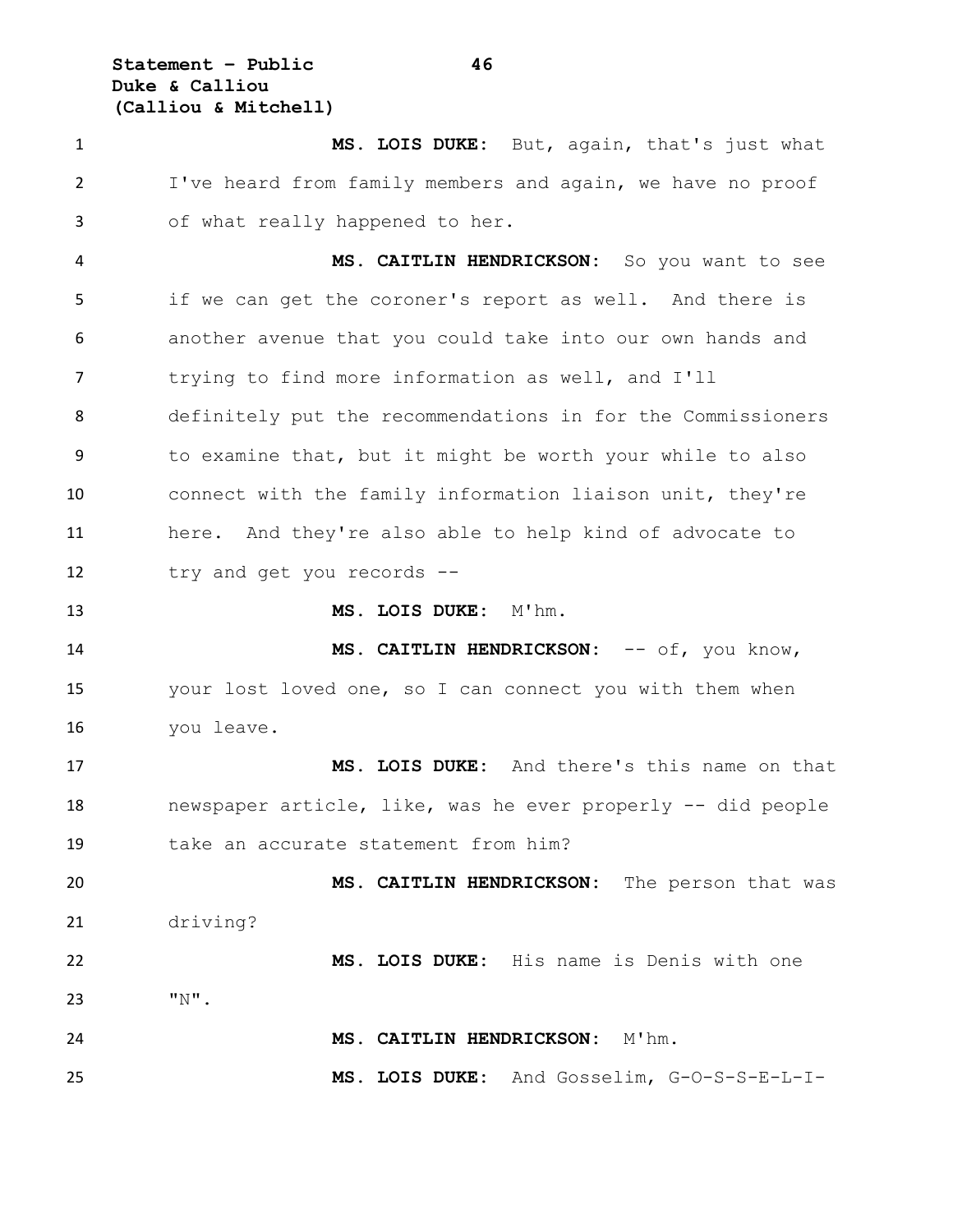**MS. LOIS DUKE:** But, again, that's just what I've heard from family members and again, we have no proof of what really happened to her.

**MS. CAITLIN HENDRICKSON:** So you want to see if we can get the coroner's report as well. And there is another avenue that you could take into our own hands and trying to find more information as well, and I'll definitely put the recommendations in for the Commissioners to examine that, but it might be worth your while to also connect with the family information liaison unit, they're here. And they're also able to help kind of advocate to try and get you records --

**MS. LOIS DUKE:** M'hm.

**MS. CAITLIN HENDRICKSON:** -- of, you know, your lost loved one, so I can connect you with them when you leave.

**MS. LOIS DUKE:** And there's this name on that newspaper article, like, was he ever properly -- did people take an accurate statement from him?

**MS. CAITLIN HENDRICKSON:** The person that was driving?

**MS. LOIS DUKE:** His name is Denis with one "N".

**MS. CAITLIN HENDRICKSON:** M'hm.

**MS. LOIS DUKE:** And Gosselim, G-O-S-S-E-L-I-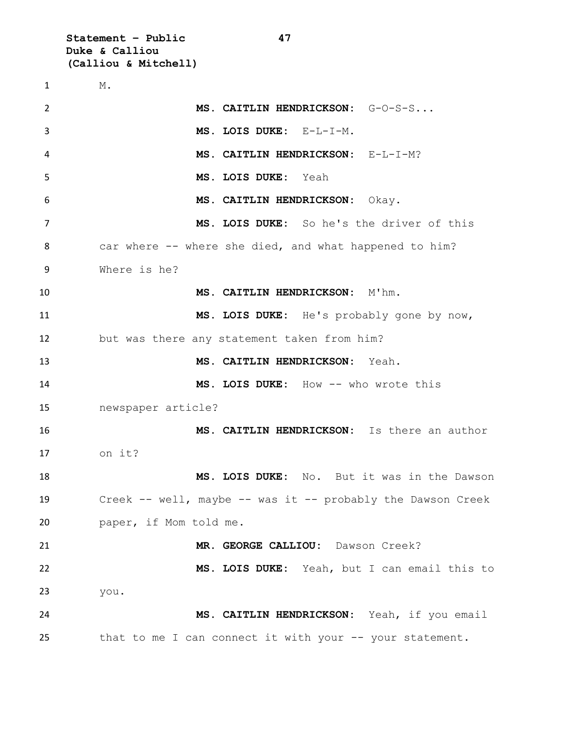M.

**MS. CAITLIN HENDRICKSON:** G-O-S-S...

**MS. LOIS DUKE:** E-L-I-M.

**MS. CAITLIN HENDRICKSON:** E-L-I-M?

**MS. LOIS DUKE:** Yeah

**MS. CAITLIN HENDRICKSON:** Okay.

**MS. LOIS DUKE:** So he's the driver of this car where -- where she died, and what happened to him? Where is he?

**MS. CAITLIN HENDRICKSON:** M'hm.

**MS. LOIS DUKE:** He's probably gone by now, but was there any statement taken from him?

**MS. CAITLIN HENDRICKSON:** Yeah.

**MS. LOIS DUKE:** How -- who wrote this newspaper article?

**MS. CAITLIN HENDRICKSON:** Is there an author on it?

**MS. LOIS DUKE:** No. But it was in the Dawson Creek -- well, maybe -- was it -- probably the Dawson Creek paper, if Mom told me.

**MR. GEORGE CALLIOU:** Dawson Creek?

**MS. LOIS DUKE:** Yeah, but I can email this to you.

**MS. CAITLIN HENDRICKSON:** Yeah, if you email that to me I can connect it with your -- your statement.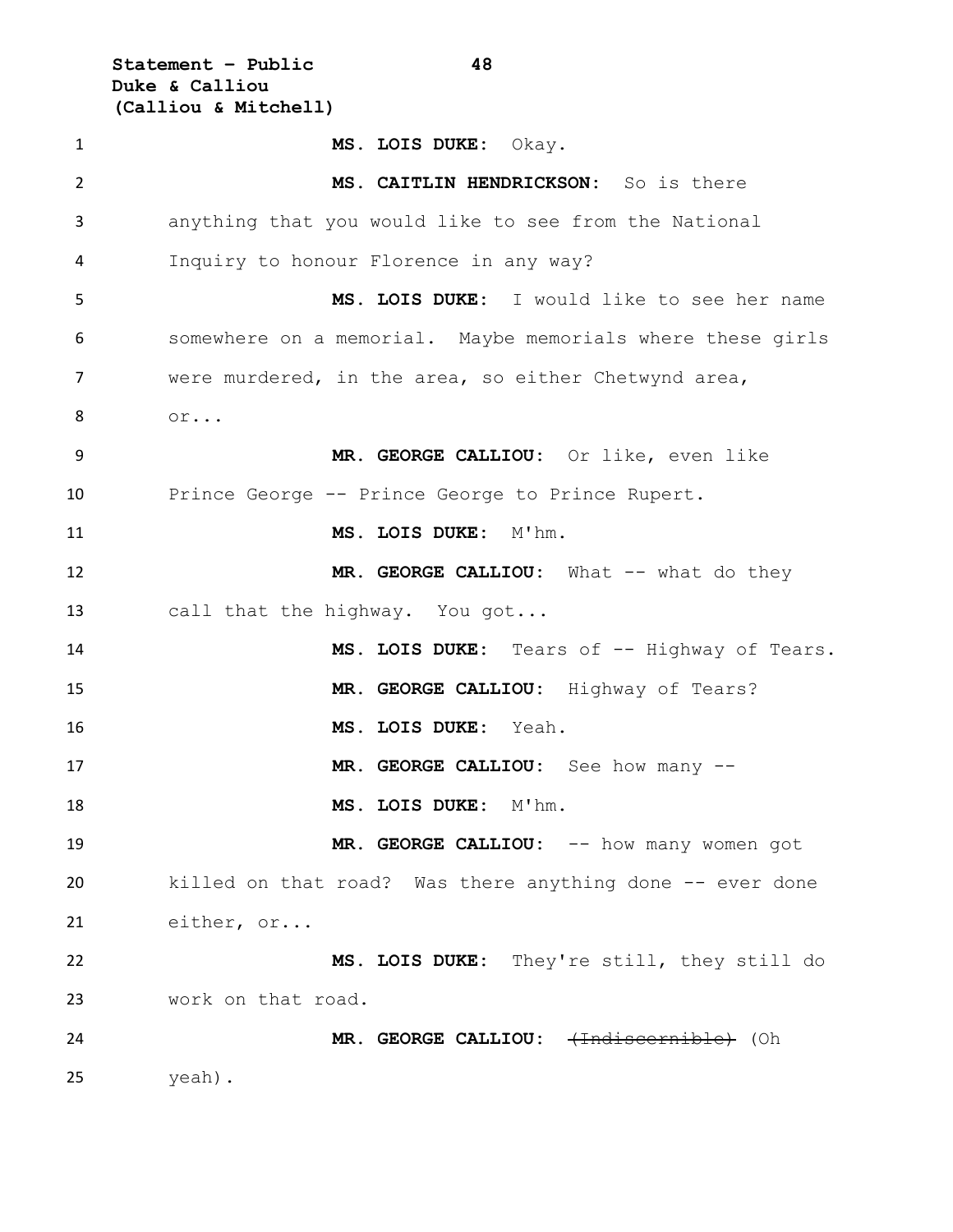**MS. LOIS DUKE:** Okay.

**MS. CAITLIN HENDRICKSON:** So is there anything that you would like to see from the National Inquiry to honour Florence in any way?

**MS. LOIS DUKE:** I would like to see her name somewhere on a memorial. Maybe memorials where these girls were murdered, in the area, so either Chetwynd area, or...

**MR. GEORGE CALLIOU:** Or like, even like Prince George -- Prince George to Prince Rupert.

**MS. LOIS DUKE:** M'hm.

**MR. GEORGE CALLIOU:** What -- what do they call that the highway. You got...

**MS. LOIS DUKE:** Tears of -- Highway of Tears.

**MR. GEORGE CALLIOU:** Highway of Tears?

**MS. LOIS DUKE:** Yeah.

**MR. GEORGE CALLIOU:** See how many --

**MS. LOIS DUKE:** M'hm.

**MR. GEORGE CALLIOU:** -- how many women got killed on that road? Was there anything done -- ever done either, or...

**MS. LOIS DUKE:** They're still, they still do work on that road.

**MR. GEORGE CALLIOU:** ~~(Indiscernible)~~ (Oh yeah).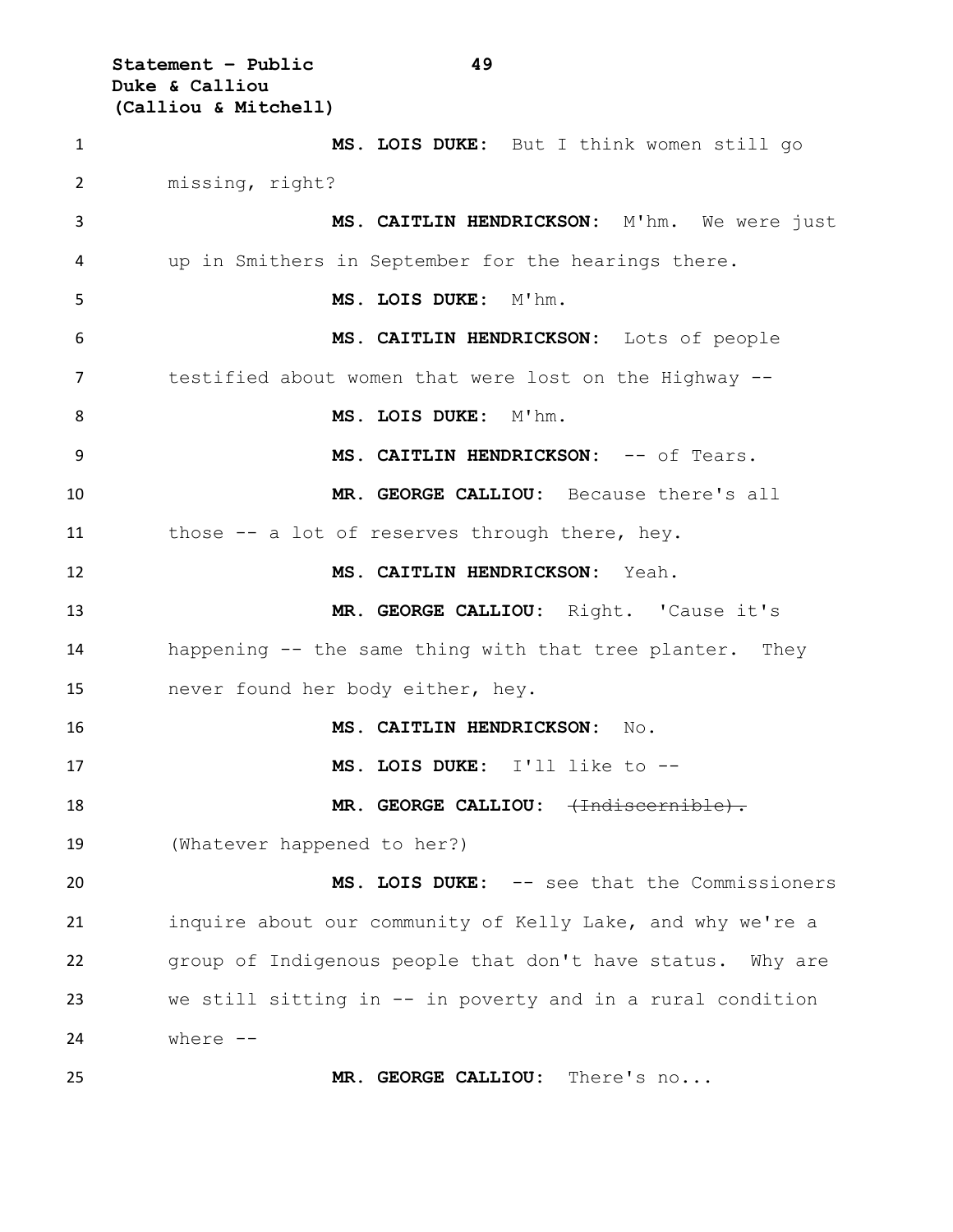**MS. LOIS DUKE:** But I think women still go missing, right?

**MS. CAITLIN HENDRICKSON:** M'hm. We were just up in Smithers in September for the hearings there.

**MS. LOIS DUKE:** M'hm.

**MS. CAITLIN HENDRICKSON:** Lots of people testified about women that were lost on the Highway --

**MS. LOIS DUKE:** M'hm.

**MS. CAITLIN HENDRICKSON:** -- of Tears.

**MR. GEORGE CALLIOU:** Because there's all those -- a lot of reserves through there, hey.

**MS. CAITLIN HENDRICKSON:** Yeah.

**MR. GEORGE CALLIOU:** Right. 'Cause it's happening -- the same thing with that tree planter. They never found her body either, hey.

**MS. CAITLIN HENDRICKSON:** No.

**MS. LOIS DUKE:** I'll like to --

**MR. GEORGE CALLIOU:** ~~(Indiscernible).~~ (Whatever happened to her?)

**MS. LOIS DUKE:** -- see that the Commissioners inquire about our community of Kelly Lake, and why we're a group of Indigenous people that don't have status. Why are we still sitting in -- in poverty and in a rural condition where --

**MR. GEORGE CALLIOU:** There's no...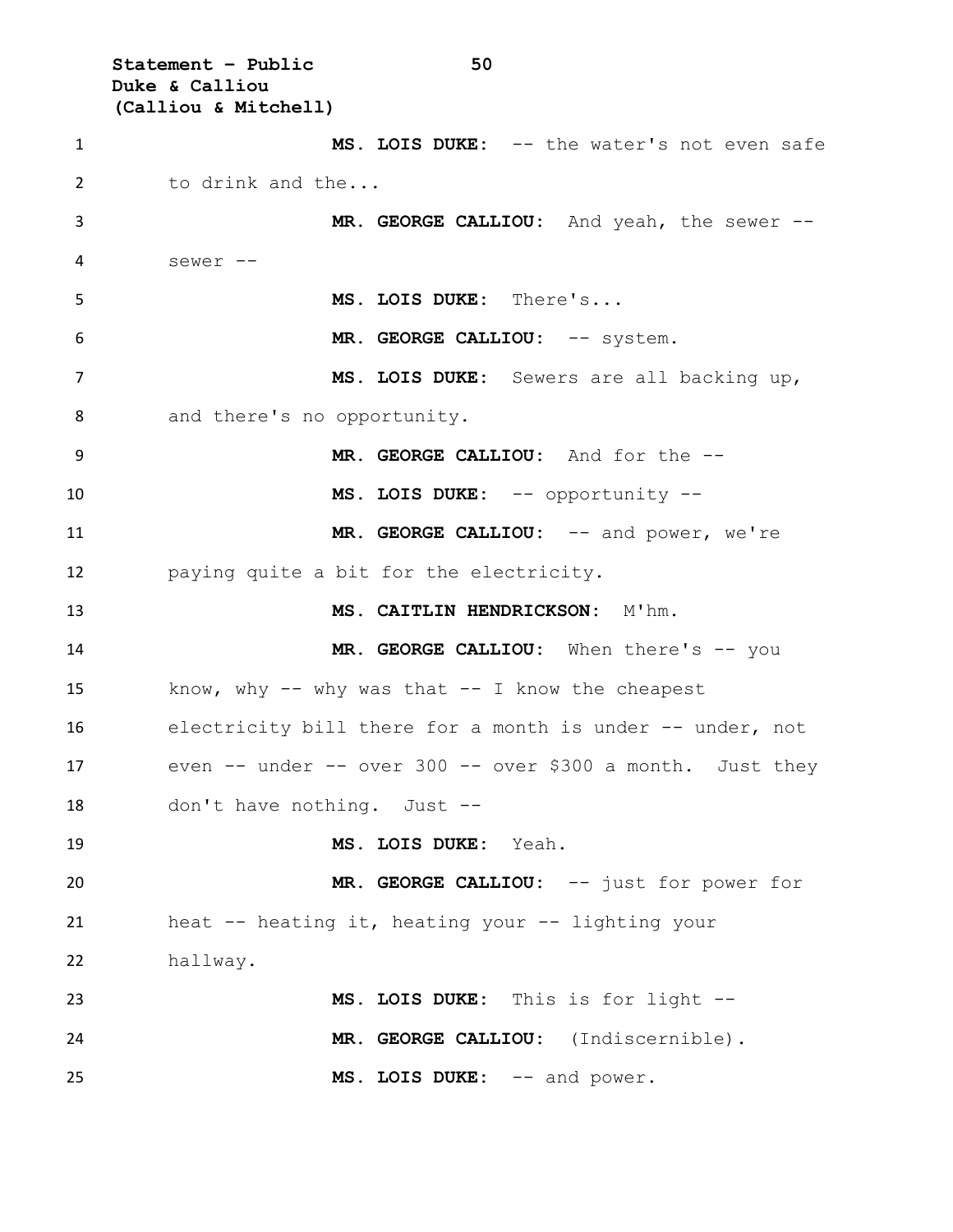**MS. LOIS DUKE:** -- the water's not even safe to drink and the...

**MR. GEORGE CALLIOU:** And yeah, the sewer -- sewer --

**MS. LOIS DUKE:** There's...

**MR. GEORGE CALLIOU:** -- system.

**MS. LOIS DUKE:** Sewers are all backing up, and there's no opportunity.

**MR. GEORGE CALLIOU:** And for the --

**MS. LOIS DUKE:** -- opportunity --

**MR. GEORGE CALLIOU:** -- and power, we're paying quite a bit for the electricity.

**MS. CAITLIN HENDRICKSON:** M'hm.

**MR. GEORGE CALLIOU:** When there's -- you know, why -- why was that -- I know the cheapest electricity bill there for a month is under -- under, not even -- under -- over 300 -- over $300 a month. Just they don't have nothing. Just --

**MS. LOIS DUKE:** Yeah.

**MR. GEORGE CALLIOU:** -- just for power for heat -- heating it, heating your -- lighting your hallway.

**MS. LOIS DUKE:** This is for light --

**MR. GEORGE CALLIOU:** (Indiscernible).

**MS. LOIS DUKE:** -- and power.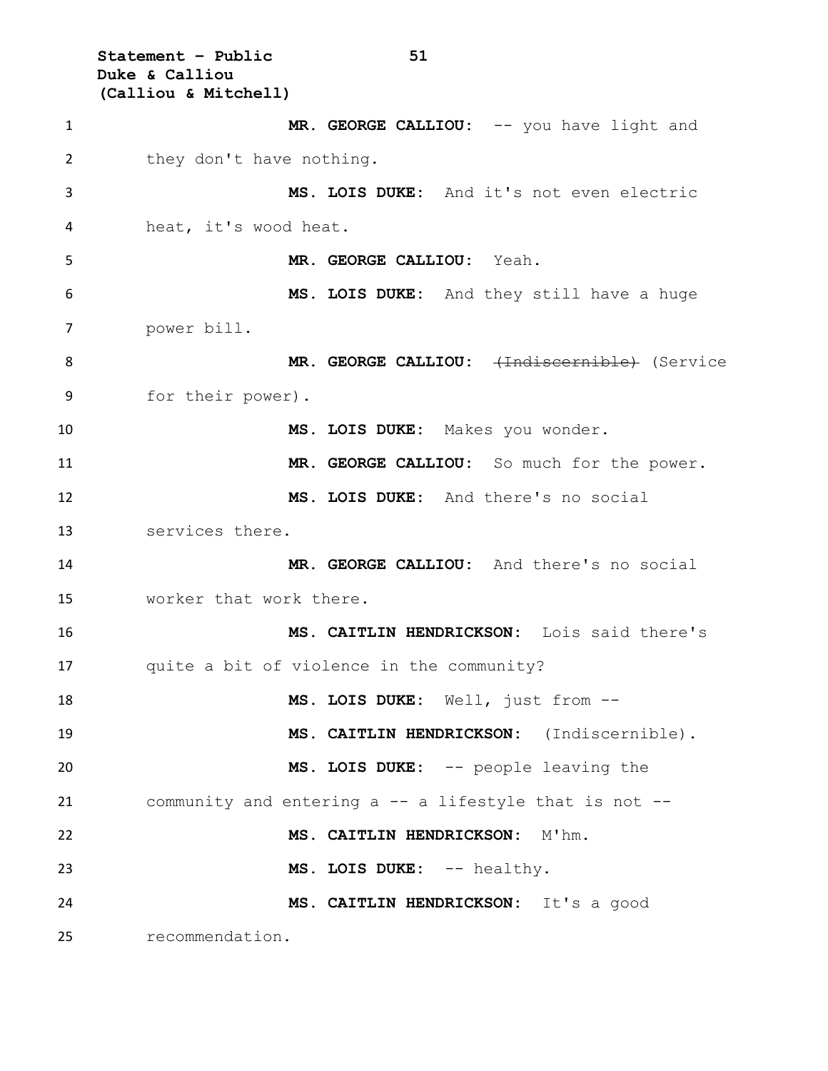**MR. GEORGE CALLIOU:** -- you have light and they don't have nothing.

**MS. LOIS DUKE:** And it's not even electric heat, it's wood heat.

**MR. GEORGE CALLIOU:** Yeah.

**MS. LOIS DUKE:** And they still have a huge power bill.

**MR. GEORGE CALLIOU:** ~~(Indiscernible)~~ (Service for their power).

**MS. LOIS DUKE:** Makes you wonder.

**MR. GEORGE CALLIOU:** So much for the power.

**MS. LOIS DUKE:** And there's no social services there.

**MR. GEORGE CALLIOU:** And there's no social worker that work there.

**MS. CAITLIN HENDRICKSON:** Lois said there's quite a bit of violence in the community?

**MS. LOIS DUKE:** Well, just from --

**MS. CAITLIN HENDRICKSON:** (Indiscernible).

**MS. LOIS DUKE:** -- people leaving the community and entering a -- a lifestyle that is not --

**MS. CAITLIN HENDRICKSON:** M'hm.

**MS. LOIS DUKE:** -- healthy.

**MS. CAITLIN HENDRICKSON:** It's a good recommendation.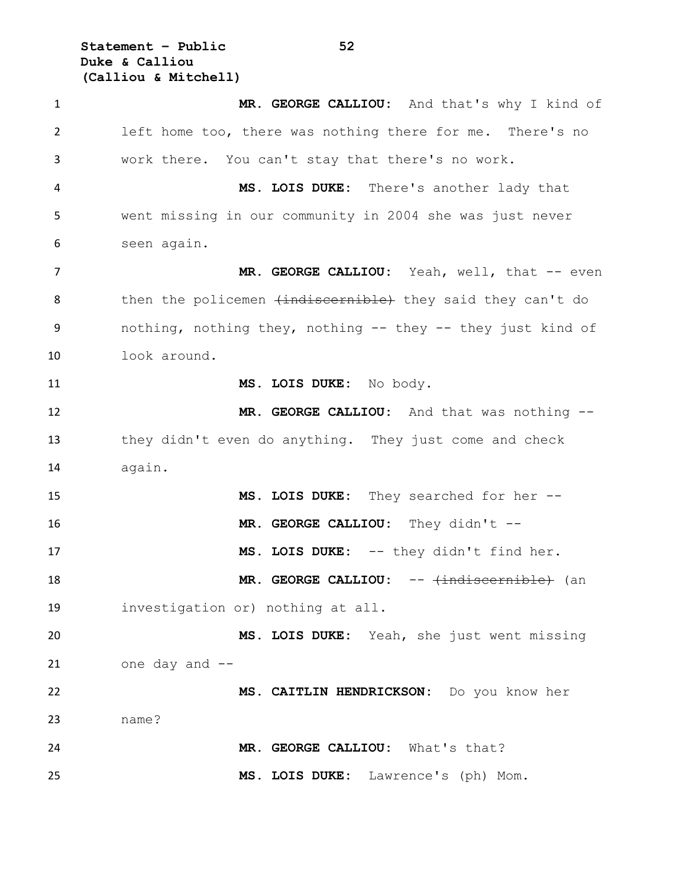**MR. GEORGE CALLIOU:** And that's why I kind of left home too, there was nothing there for me. There's no work there. You can't stay that there's no work.

**MS. LOIS DUKE:** There's another lady that went missing in our community in 2004 she was just never seen again.

**MR. GEORGE CALLIOU:** Yeah, well, that -- even then the policemen ~~(indiscernible)~~ they said they can't do nothing, nothing they, nothing -- they -- they just kind of look around.

**MS. LOIS DUKE:** No body.

**MR. GEORGE CALLIOU:** And that was nothing -- they didn't even do anything. They just come and check again.

**MS. LOIS DUKE:** They searched for her --

**MR. GEORGE CALLIOU:** They didn't --

**MS. LOIS DUKE:** -- they didn't find her.

**MR. GEORGE CALLIOU:** -- ~~(indiscernible)~~ (an investigation or) nothing at all.

**MS. LOIS DUKE:** Yeah, she just went missing one day and --

**MS. CAITLIN HENDRICKSON:** Do you know her name?

**MR. GEORGE CALLIOU:** What's that?

**MS. LOIS DUKE:** Lawrence's (ph) Mom.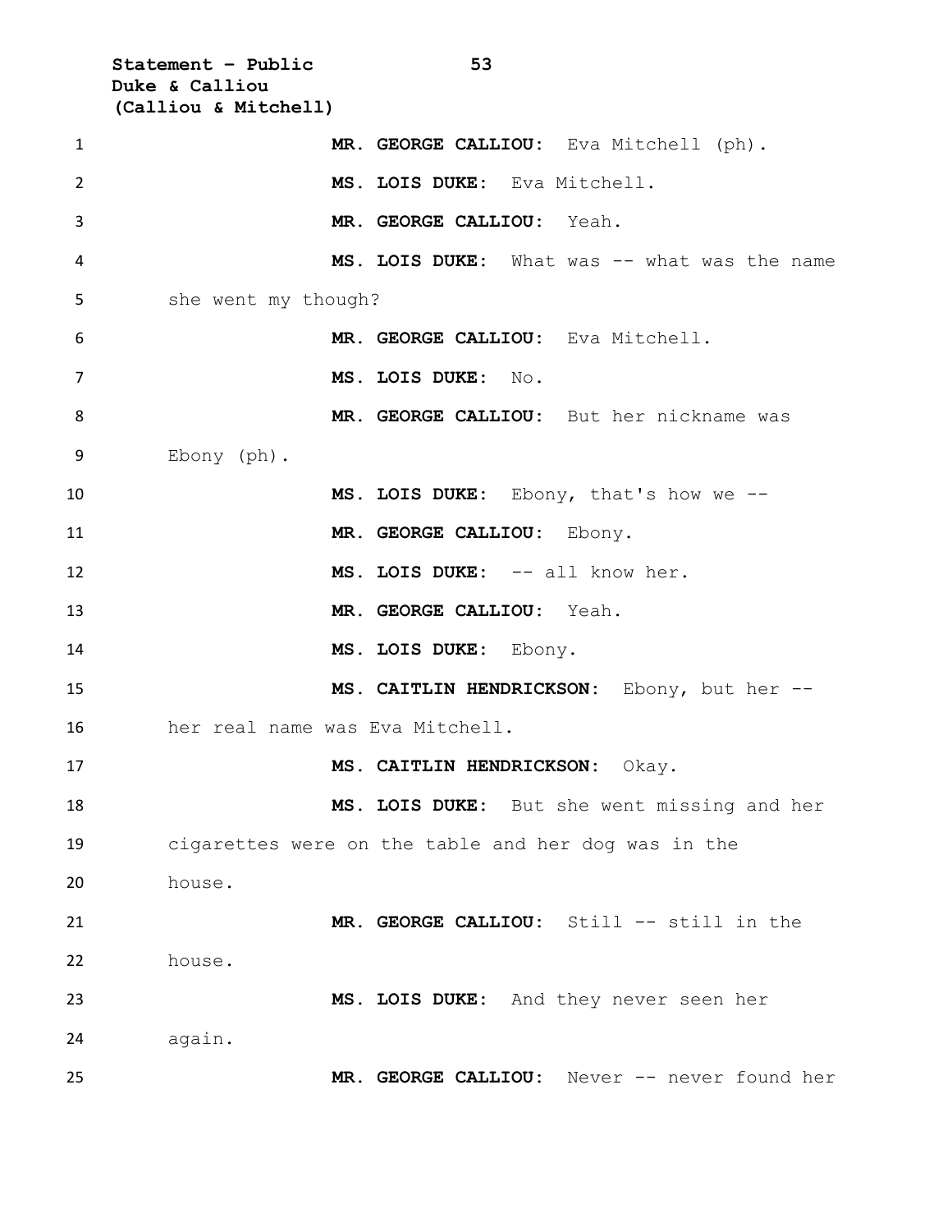**MR. GEORGE CALLIOU:** Eva Mitchell (ph).

**MS. LOIS DUKE:** Eva Mitchell.

**MR. GEORGE CALLIOU:** Yeah.

**MS. LOIS DUKE:** What was -- what was the name she went my though?

**MR. GEORGE CALLIOU:** Eva Mitchell.

**MS. LOIS DUKE:** No.

**MR. GEORGE CALLIOU:** But her nickname was Ebony (ph).

**MS. LOIS DUKE:** Ebony, that's how we --

**MR. GEORGE CALLIOU:** Ebony.

**MS. LOIS DUKE:** -- all know her.

**MR. GEORGE CALLIOU:** Yeah.

**MS. LOIS DUKE:** Ebony.

**MS. CAITLIN HENDRICKSON:** Ebony, but her -- her real name was Eva Mitchell.

**MS. CAITLIN HENDRICKSON:** Okay.

**MS. LOIS DUKE:** But she went missing and her cigarettes were on the table and her dog was in the house.

**MR. GEORGE CALLIOU:** Still -- still in the house.

**MS. LOIS DUKE:** And they never seen her again.

**MR. GEORGE CALLIOU:** Never -- never found her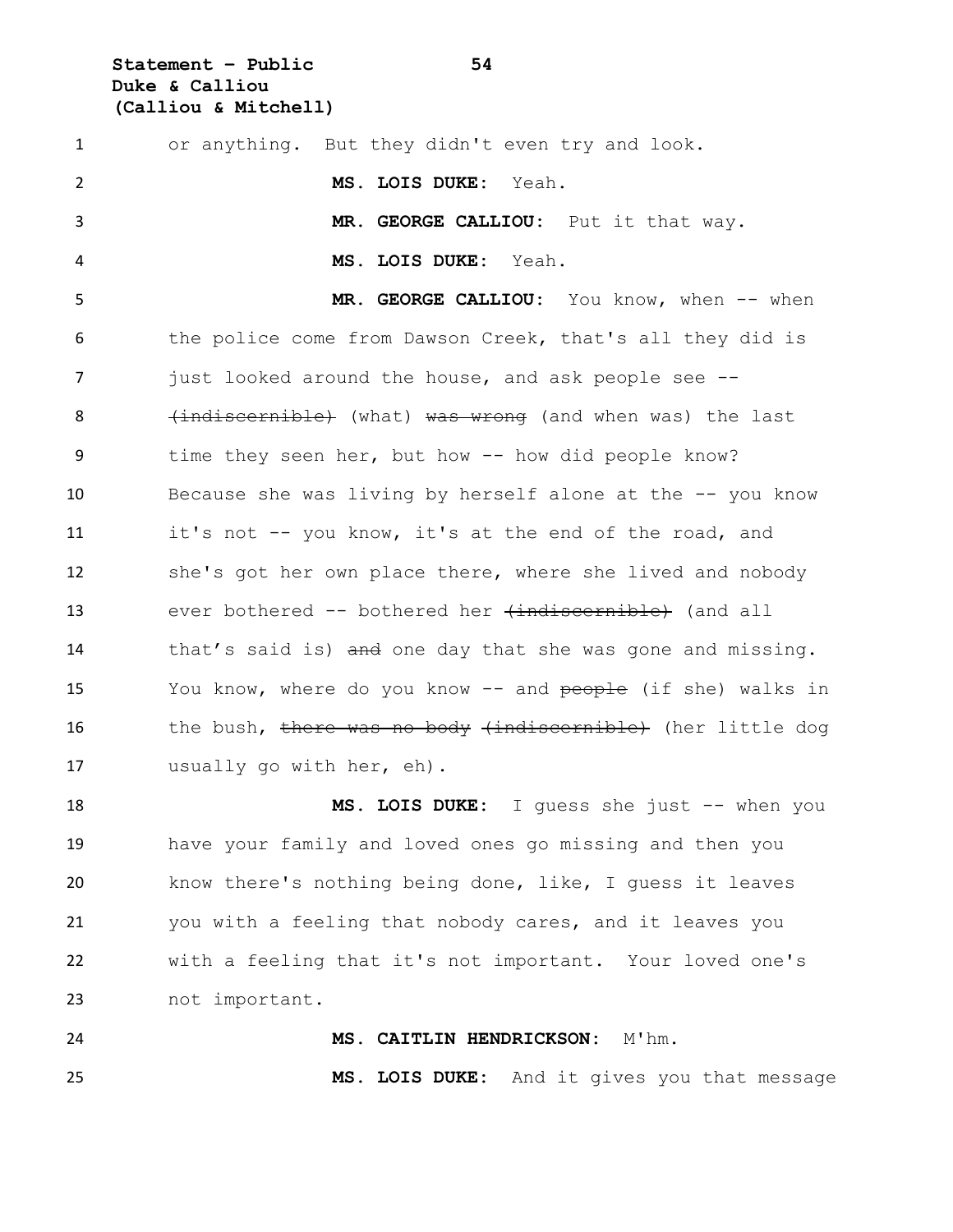or anything. But they didn't even try and look.

**MS. LOIS DUKE:** Yeah.

**MR. GEORGE CALLIOU:** Put it that way.

**MS. LOIS DUKE:** Yeah.

**MR. GEORGE CALLIOU:** You know, when -- when the police come from Dawson Creek, that's all they did is just looked around the house, and ask people see -- ~~(indiscernible)~~ (what) ~~was wrong~~ (and when was) the last time they seen her, but how -- how did people know? Because she was living by herself alone at the -- you know it's not -- you know, it's at the end of the road, and she's got her own place there, where she lived and nobody ever bothered -- bothered her ~~(indiscernible)~~ (and all that's said is) ~~and~~ one day that she was gone and missing. You know, where do you know -- and ~~people~~ (if she) walks in the bush, ~~there was no body~~ ~~(indiscernible)~~ (her little dog usually go with her, eh).

**MS. LOIS DUKE:** I guess she just -- when you have your family and loved ones go missing and then you know there's nothing being done, like, I guess it leaves you with a feeling that nobody cares, and it leaves you with a feeling that it's not important. Your loved one's not important.

**MS. CAITLIN HENDRICKSON:** M'hm.

**MS. LOIS DUKE:** And it gives you that message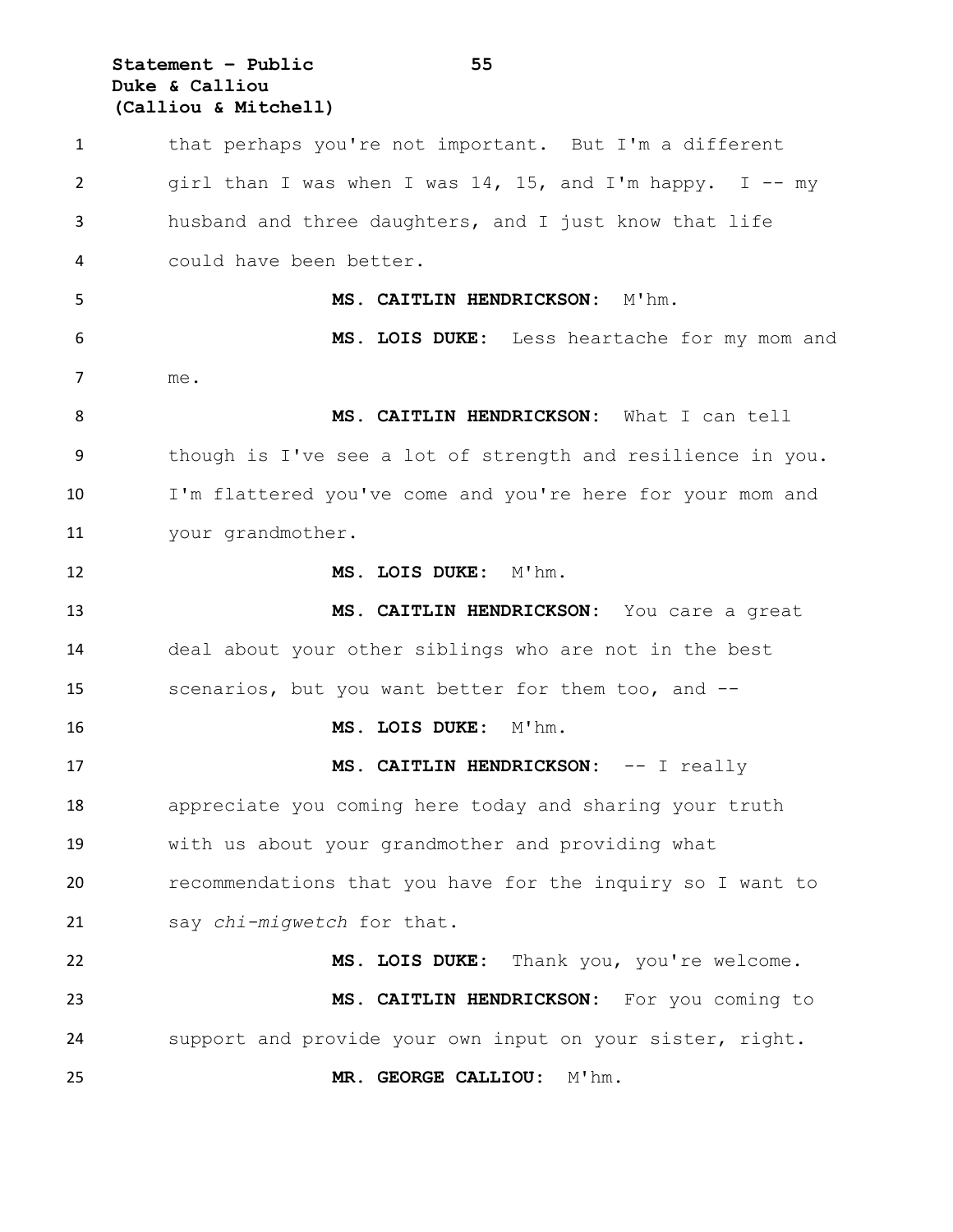that perhaps you're not important. But I'm a different girl than I was when I was 14, 15, and I'm happy. I -- my husband and three daughters, and I just know that life could have been better.

**MS. CAITLIN HENDRICKSON:** M'hm.

**MS. LOIS DUKE:** Less heartache for my mom and me.

**MS. CAITLIN HENDRICKSON:** What I can tell though is I've see a lot of strength and resilience in you. I'm flattered you've come and you're here for your mom and your grandmother.

**MS. LOIS DUKE:** M'hm.

**MS. CAITLIN HENDRICKSON:** You care a great deal about your other siblings who are not in the best scenarios, but you want better for them too, and --

**MS. LOIS DUKE:** M'hm.

**MS. CAITLIN HENDRICKSON:** -- I really appreciate you coming here today and sharing your truth with us about your grandmother and providing what recommendations that you have for the inquiry so I want to say *chi-migwetch* for that.

**MS. LOIS DUKE:** Thank you, you're welcome.

**MS. CAITLIN HENDRICKSON:** For you coming to support and provide your own input on your sister, right.

**MR. GEORGE CALLIOU:** M'hm.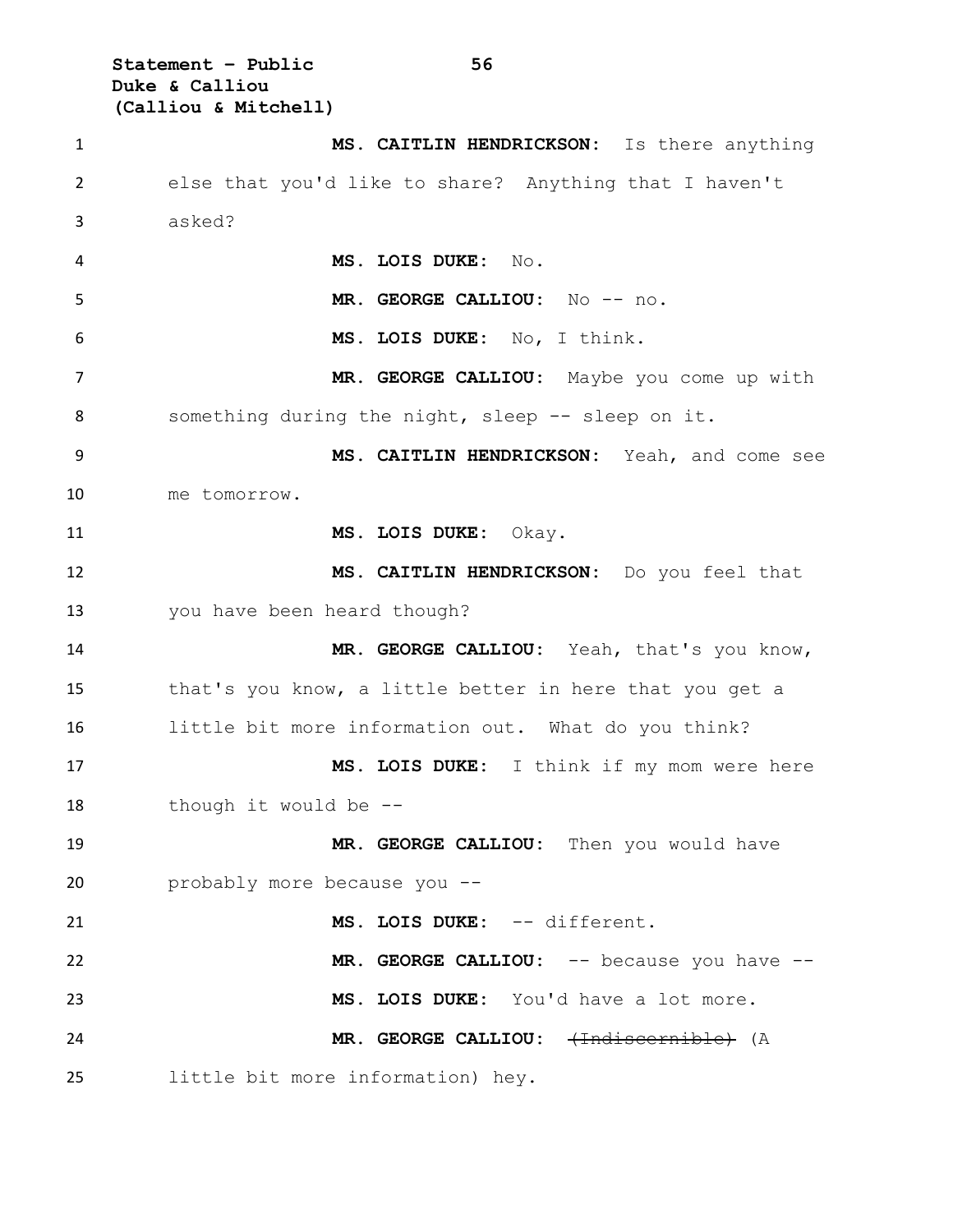**MS. CAITLIN HENDRICKSON:** Is there anything else that you'd like to share? Anything that I haven't asked?

**MS. LOIS DUKE:** No.

**MR. GEORGE CALLIOU:** No -- no.

**MS. LOIS DUKE:** No, I think.

**MR. GEORGE CALLIOU:** Maybe you come up with something during the night, sleep -- sleep on it.

**MS. CAITLIN HENDRICKSON:** Yeah, and come see me tomorrow.

**MS. LOIS DUKE:** Okay.

**MS. CAITLIN HENDRICKSON:** Do you feel that you have been heard though?

**MR. GEORGE CALLIOU:** Yeah, that's you know, that's you know, a little better in here that you get a little bit more information out. What do you think?

**MS. LOIS DUKE:** I think if my mom were here though it would be --

**MR. GEORGE CALLIOU:** Then you would have probably more because you --

**MS. LOIS DUKE:** -- different.

**MR. GEORGE CALLIOU:** -- because you have --

**MS. LOIS DUKE:** You'd have a lot more.

**MR. GEORGE CALLIOU:** ~~(Indiscernible)~~ (A little bit more information) hey.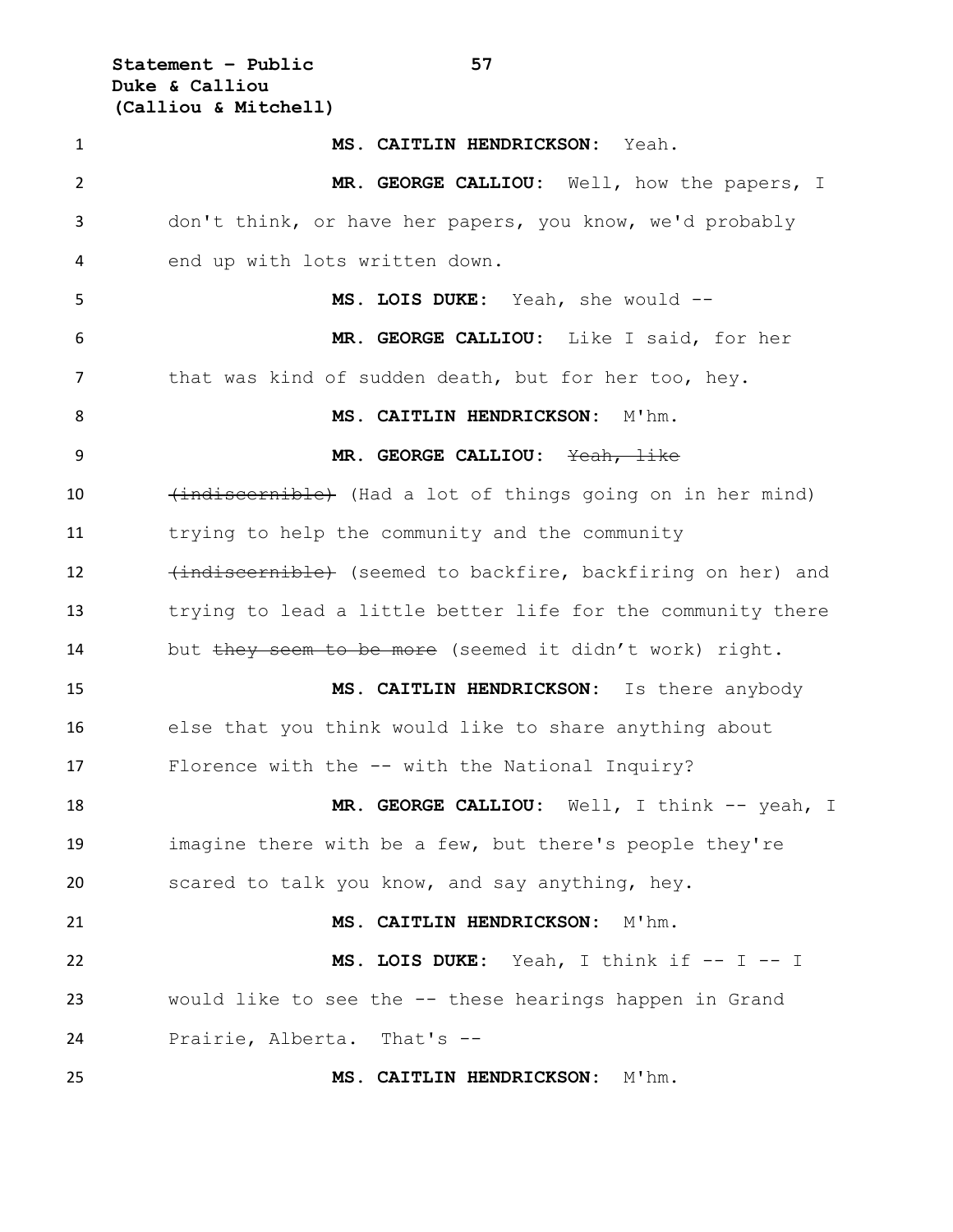**MS. CAITLIN HENDRICKSON:** Yeah.

**MR. GEORGE CALLIOU:** Well, how the papers, I don't think, or have her papers, you know, we'd probably end up with lots written down.

**MS. LOIS DUKE:** Yeah, she would --

**MR. GEORGE CALLIOU:** Like I said, for her that was kind of sudden death, but for her too, hey.

**MS. CAITLIN HENDRICKSON:** M'hm.

**MR. GEORGE CALLIOU:** ~~Yeah, like (indiscernible)~~ (Had a lot of things going on in her mind) trying to help the community and the community ~~(indiscernible)~~ (seemed to backfire, backfiring on her) and trying to lead a little better life for the community there but ~~they seem to be more~~ (seemed it didn't work) right.

**MS. CAITLIN HENDRICKSON:** Is there anybody else that you think would like to share anything about Florence with the -- with the National Inquiry?

**MR. GEORGE CALLIOU:** Well, I think -- yeah, I imagine there with be a few, but there's people they're scared to talk you know, and say anything, hey.

**MS. CAITLIN HENDRICKSON:** M'hm.

**MS. LOIS DUKE:** Yeah, I think if -- I -- I would like to see the -- these hearings happen in Grand Prairie, Alberta. That's --

**MS. CAITLIN HENDRICKSON:** M'hm.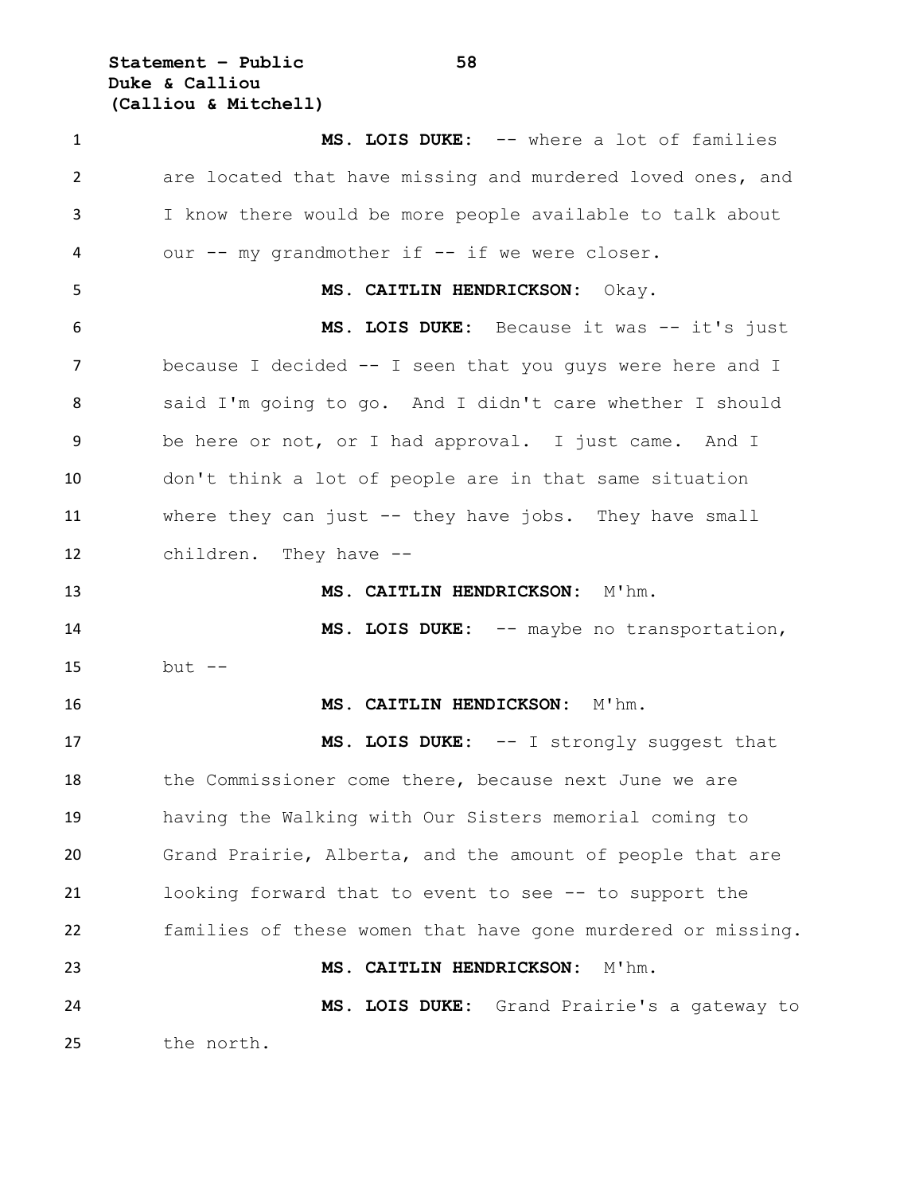**MS. LOIS DUKE:** -- where a lot of families are located that have missing and murdered loved ones, and I know there would be more people available to talk about our -- my grandmother if -- if we were closer.

**MS. CAITLIN HENDRICKSON:** Okay.

**MS. LOIS DUKE:** Because it was -- it's just because I decided -- I seen that you guys were here and I said I'm going to go. And I didn't care whether I should be here or not, or I had approval. I just came. And I don't think a lot of people are in that same situation where they can just -- they have jobs. They have small children. They have --

**MS. CAITLIN HENDRICKSON:** M'hm.

**MS. LOIS DUKE:** -- maybe no transportation, but --

**MS. CAITLIN HENDICKSON:** M'hm.

**MS. LOIS DUKE:** -- I strongly suggest that the Commissioner come there, because next June we are having the Walking with Our Sisters memorial coming to Grand Prairie, Alberta, and the amount of people that are looking forward that to event to see -- to support the families of these women that have gone murdered or missing.

**MS. CAITLIN HENDRICKSON:** M'hm.

**MS. LOIS DUKE:** Grand Prairie's a gateway to the north.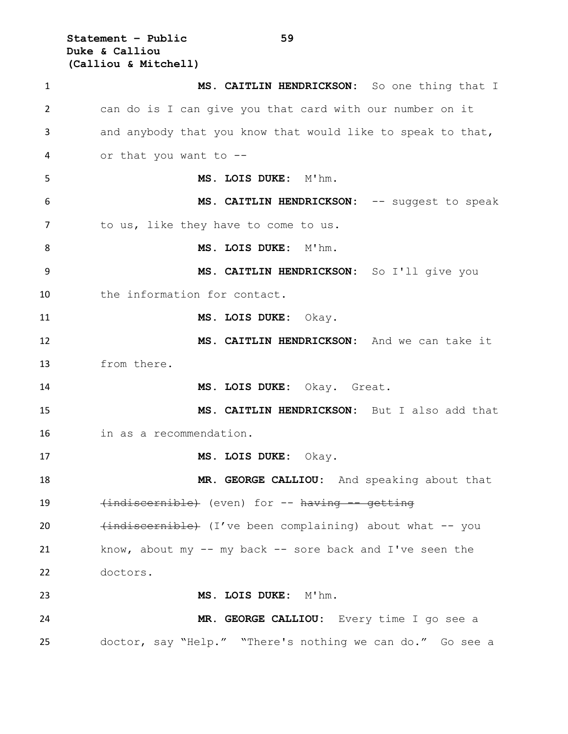**MS. CAITLIN HENDRICKSON:** So one thing that I can do is I can give you that card with our number on it and anybody that you know that would like to speak to that, or that you want to --

**MS. LOIS DUKE:** M'hm.

**MS. CAITLIN HENDRICKSON:** -- suggest to speak to us, like they have to come to us.

**MS. LOIS DUKE:** M'hm.

**MS. CAITLIN HENDRICKSON:** So I'll give you the information for contact.

**MS. LOIS DUKE:** Okay.

**MS. CAITLIN HENDRICKSON:** And we can take it from there.

**MS. LOIS DUKE:** Okay. Great.

**MS. CAITLIN HENDRICKSON:** But I also add that in as a recommendation.

**MS. LOIS DUKE:** Okay.

**MR. GEORGE CALLIOU:** And speaking about that ~~(indiscernible)~~ (even) for -- ~~having -- getting (indiscernible)~~ (I've been complaining) about what -- you know, about my -- my back -- sore back and I've seen the doctors.

**MS. LOIS DUKE:** M'hm.

**MR. GEORGE CALLIOU:** Every time I go see a doctor, say "Help." "There's nothing we can do." Go see a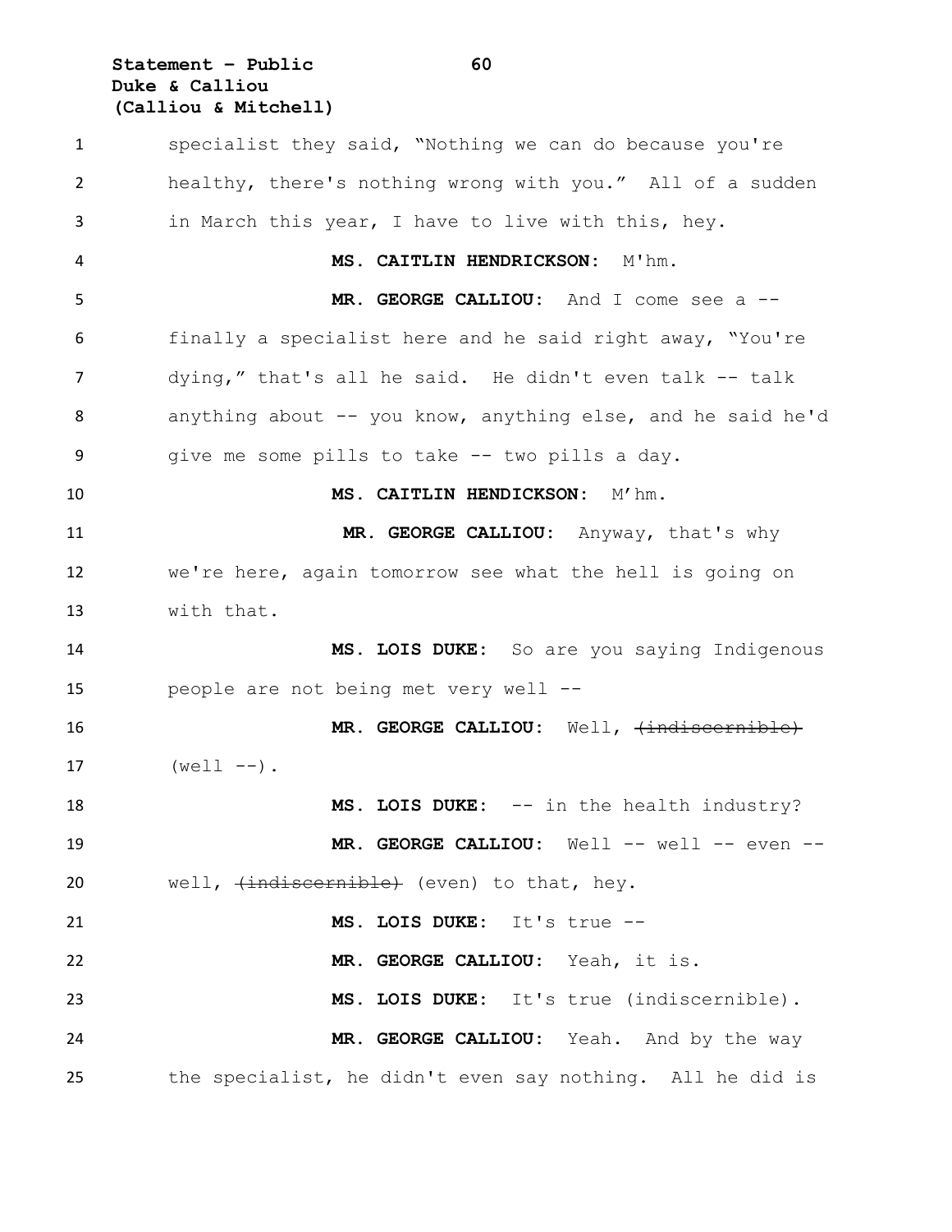specialist they said, "Nothing we can do because you're healthy, there's nothing wrong with you." All of a sudden in March this year, I have to live with this, hey.

**MS. CAITLIN HENDRICKSON:** M'hm.

**MR. GEORGE CALLIOU:** And I come see a -- finally a specialist here and he said right away, "You're dying," that's all he said. He didn't even talk -- talk anything about -- you know, anything else, and he said he'd give me some pills to take -- two pills a day.

**MS. CAITLIN HENDICKSON:** M'hm.

**MR. GEORGE CALLIOU:** Anyway, that's why we're here, again tomorrow see what the hell is going on with that.

**MS. LOIS DUKE:** So are you saying Indigenous people are not being met very well --

**MR. GEORGE CALLIOU:** Well, ~~(indiscernible)~~ (well --).

**MS. LOIS DUKE:** -- in the health industry?

**MR. GEORGE CALLIOU:** Well -- well -- even -- well, ~~(indiscernible)~~ (even) to that, hey.

**MS. LOIS DUKE:** It's true --

**MR. GEORGE CALLIOU:** Yeah, it is.

**MS. LOIS DUKE:** It's true (indiscernible).

**MR. GEORGE CALLIOU:** Yeah. And by the way the specialist, he didn't even say nothing. All he did is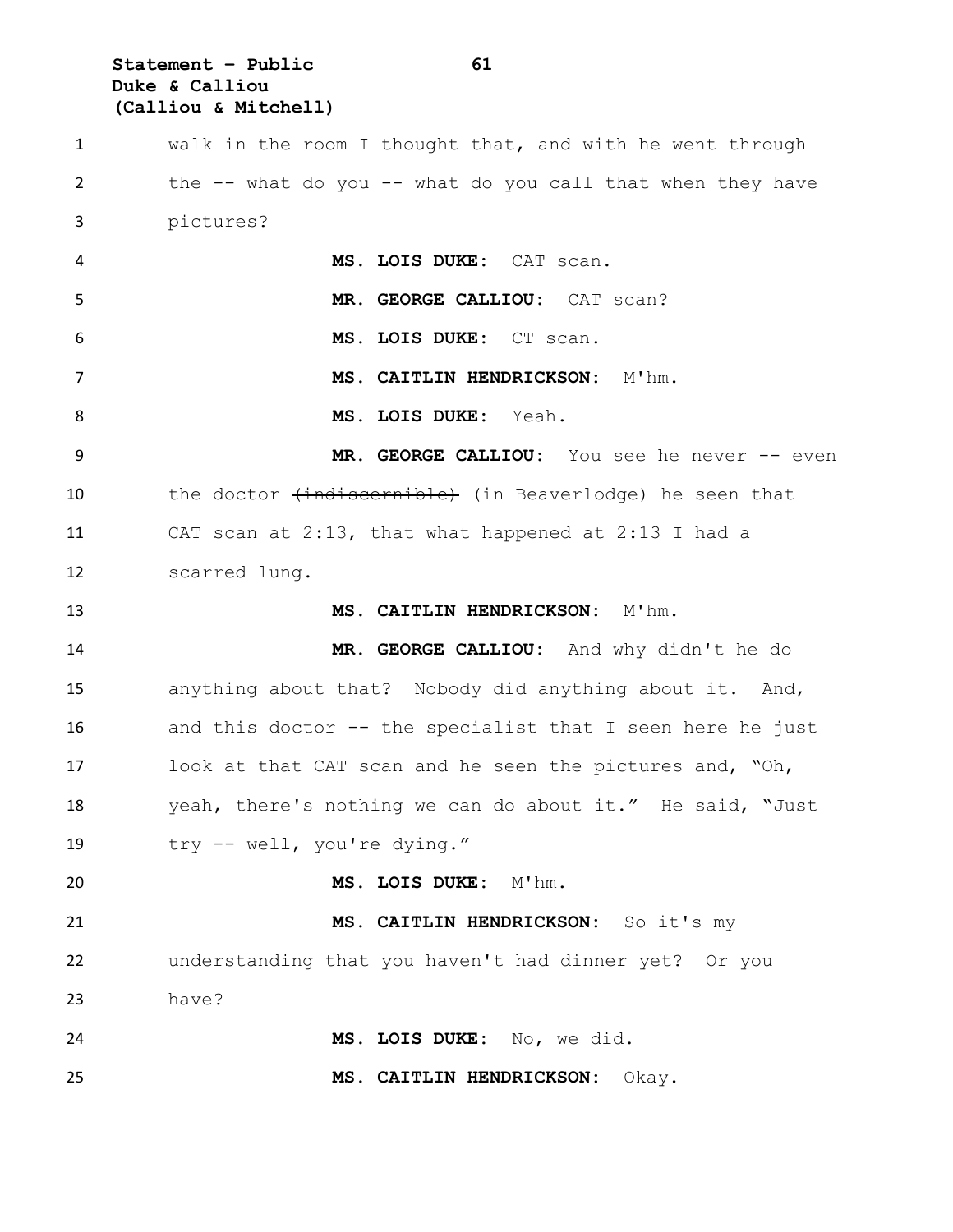walk in the room I thought that, and with he went through the -- what do you -- what do you call that when they have pictures?

**MS. LOIS DUKE:** CAT scan.

**MR. GEORGE CALLIOU:** CAT scan?

**MS. LOIS DUKE:** CT scan.

**MS. CAITLIN HENDRICKSON:** M'hm.

**MS. LOIS DUKE:** Yeah.

**MR. GEORGE CALLIOU:** You see he never -- even the doctor ~~(indiscernible)~~ (in Beaverlodge) he seen that CAT scan at 2:13, that what happened at 2:13 I had a scarred lung.

**MS. CAITLIN HENDRICKSON:** M'hm.

**MR. GEORGE CALLIOU:** And why didn't he do anything about that? Nobody did anything about it. And, and this doctor -- the specialist that I seen here he just look at that CAT scan and he seen the pictures and, "Oh, yeah, there's nothing we can do about it." He said, "Just try -- well, you're dying."

**MS. LOIS DUKE:** M'hm.

**MS. CAITLIN HENDRICKSON:** So it's my understanding that you haven't had dinner yet? Or you have?

**MS. LOIS DUKE:** No, we did.

**MS. CAITLIN HENDRICKSON:** Okay.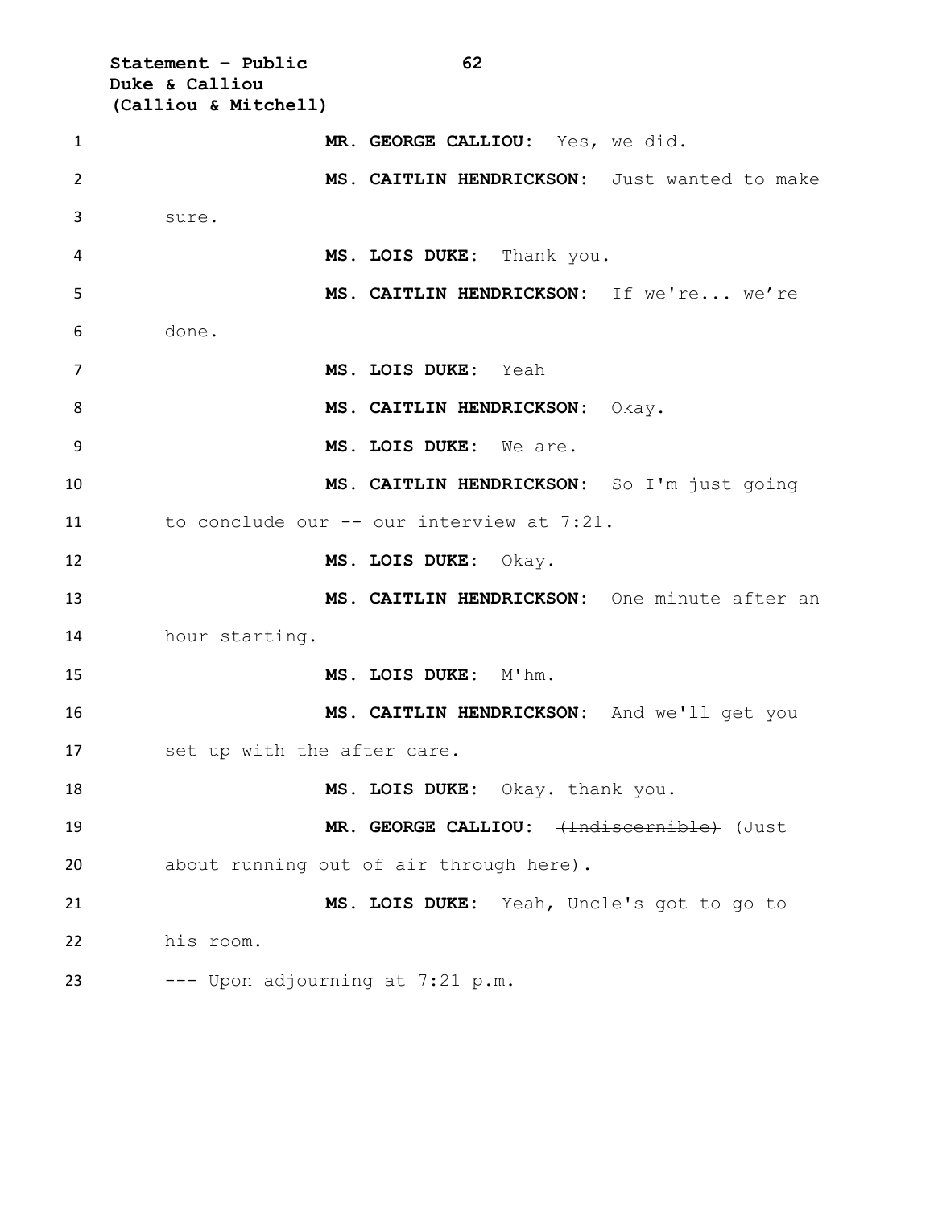**MR. GEORGE CALLIOU:** Yes, we did.

**MS. CAITLIN HENDRICKSON:** Just wanted to make sure.

**MS. LOIS DUKE:** Thank you.

**MS. CAITLIN HENDRICKSON:** If we're... we're done.

**MS. LOIS DUKE:** Yeah

**MS. CAITLIN HENDRICKSON:** Okay.

**MS. LOIS DUKE:** We are.

**MS. CAITLIN HENDRICKSON:** So I'm just going to conclude our -- our interview at 7:21.

**MS. LOIS DUKE:** Okay.

**MS. CAITLIN HENDRICKSON:** One minute after an hour starting.

**MS. LOIS DUKE:** M'hm.

**MS. CAITLIN HENDRICKSON:** And we'll get you set up with the after care.

**MS. LOIS DUKE:** Okay. thank you.

**MR. GEORGE CALLIOU:** ~~(Indiscernible)~~ (Just about running out of air through here).

**MS. LOIS DUKE:** Yeah, Uncle's got to go to his room.

--- Upon adjourning at 7:21 p.m.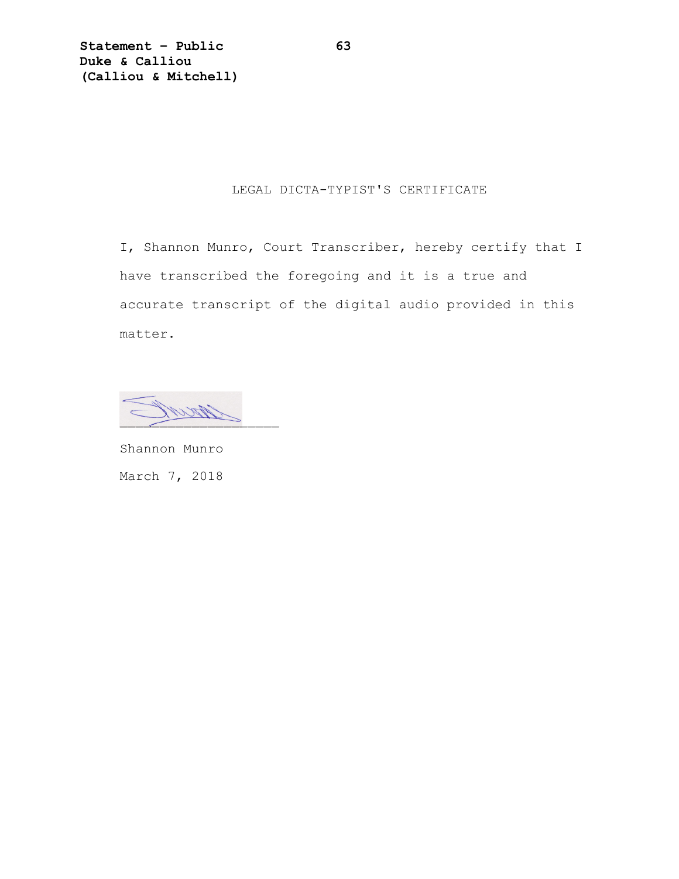LEGAL DICTA-TYPIST'S CERTIFICATE

I, Shannon Munro, Court Transcriber, hereby certify that I have transcribed the foregoing and it is a true and accurate transcript of the digital audio provided in this matter.

____________________

Shannon Munro

March 7, 2018